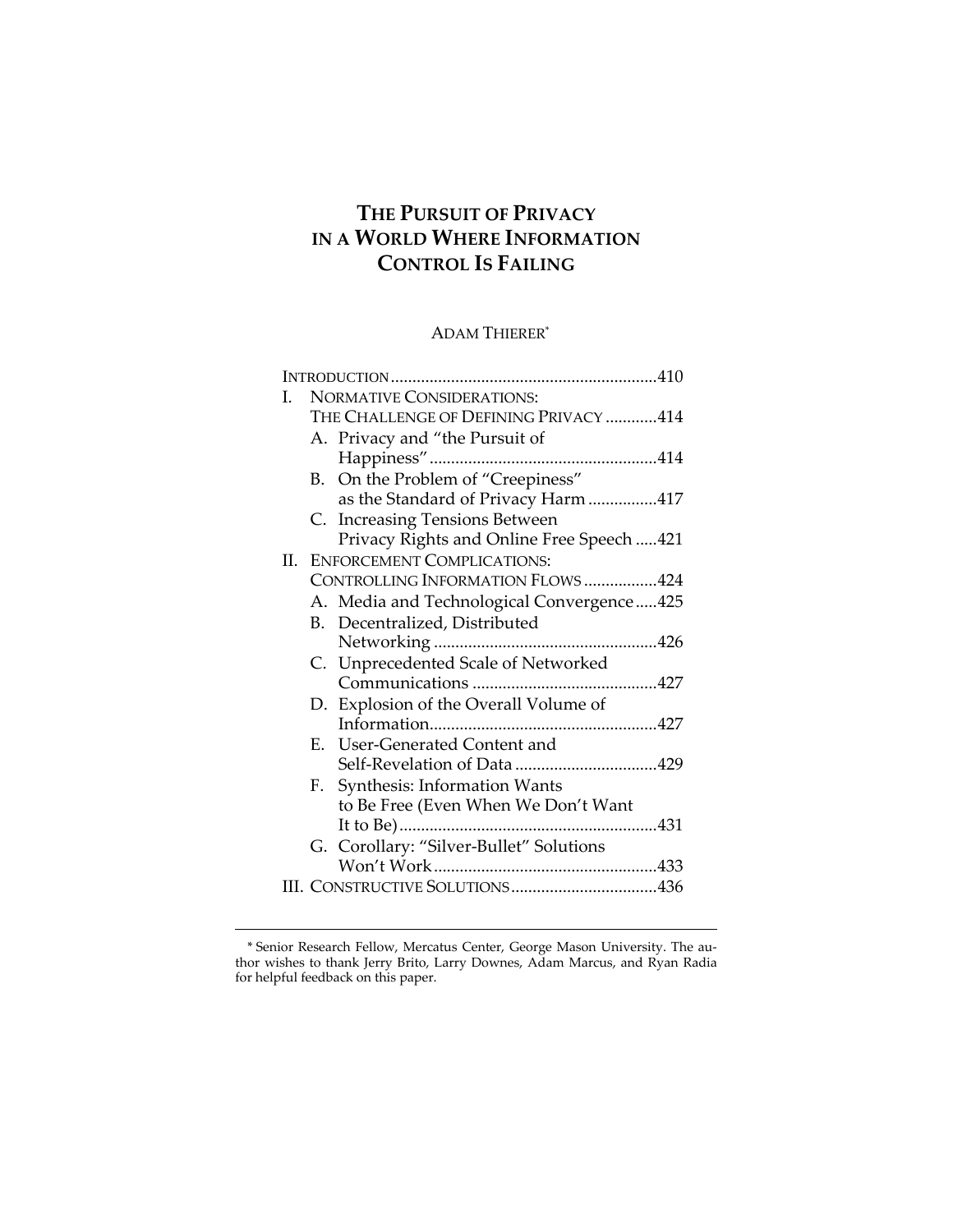# THE PURSUIT OF PRIVACY IN A WORLD WHERE INFORMATION CONTROL IS FAILING

ADAM THIERER*

INTRODUCTION .............................................................410

I. NORMATIVE CONSIDERATIONS: THE CHALLENGE OF DEFINING PRIVACY ............414
   - A. Privacy and "the Pursuit of Happiness" .....................................................414
   - B. On the Problem of "Creepiness" as the Standard of Privacy Harm ................417
   - C. Increasing Tensions Between Privacy Rights and Online Free Speech .....421

II. ENFORCEMENT COMPLICATIONS: CONTROLLING INFORMATION FLOWS .................424
   - A. Media and Technological Convergence.....425
   - B. Decentralized, Distributed Networking ...................................................426
   - C. Unprecedented Scale of Networked Communications ..........................................427
   - D. Explosion of the Overall Volume of Information.....................................................427
   - E. User-Generated Content and Self-Revelation of Data .................................429
   - F. Synthesis: Information Wants to Be Free (Even When We Don't Want It to Be)............................................................431
   - G. Corollary: "Silver-Bullet" Solutions Won't Work ...................................................433

III. CONSTRUCTIVE SOLUTIONS..................................436

---

\* Senior Research Fellow, Mercatus Center, George Mason University. The author wishes to thank Jerry Brito, Larry Downes, Adam Marcus, and Ryan Radia for helpful feedback on this paper.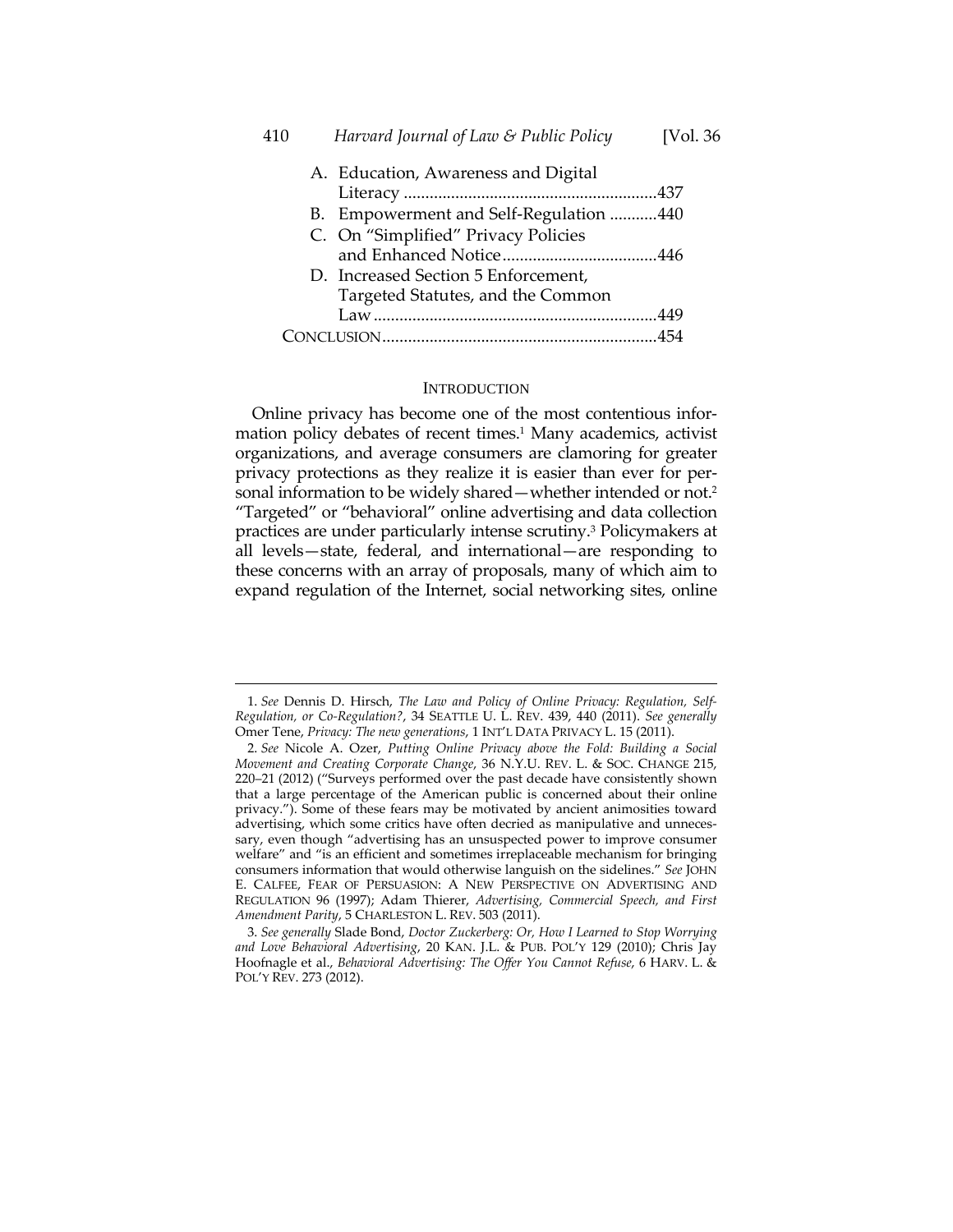A. Education, Awareness and Digital Literacy ..........................................................437

B. Empowerment and Self-Regulation ...........440

C. On "Simplified" Privacy Policies and Enhanced Notice....................................446

D. Increased Section 5 Enforcement, Targeted Statutes, and the Common Law..................................................................449

CONCLUSION................................................................454

## INTRODUCTION

Online privacy has become one of the most contentious information policy debates of recent times.[1] Many academics, activist organizations, and average consumers are clamoring for greater privacy protections as they realize it is easier than ever for personal information to be widely shared—whether intended or not.[2] "Targeted" or "behavioral" online advertising and data collection practices are under particularly intense scrutiny.[3] Policymakers at all levels—state, federal, and international—are responding to these concerns with an array of proposals, many of which aim to expand regulation of the Internet, social networking sites, online

---

1. *See* Dennis D. Hirsch, *The Law and Policy of Online Privacy: Regulation, Self-Regulation, or Co-Regulation?*, 34 SEATTLE U. L. REV. 439, 440 (2011). *See generally* Omer Tene, *Privacy: The new generations*, 1 INT'L DATA PRIVACY L. 15 (2011).

2. *See* Nicole A. Ozer, *Putting Online Privacy above the Fold: Building a Social Movement and Creating Corporate Change*, 36 N.Y.U. REV. L. & SOC. CHANGE 215, 220–21 (2012) ("Surveys performed over the past decade have consistently shown that a large percentage of the American public is concerned about their online privacy."). Some of these fears may be motivated by ancient animosities toward advertising, which some critics have often decried as manipulative and unnecessary, even though "advertising has an unsuspected power to improve consumer welfare" and "is an efficient and sometimes irreplaceable mechanism for bringing consumers information that would otherwise languish on the sidelines." *See* JOHN E. CALFEE, FEAR OF PERSUASION: A NEW PERSPECTIVE ON ADVERTISING AND REGULATION 96 (1997); Adam Thierer, *Advertising, Commercial Speech, and First Amendment Parity*, 5 CHARLESTON L. REV. 503 (2011).

3. *See generally* Slade Bond, *Doctor Zuckerberg: Or, How I Learned to Stop Worrying and Love Behavioral Advertising*, 20 KAN. J.L. & PUB. POL'Y 129 (2010); Chris Jay Hoofnagle et al., *Behavioral Advertising: The Offer You Cannot Refuse*, 6 HARV. L. & POL'Y REV. 273 (2012).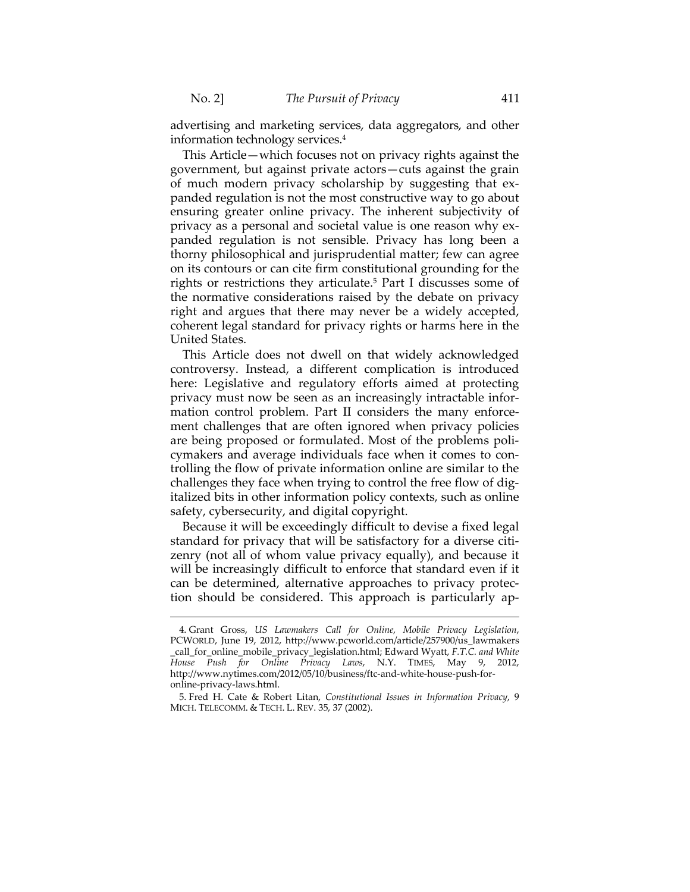advertising and marketing services, data aggregators, and other information technology services.[4]

This Article—which focuses not on privacy rights against the government, but against private actors—cuts against the grain of much modern privacy scholarship by suggesting that expanded regulation is not the most constructive way to go about ensuring greater online privacy. The inherent subjectivity of privacy as a personal and societal value is one reason why expanded regulation is not sensible. Privacy has long been a thorny philosophical and jurisprudential matter; few can agree on its contours or can cite firm constitutional grounding for the rights or restrictions they articulate.[5] Part I discusses some of the normative considerations raised by the debate on privacy right and argues that there may never be a widely accepted, coherent legal standard for privacy rights or harms here in the United States.

This Article does not dwell on that widely acknowledged controversy. Instead, a different complication is introduced here: Legislative and regulatory efforts aimed at protecting privacy must now be seen as an increasingly intractable information control problem. Part II considers the many enforcement challenges that are often ignored when privacy policies are being proposed or formulated. Most of the problems policymakers and average individuals face when it comes to controlling the flow of private information online are similar to the challenges they face when trying to control the free flow of digitalized bits in other information policy contexts, such as online safety, cybersecurity, and digital copyright.

Because it will be exceedingly difficult to devise a fixed legal standard for privacy that will be satisfactory for a diverse citizenry (not all of whom value privacy equally), and because it will be increasingly difficult to enforce that standard even if it can be determined, alternative approaches to privacy protection should be considered. This approach is particularly ap-

---

4. Grant Gross, *US Lawmakers Call for Online, Mobile Privacy Legislation*, PCWORLD, June 19, 2012, http://www.pcworld.com/article/257900/us_lawmakers_call_for_online_mobile_privacy_legislation.html; Edward Wyatt, *F.T.C. and White House Push for Online Privacy Laws*, N.Y. TIMES, May 9, 2012, http://www.nytimes.com/2012/05/10/business/ftc-and-white-house-push-for-online-privacy-laws.html.

5. Fred H. Cate & Robert Litan, *Constitutional Issues in Information Privacy*, 9 MICH. TELECOMM. & TECH. L. REV. 35, 37 (2002).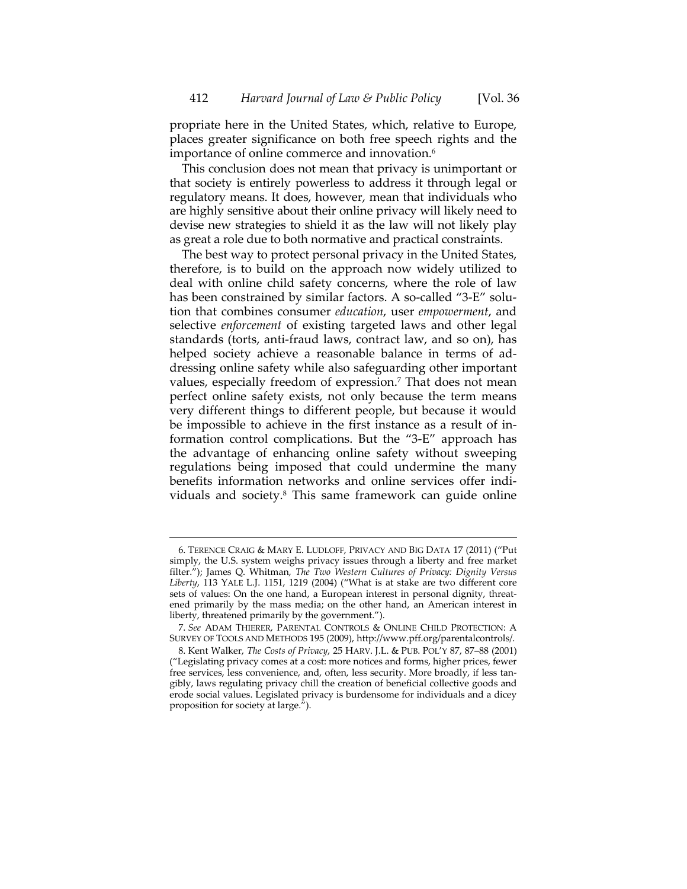propriate here in the United States, which, relative to Europe, places greater significance on both free speech rights and the importance of online commerce and innovation.[6]

This conclusion does not mean that privacy is unimportant or that society is entirely powerless to address it through legal or regulatory means. It does, however, mean that individuals who are highly sensitive about their online privacy will likely need to devise new strategies to shield it as the law will not likely play as great a role due to both normative and practical constraints.

The best way to protect personal privacy in the United States, therefore, is to build on the approach now widely utilized to deal with online child safety concerns, where the role of law has been constrained by similar factors. A so-called "3-E" solution that combines consumer *education*, user *empowerment*, and selective *enforcement* of existing targeted laws and other legal standards (torts, anti-fraud laws, contract law, and so on), has helped society achieve a reasonable balance in terms of addressing online safety while also safeguarding other important values, especially freedom of expression.[7] That does not mean perfect online safety exists, not only because the term means very different things to different people, but because it would be impossible to achieve in the first instance as a result of information control complications. But the "3-E" approach has the advantage of enhancing online safety without sweeping regulations being imposed that could undermine the many benefits information networks and online services offer individuals and society.[8] This same framework can guide online

---

6. TERENCE CRAIG & MARY E. LUDLOFF, PRIVACY AND BIG DATA 17 (2011) ("Put simply, the U.S. system weighs privacy issues through a liberty and free market filter."); James Q. Whitman, *The Two Western Cultures of Privacy: Dignity Versus Liberty*, 113 YALE L.J. 1151, 1219 (2004) ("What is at stake are two different core sets of values: On the one hand, a European interest in personal dignity, threatened primarily by the mass media; on the other hand, an American interest in liberty, threatened primarily by the government.").

7. *See* ADAM THIERER, PARENTAL CONTROLS & ONLINE CHILD PROTECTION: A SURVEY OF TOOLS AND METHODS 195 (2009), http://www.pff.org/parentalcontrols/.

8. Kent Walker, *The Costs of Privacy*, 25 HARV. J.L. & PUB. POL'Y 87, 87–88 (2001) ("Legislating privacy comes at a cost: more notices and forms, higher prices, fewer free services, less convenience, and, often, less security. More broadly, if less tangibly, laws regulating privacy chill the creation of beneficial collective goods and erode social values. Legislated privacy is burdensome for individuals and a dicey proposition for society at large.").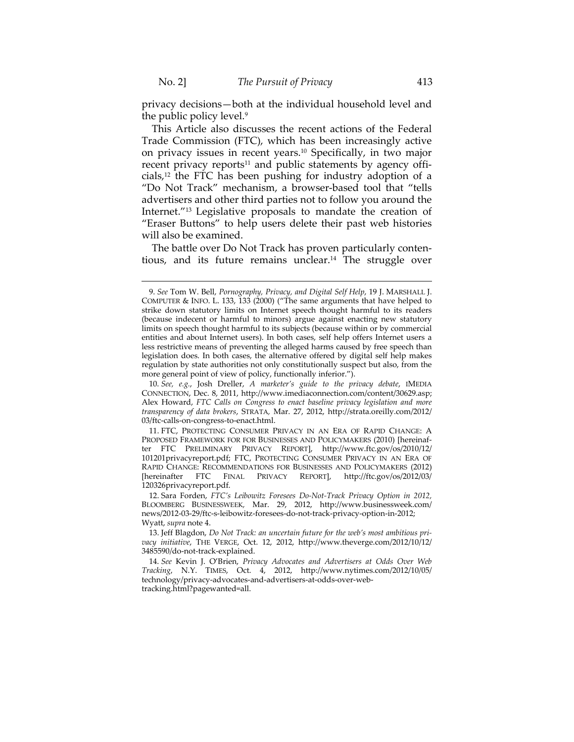privacy decisions—both at the individual household level and the public policy level.[9]

This Article also discusses the recent actions of the Federal Trade Commission (FTC), which has been increasingly active on privacy issues in recent years.[10] Specifically, in two major recent privacy reports[11] and public statements by agency officials,[12] the FTC has been pushing for industry adoption of a "Do Not Track" mechanism, a browser-based tool that "tells advertisers and other third parties not to follow you around the Internet."[13] Legislative proposals to mandate the creation of "Eraser Buttons" to help users delete their past web histories will also be examined.

The battle over Do Not Track has proven particularly contentious, and its future remains unclear.[14] The struggle over

---

9. *See* Tom W. Bell, *Pornography, Privacy, and Digital Self Help*, 19 J. MARSHALL J. COMPUTER & INFO. L. 133, 133 (2000) ("The same arguments that have helped to strike down statutory limits on Internet speech thought harmful to its readers (because indecent or harmful to minors) argue against enacting new statutory limits on speech thought harmful to its subjects (because within or by commercial entities and about Internet users). In both cases, self help offers Internet users a less restrictive means of preventing the alleged harms caused by free speech than legislation does. In both cases, the alternative offered by digital self help makes regulation by state authorities not only constitutionally suspect but also, from the more general point of view of policy, functionally inferior.").

10. *See, e.g.*, Josh Dreller, *A marketer's guide to the privacy debate*, IMEDIA CONNECTION, Dec. 8, 2011, http://www.imediaconnection.com/content/30629.asp; Alex Howard, *FTC Calls on Congress to enact baseline privacy legislation and more transparency of data brokers*, STRATA, Mar. 27, 2012, http://strata.oreilly.com/2012/03/ftc-calls-on-congress-to-enact.html.

11. FTC, PROTECTING CONSUMER PRIVACY IN AN ERA OF RAPID CHANGE: A PROPOSED FRAMEWORK FOR FOR BUSINESSES AND POLICYMAKERS (2010) [hereinafter FTC PRELIMINARY PRIVACY REPORT], http://www.ftc.gov/os/2010/12/101201privacyreport.pdf; FTC, PROTECTING CONSUMER PRIVACY IN AN ERA OF RAPID CHANGE: RECOMMENDATIONS FOR BUSINESSES AND POLICYMAKERS (2012) [hereinafter FTC FINAL PRIVACY REPORT], http://ftc.gov/os/2012/03/120326privacyreport.pdf.

12. Sara Forden, *FTC's Leibowitz Foresees Do-Not-Track Privacy Option in 2012*, BLOOMBERG BUSINESSWEEK, Mar. 29, 2012, http://www.businessweek.com/news/2012-03-29/ftc-s-leibowitz-foresees-do-not-track-privacy-option-in-2012; Wyatt, *supra* note 4.

13. Jeff Blagdon, *Do Not Track: an uncertain future for the web's most ambitious privacy initiative*, THE VERGE, Oct. 12, 2012, http://www.theverge.com/2012/10/12/3485590/do-not-track-explained.

14. *See* Kevin J. O'Brien, *Privacy Advocates and Advertisers at Odds Over Web Tracking*, N.Y. TIMES, Oct. 4, 2012, http://www.nytimes.com/2012/10/05/technology/privacy-advocates-and-advertisers-at-odds-over-web-tracking.html?pagewanted=all.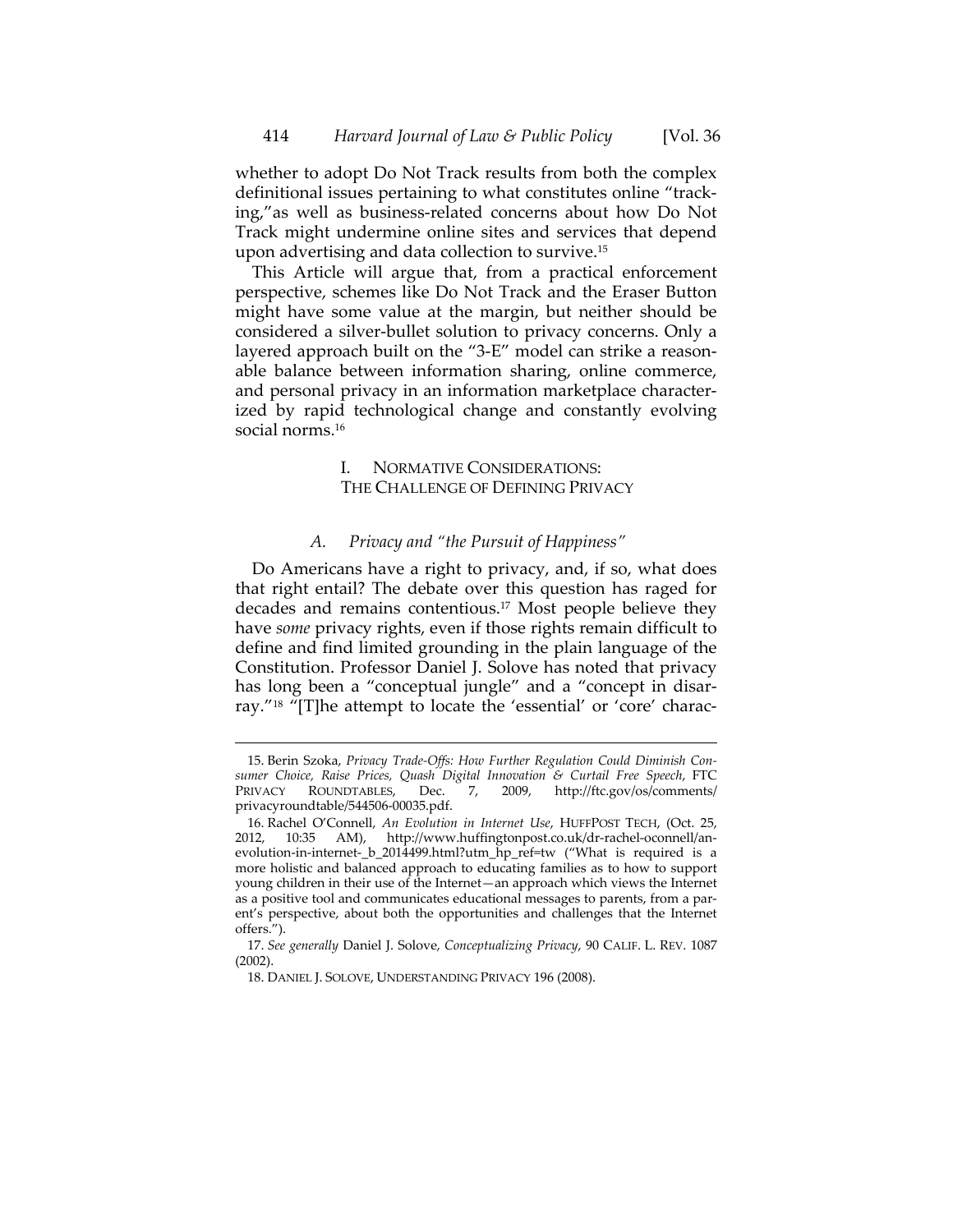whether to adopt Do Not Track results from both the complex definitional issues pertaining to what constitutes online "tracking,"as well as business-related concerns about how Do Not Track might undermine online sites and services that depend upon advertising and data collection to survive.[15]

This Article will argue that, from a practical enforcement perspective, schemes like Do Not Track and the Eraser Button might have some value at the margin, but neither should be considered a silver-bullet solution to privacy concerns. Only a layered approach built on the "3-E" model can strike a reasonable balance between information sharing, online commerce, and personal privacy in an information marketplace characterized by rapid technological change and constantly evolving social norms.[16]

## I. NORMATIVE CONSIDERATIONS: THE CHALLENGE OF DEFINING PRIVACY

### *A. Privacy and "the Pursuit of Happiness"*

Do Americans have a right to privacy, and, if so, what does that right entail? The debate over this question has raged for decades and remains contentious.[17] Most people believe they have *some* privacy rights, even if those rights remain difficult to define and find limited grounding in the plain language of the Constitution. Professor Daniel J. Solove has noted that privacy has long been a "conceptual jungle" and a "concept in disarray."[18] "[T]he attempt to locate the 'essential' or 'core' charac-

---

15. Berin Szoka, *Privacy Trade-Offs: How Further Regulation Could Diminish Consumer Choice, Raise Prices, Quash Digital Innovation & Curtail Free Speech*, FTC PRIVACY ROUNDTABLES, Dec. 7, 2009, http://ftc.gov/os/comments/privacyroundtable/544506-00035.pdf.

16. Rachel O'Connell, *An Evolution in Internet Use*, HUFFPOST TECH, (Oct. 25, 2012, 10:35 AM), http://www.huffingtonpost.co.uk/dr-rachel-oconnell/an-evolution-in-internet-_b_2014499.html?utm_hp_ref=tw ("What is required is a more holistic and balanced approach to educating families as to how to support young children in their use of the Internet—an approach which views the Internet as a positive tool and communicates educational messages to parents, from a parent's perspective, about both the opportunities and challenges that the Internet offers.").

17. *See generally* Daniel J. Solove, *Conceptualizing Privacy*, 90 CALIF. L. REV. 1087 (2002).

18. DANIEL J. SOLOVE, UNDERSTANDING PRIVACY 196 (2008).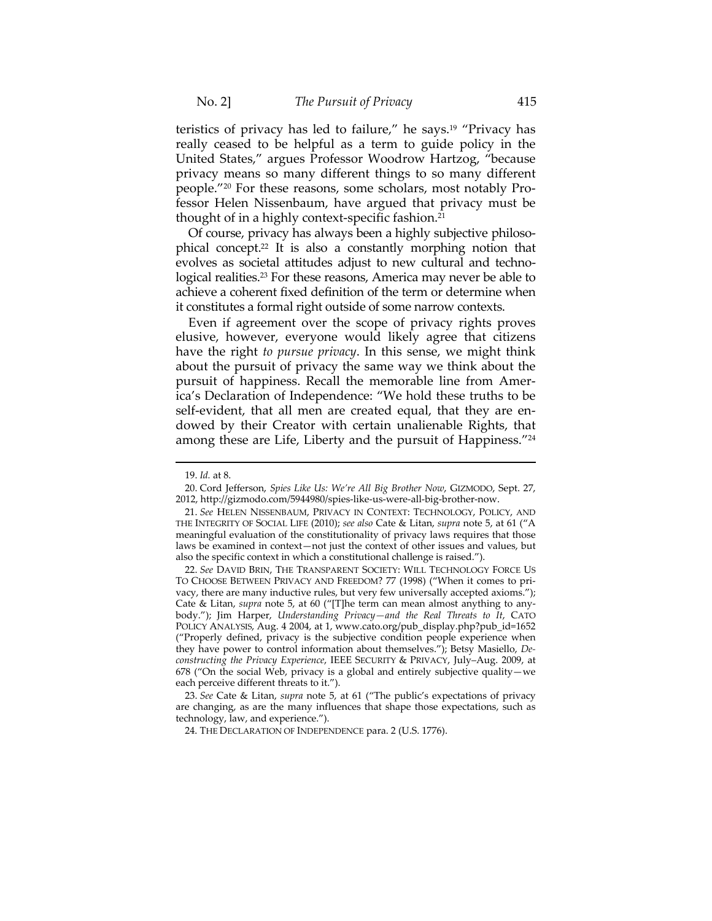teristics of privacy has led to failure," he says.[19] "Privacy has really ceased to be helpful as a term to guide policy in the United States," argues Professor Woodrow Hartzog, "because privacy means so many different things to so many different people."[20] For these reasons, some scholars, most notably Professor Helen Nissenbaum, have argued that privacy must be thought of in a highly context-specific fashion.[21]

Of course, privacy has always been a highly subjective philosophical concept.[22] It is also a constantly morphing notion that evolves as societal attitudes adjust to new cultural and technological realities.[23] For these reasons, America may never be able to achieve a coherent fixed definition of the term or determine when it constitutes a formal right outside of some narrow contexts.

Even if agreement over the scope of privacy rights proves elusive, however, everyone would likely agree that citizens have the right *to pursue privacy*. In this sense, we might think about the pursuit of privacy the same way we think about the pursuit of happiness. Recall the memorable line from America's Declaration of Independence: "We hold these truths to be self-evident, that all men are created equal, that they are endowed by their Creator with certain unalienable Rights, that among these are Life, Liberty and the pursuit of Happiness."[24]

---

19. *Id.* at 8.

20. Cord Jefferson, *Spies Like Us: We're All Big Brother Now*, GIZMODO, Sept. 27, 2012, http://gizmodo.com/5944980/spies-like-us-were-all-big-brother-now.

21. *See* HELEN NISSENBAUM, PRIVACY IN CONTEXT: TECHNOLOGY, POLICY, AND THE INTEGRITY OF SOCIAL LIFE (2010); *see also* Cate & Litan, *supra* note 5, at 61 ("A meaningful evaluation of the constitutionality of privacy laws requires that those laws be examined in context—not just the context of other issues and values, but also the specific context in which a constitutional challenge is raised.").

22. *See* DAVID BRIN, THE TRANSPARENT SOCIETY: WILL TECHNOLOGY FORCE US TO CHOOSE BETWEEN PRIVACY AND FREEDOM? 77 (1998) ("When it comes to privacy, there are many inductive rules, but very few universally accepted axioms."); Cate & Litan, *supra* note 5, at 60 ("[T]he term can mean almost anything to anybody."); Jim Harper, *Understanding Privacy—and the Real Threats to It*, CATO POLICY ANALYSIS, Aug. 4 2004, at 1, www.cato.org/pub_display.php?pub_id=1652 ("Properly defined, privacy is the subjective condition people experience when they have power to control information about themselves."); Betsy Masiello, *Deconstructing the Privacy Experience*, IEEE SECURITY & PRIVACY, July–Aug. 2009, at 678 ("On the social Web, privacy is a global and entirely subjective quality—we each perceive different threats to it.").

23. *See* Cate & Litan, *supra* note 5, at 61 ("The public's expectations of privacy are changing, as are the many influences that shape those expectations, such as technology, law, and experience.").

24. THE DECLARATION OF INDEPENDENCE para. 2 (U.S. 1776).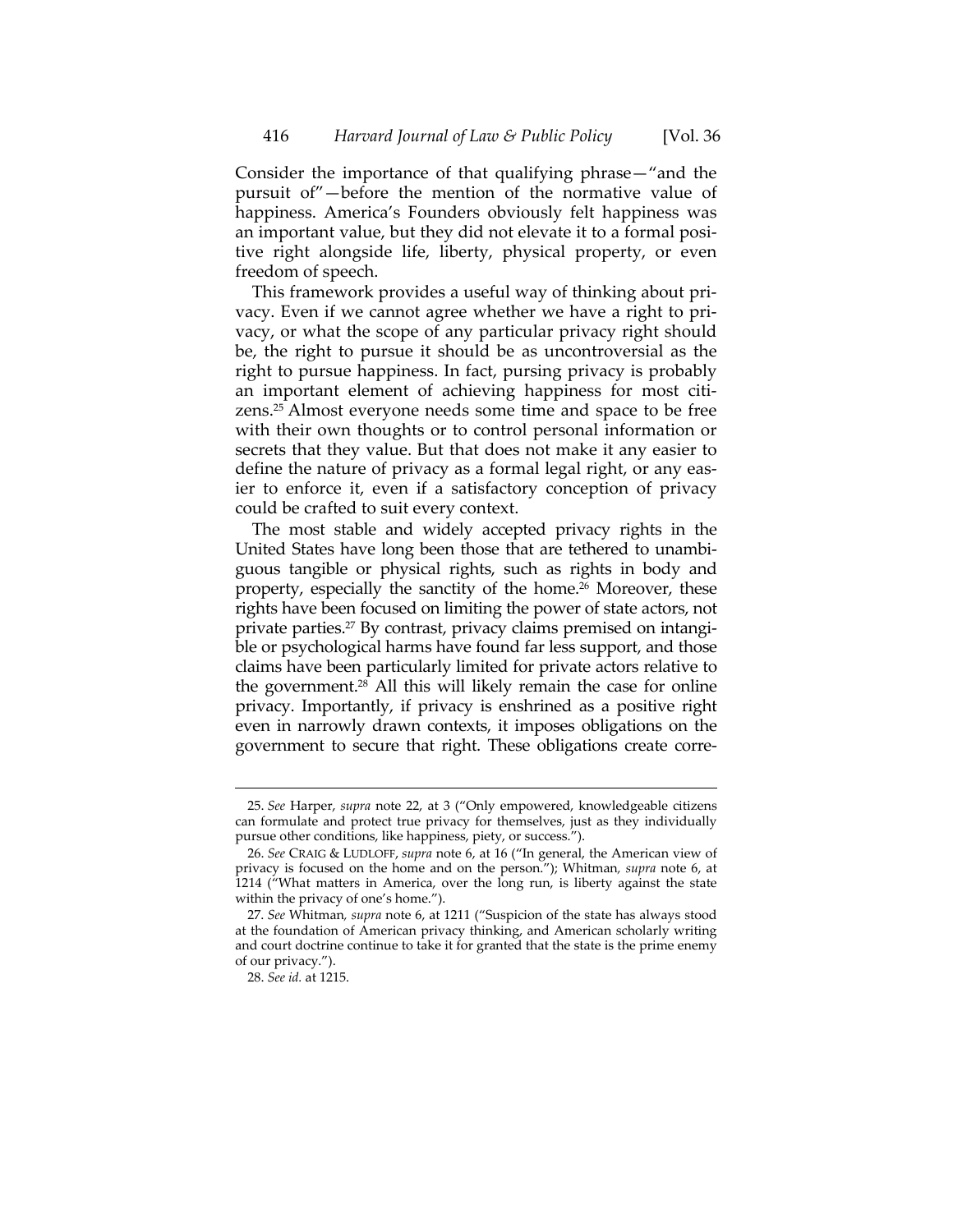Consider the importance of that qualifying phrase—"and the pursuit of"—before the mention of the normative value of happiness. America's Founders obviously felt happiness was an important value, but they did not elevate it to a formal positive right alongside life, liberty, physical property, or even freedom of speech.

This framework provides a useful way of thinking about privacy. Even if we cannot agree whether we have a right to privacy, or what the scope of any particular privacy right should be, the right to pursue it should be as uncontroversial as the right to pursue happiness. In fact, pursuing privacy is probably an important element of achieving happiness for most citizens.[25] Almost everyone needs some time and space to be free with their own thoughts or to control personal information or secrets that they value. But that does not make it any easier to define the nature of privacy as a formal legal right, or any easier to enforce it, even if a satisfactory conception of privacy could be crafted to suit every context.

The most stable and widely accepted privacy rights in the United States have long been those that are tethered to unambiguous tangible or physical rights, such as rights in body and property, especially the sanctity of the home.[26] Moreover, these rights have been focused on limiting the power of state actors, not private parties.[27] By contrast, privacy claims premised on intangible or psychological harms have found far less support, and those claims have been particularly limited for private actors relative to the government.[28] All this will likely remain the case for online privacy. Importantly, if privacy is enshrined as a positive right even in narrowly drawn contexts, it imposes obligations on the government to secure that right. These obligations create corre-

---

25. *See* Harper, *supra* note 22, at 3 ("Only empowered, knowledgeable citizens can formulate and protect true privacy for themselves, just as they individually pursue other conditions, like happiness, piety, or success.").

26. *See* CRAIG & LUDLOFF, *supra* note 6, at 16 ("In general, the American view of privacy is focused on the home and on the person."); Whitman, *supra* note 6, at 1214 ("What matters in America, over the long run, is liberty against the state within the privacy of one's home.").

27. *See* Whitman, *supra* note 6, at 1211 ("Suspicion of the state has always stood at the foundation of American privacy thinking, and American scholarly writing and court doctrine continue to take it for granted that the state is the prime enemy of our privacy.").

28. *See id.* at 1215.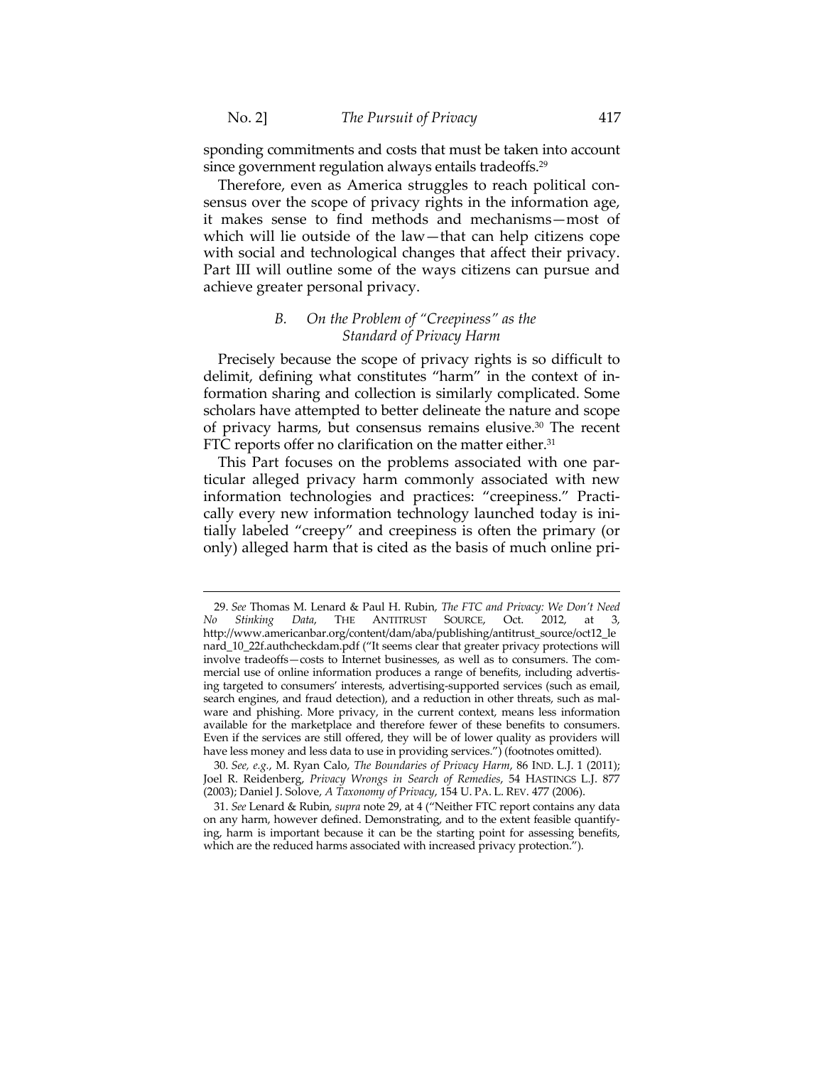sponding commitments and costs that must be taken into account since government regulation always entails tradeoffs.[29]

Therefore, even as America struggles to reach political consensus over the scope of privacy rights in the information age, it makes sense to find methods and mechanisms—most of which will lie outside of the law—that can help citizens cope with social and technological changes that affect their privacy. Part III will outline some of the ways citizens can pursue and achieve greater personal privacy.

### *B. On the Problem of "Creepiness" as the Standard of Privacy Harm*

Precisely because the scope of privacy rights is so difficult to delimit, defining what constitutes "harm" in the context of information sharing and collection is similarly complicated. Some scholars have attempted to better delineate the nature and scope of privacy harms, but consensus remains elusive.[30] The recent FTC reports offer no clarification on the matter either.[31]

This Part focuses on the problems associated with one particular alleged privacy harm commonly associated with new information technologies and practices: "creepiness." Practically every new information technology launched today is initially labeled "creepy" and creepiness is often the primary (or only) alleged harm that is cited as the basis of much online pri-

---

29. *See* Thomas M. Lenard & Paul H. Rubin, *The FTC and Privacy: We Don't Need No Stinking Data*, THE ANTITRUST SOURCE, Oct. 2012, at 3, http://www.americanbar.org/content/dam/aba/publishing/antitrust_source/oct12_lenard_10_22f.authcheckdam.pdf ("It seems clear that greater privacy protections will involve tradeoffs—costs to Internet businesses, as well as to consumers. The commercial use of online information produces a range of benefits, including advertising targeted to consumers' interests, advertising-supported services (such as email, search engines, and fraud detection), and a reduction in other threats, such as malware and phishing. More privacy, in the current context, means less information available for the marketplace and therefore fewer of these benefits to consumers. Even if the services are still offered, they will be of lower quality as providers will have less money and less data to use in providing services.") (footnotes omitted).

30. *See, e.g.*, M. Ryan Calo, *The Boundaries of Privacy Harm*, 86 IND. L.J. 1 (2011); Joel R. Reidenberg, *Privacy Wrongs in Search of Remedies*, 54 HASTINGS L.J. 877 (2003); Daniel J. Solove, *A Taxonomy of Privacy*, 154 U. PA. L. REV. 477 (2006).

31. *See* Lenard & Rubin, *supra* note 29, at 4 ("Neither FTC report contains any data on any harm, however defined. Demonstrating, and to the extent feasible quantifying, harm is important because it can be the starting point for assessing benefits, which are the reduced harms associated with increased privacy protection.").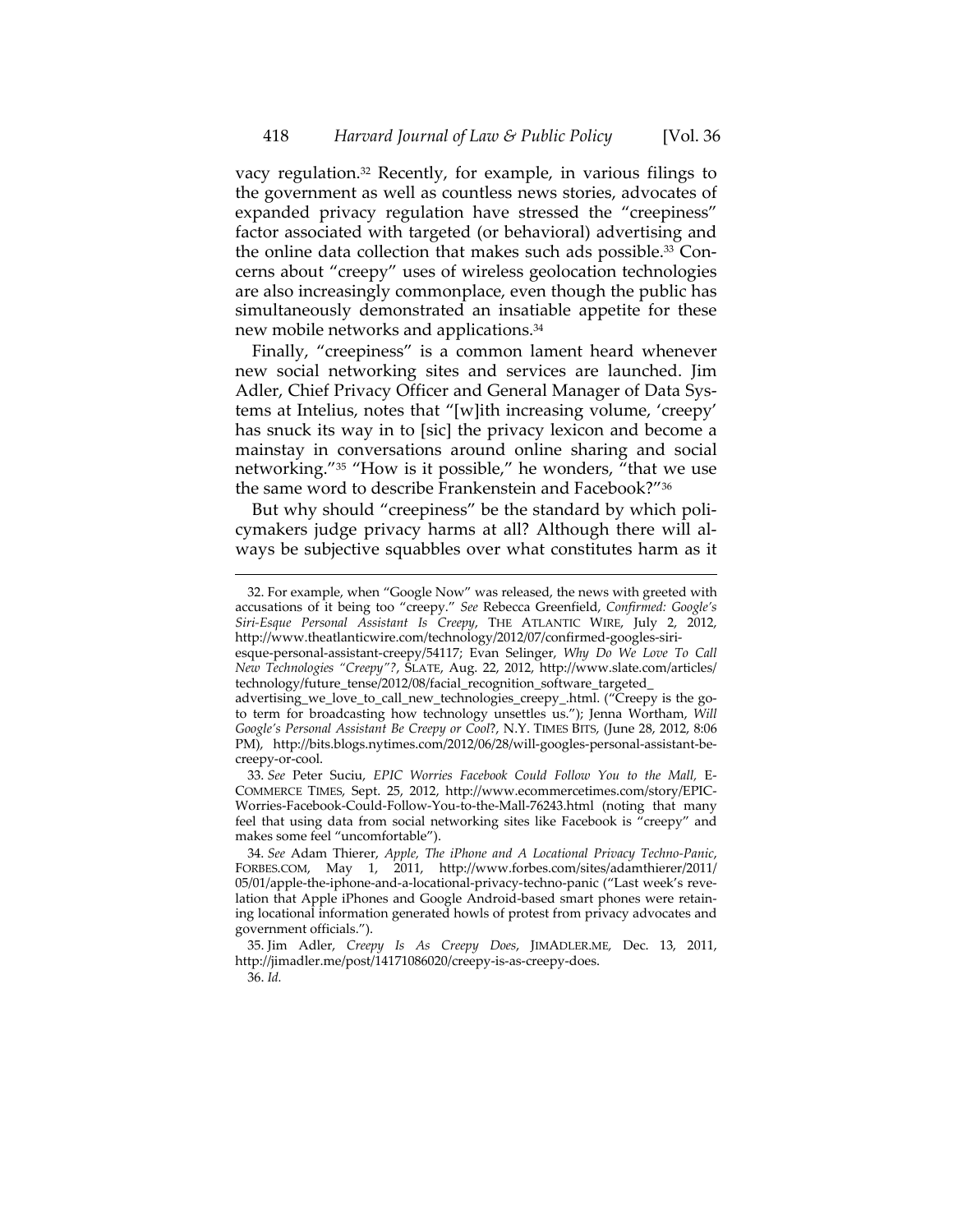vacy regulation.[32] Recently, for example, in various filings to the government as well as countless news stories, advocates of expanded privacy regulation have stressed the "creepiness" factor associated with targeted (or behavioral) advertising and the online data collection that makes such ads possible.[33] Concerns about "creepy" uses of wireless geolocation technologies are also increasingly commonplace, even though the public has simultaneously demonstrated an insatiable appetite for these new mobile networks and applications.[34]

Finally, "creepiness" is a common lament heard whenever new social networking sites and services are launched. Jim Adler, Chief Privacy Officer and General Manager of Data Systems at Intelius, notes that "[w]ith increasing volume, 'creepy' has snuck its way in to [sic] the privacy lexicon and become a mainstay in conversations around online sharing and social networking."[35] "How is it possible," he wonders, "that we use the same word to describe Frankenstein and Facebook?"[36]

But why should "creepiness" be the standard by which policymakers judge privacy harms at all? Although there will always be subjective squabbles over what constitutes harm as it

---

32. For example, when "Google Now" was released, the news with greeted with accusations of it being too "creepy." *See* Rebecca Greenfield, *Confirmed: Google's Siri-Esque Personal Assistant Is Creepy*, THE ATLANTIC WIRE, July 2, 2012, http://www.theatlanticwire.com/technology/2012/07/confirmed-googles-siri-esque-personal-assistant-creepy/54117; Evan Selinger, *Why Do We Love To Call New Technologies "Creepy"?*, SLATE, Aug. 22, 2012, http://www.slate.com/articles/technology/future_tense/2012/08/facial_recognition_software_targeted_advertising_we_love_to_call_new_technologies_creepy_.html. ("Creepy is the go-to term for broadcasting how technology unsettles us."); Jenna Wortham, *Will Google's Personal Assistant Be Creepy or Cool*?, N.Y. TIMES BITS, (June 28, 2012, 8:06 PM), http://bits.blogs.nytimes.com/2012/06/28/will-googles-personal-assistant-be-creepy-or-cool.

33. *See* Peter Suciu, *EPIC Worries Facebook Could Follow You to the Mall*, E-COMMERCE TIMES, Sept. 25, 2012, http://www.ecommercetimes.com/story/EPIC-Worries-Facebook-Could-Follow-You-to-the-Mall-76243.html (noting that many feel that using data from social networking sites like Facebook is "creepy" and makes some feel "uncomfortable").

34. *See* Adam Thierer, *Apple, The iPhone and A Locational Privacy Techno-Panic*, FORBES.COM, May 1, 2011, http://www.forbes.com/sites/adamthierer/2011/05/01/apple-the-iphone-and-a-locational-privacy-techno-panic ("Last week's revelation that Apple iPhones and Google Android-based smart phones were retaining locational information generated howls of protest from privacy advocates and government officials.").

35. Jim Adler, *Creepy Is As Creepy Does*, JIMADLER.ME, Dec. 13, 2011, http://jimadler.me/post/14171086020/creepy-is-as-creepy-does.

36. *Id.*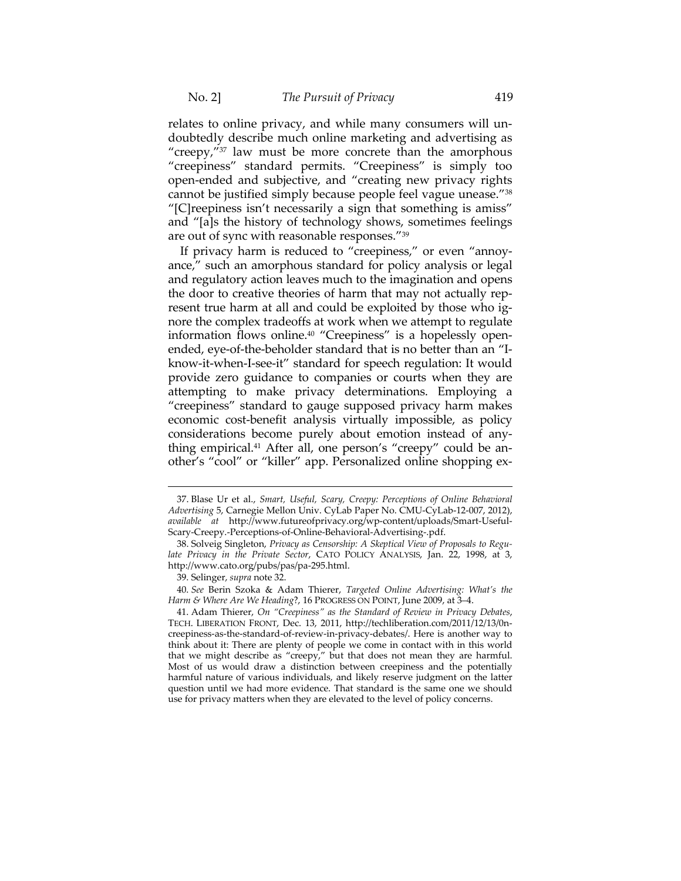relates to online privacy, and while many consumers will undoubtedly describe much online marketing and advertising as "creepy,"[37] law must be more concrete than the amorphous "creepiness" standard permits. "Creepiness" is simply too open-ended and subjective, and "creating new privacy rights cannot be justified simply because people feel vague unease."[38] "[C]reepiness isn't necessarily a sign that something is amiss" and "[a]s the history of technology shows, sometimes feelings are out of sync with reasonable responses."[39]

If privacy harm is reduced to "creepiness," or even "annoyance," such an amorphous standard for policy analysis or legal and regulatory action leaves much to the imagination and opens the door to creative theories of harm that may not actually represent true harm at all and could be exploited by those who ignore the complex tradeoffs at work when we attempt to regulate information flows online.[40] "Creepiness" is a hopelessly open-ended, eye-of-the-beholder standard that is no better than an "I-know-it-when-I-see-it" standard for speech regulation: It would provide zero guidance to companies or courts when they are attempting to make privacy determinations. Employing a "creepiness" standard to gauge supposed privacy harm makes economic cost-benefit analysis virtually impossible, as policy considerations become purely about emotion instead of anything empirical.[41] After all, one person's "creepy" could be another's "cool" or "killer" app. Personalized online shopping ex-

---

37. Blase Ur et al., *Smart, Useful, Scary, Creepy: Perceptions of Online Behavioral Advertising* 5, Carnegie Mellon Univ. CyLab Paper No. CMU-CyLab-12-007, 2012), *available at* http://www.futureofprivacy.org/wp-content/uploads/Smart-Useful-Scary-Creepy.-Perceptions-of-Online-Behavioral-Advertising-.pdf.

38. Solveig Singleton, *Privacy as Censorship: A Skeptical View of Proposals to Regulate Privacy in the Private Sector*, CATO POLICY ANALYSIS, Jan. 22, 1998, at 3, http://www.cato.org/pubs/pas/pa-295.html.

39. Selinger, *supra* note 32.

40. *See* Berin Szoka & Adam Thierer, *Targeted Online Advertising: What's the Harm & Where Are We Heading*?, 16 PROGRESS ON POINT, June 2009, at 3–4.

41. Adam Thierer, *On "Creepiness" as the Standard of Review in Privacy Debates*, TECH. LIBERATION FRONT, Dec. 13, 2011, http://techliberation.com/2011/12/13/0n-creepiness-as-the-standard-of-review-in-privacy-debates/. Here is another way to think about it: There are plenty of people we come in contact with in this world that we might describe as "creepy," but that does not mean they are harmful. Most of us would draw a distinction between creepiness and the potentially harmful nature of various individuals, and likely reserve judgment on the latter question until we had more evidence. That standard is the same one we should use for privacy matters when they are elevated to the level of policy concerns.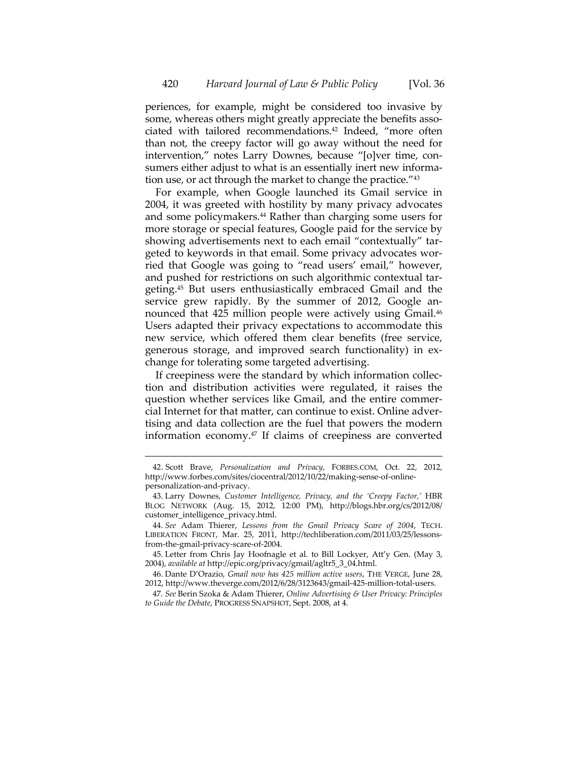periences, for example, might be considered too invasive by some, whereas others might greatly appreciate the benefits associated with tailored recommendations.[42] Indeed, "more often than not, the creepy factor will go away without the need for intervention," notes Larry Downes, because "[o]ver time, consumers either adjust to what is an essentially inert new information use, or act through the market to change the practice."[43]

For example, when Google launched its Gmail service in 2004, it was greeted with hostility by many privacy advocates and some policymakers.[44] Rather than charging some users for more storage or special features, Google paid for the service by showing advertisements next to each email "contextually" targeted to keywords in that email. Some privacy advocates worried that Google was going to "read users' email," however, and pushed for restrictions on such algorithmic contextual targeting.[45] But users enthusiastically embraced Gmail and the service grew rapidly. By the summer of 2012, Google announced that 425 million people were actively using Gmail.[46] Users adapted their privacy expectations to accommodate this new service, which offered them clear benefits (free service, generous storage, and improved search functionality) in exchange for tolerating some targeted advertising.

If creepiness were the standard by which information collection and distribution activities were regulated, it raises the question whether services like Gmail, and the entire commercial Internet for that matter, can continue to exist. Online advertising and data collection are the fuel that powers the modern information economy.[47] If claims of creepiness are converted

---

42. Scott Brave, *Personalization and Privacy*, FORBES.COM, Oct. 22, 2012, http://www.forbes.com/sites/ciocentral/2012/10/22/making-sense-of-online-personalization-and-privacy.

43. Larry Downes, *Customer Intelligence, Privacy, and the 'Creepy Factor,'* HBR BLOG NETWORK (Aug. 15, 2012, 12:00 PM), http://blogs.hbr.org/cs/2012/08/customer_intelligence_privacy.html.

44. *See* Adam Thierer, *Lessons from the Gmail Privacy Scare of 2004*, TECH. LIBERATION FRONT, Mar. 25, 2011, http://techliberation.com/2011/03/25/lessons-from-the-gmail-privacy-scare-of-2004.

45. Letter from Chris Jay Hoofnagle et al. to Bill Lockyer, Att'y Gen. (May 3, 2004), *available at* http://epic.org/privacy/gmail/agltr5_3_04.html.

46. Dante D'Orazio, *Gmail now has 425 million active users*, THE VERGE, June 28, 2012, http://www.theverge.com/2012/6/28/3123643/gmail-425-million-total-users.

47. *See* Berin Szoka & Adam Thierer, *Online Advertising & User Privacy: Principles to Guide the Debate*, PROGRESS SNAPSHOT, Sept. 2008, at 4.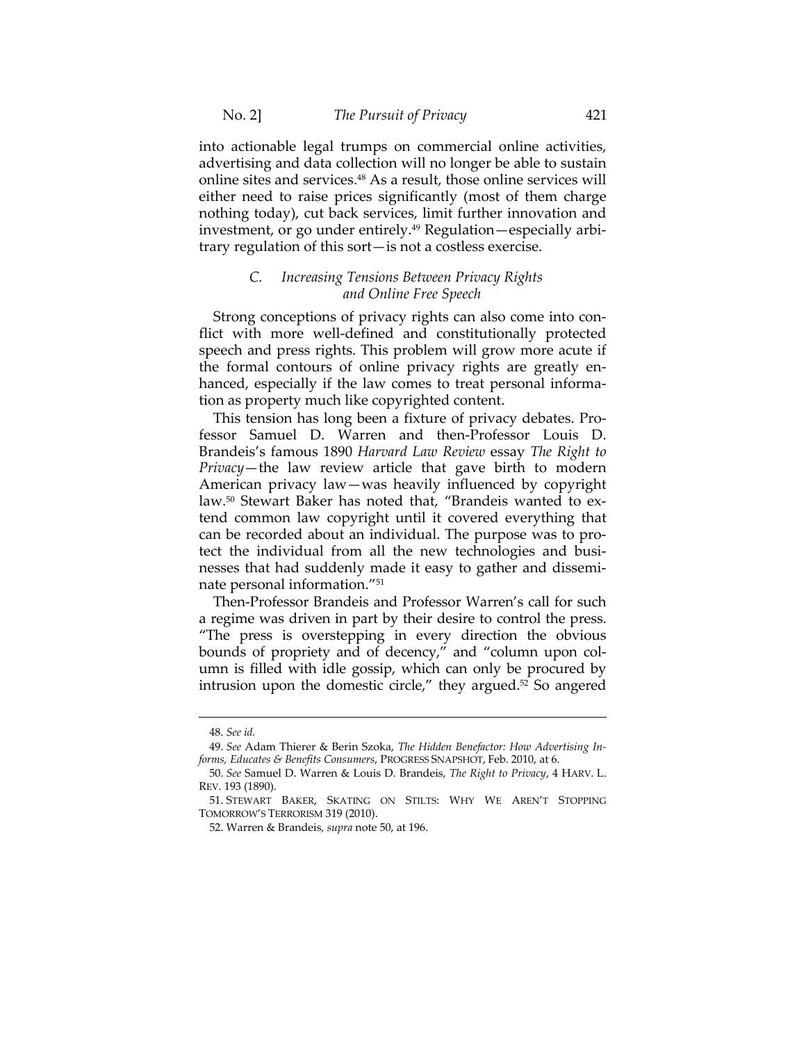into actionable legal trumps on commercial online activities, advertising and data collection will no longer be able to sustain online sites and services.[48] As a result, those online services will either need to raise prices significantly (most of them charge nothing today), cut back services, limit further innovation and investment, or go under entirely.[49] Regulation—especially arbitrary regulation of this sort—is not a costless exercise.

### *C. Increasing Tensions Between Privacy Rights and Online Free Speech*

Strong conceptions of privacy rights can also come into conflict with more well-defined and constitutionally protected speech and press rights. This problem will grow more acute if the formal contours of online privacy rights are greatly enhanced, especially if the law comes to treat personal information as property much like copyrighted content.

This tension has long been a fixture of privacy debates. Professor Samuel D. Warren and then-Professor Louis D. Brandeis's famous 1890 *Harvard Law Review* essay *The Right to Privacy*—the law review article that gave birth to modern American privacy law—was heavily influenced by copyright law.[50] Stewart Baker has noted that, "Brandeis wanted to extend common law copyright until it covered everything that can be recorded about an individual. The purpose was to protect the individual from all the new technologies and businesses that had suddenly made it easy to gather and disseminate personal information."[51]

Then-Professor Brandeis and Professor Warren's call for such a regime was driven in part by their desire to control the press. "The press is overstepping in every direction the obvious bounds of propriety and of decency," and "column upon column is filled with idle gossip, which can only be procured by intrusion upon the domestic circle," they argued.[52] So angered

---

48. *See id.*

49. *See* Adam Thierer & Berin Szoka, *The Hidden Benefactor: How Advertising Informs, Educates & Benefits Consumers*, PROGRESS SNAPSHOT, Feb. 2010, at 6.

50. *See* Samuel D. Warren & Louis D. Brandeis, *The Right to Privacy*, 4 HARV. L. REV. 193 (1890).

51. STEWART BAKER, SKATING ON STILTS: WHY WE AREN'T STOPPING TOMORROW'S TERRORISM 319 (2010).

52. Warren & Brandeis, *supra* note 50, at 196.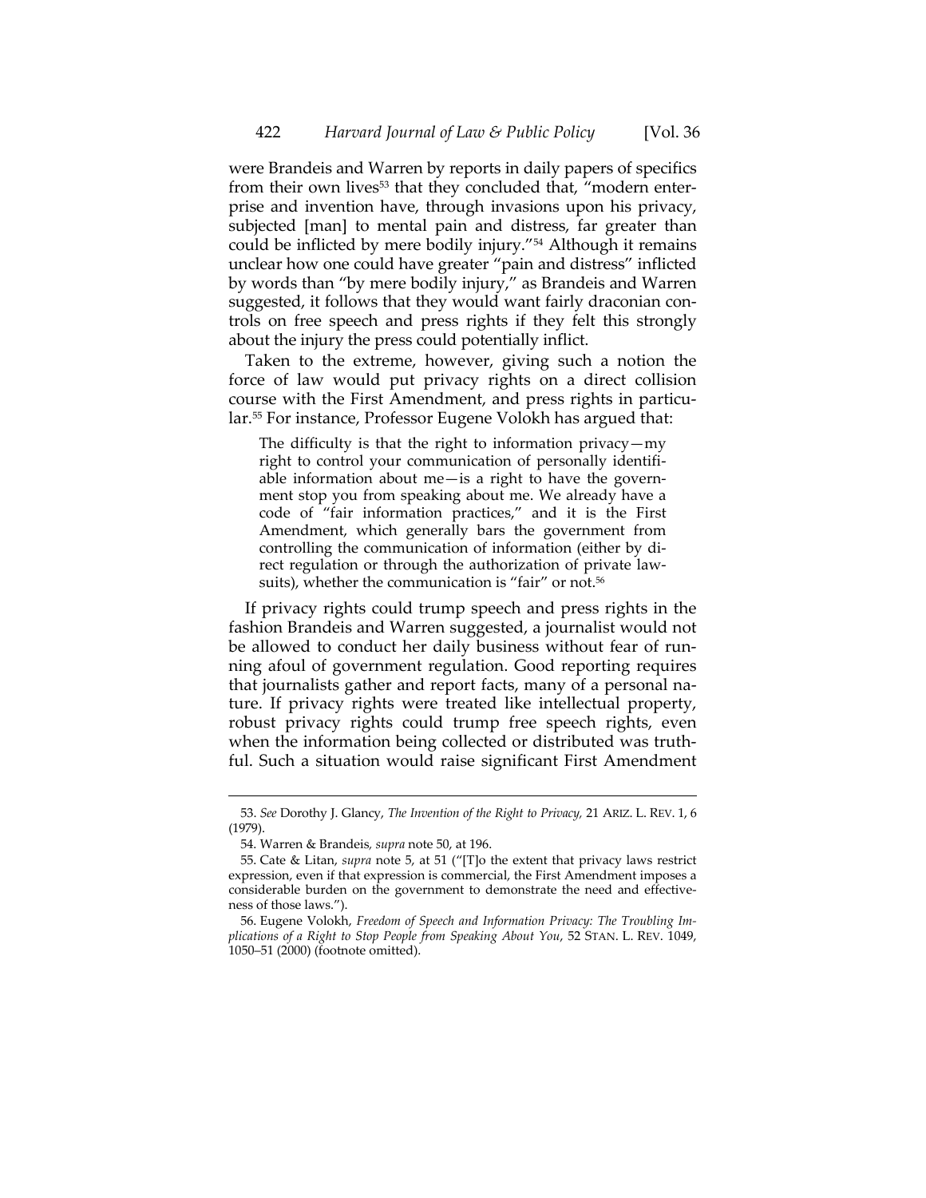were Brandeis and Warren by reports in daily papers of specifics from their own lives[53] that they concluded that, "modern enterprise and invention have, through invasions upon his privacy, subjected [man] to mental pain and distress, far greater than could be inflicted by mere bodily injury."[54] Although it remains unclear how one could have greater "pain and distress" inflicted by words than "by mere bodily injury," as Brandeis and Warren suggested, it follows that they would want fairly draconian controls on free speech and press rights if they felt this strongly about the injury the press could potentially inflict.

Taken to the extreme, however, giving such a notion the force of law would put privacy rights on a direct collision course with the First Amendment, and press rights in particular.[55] For instance, Professor Eugene Volokh has argued that:

> The difficulty is that the right to information privacy—my right to control your communication of personally identifiable information about me—is a right to have the government stop you from speaking about me. We already have a code of "fair information practices," and it is the First Amendment, which generally bars the government from controlling the communication of information (either by direct regulation or through the authorization of private lawsuits), whether the communication is "fair" or not.[56]

If privacy rights could trump speech and press rights in the fashion Brandeis and Warren suggested, a journalist would not be allowed to conduct her daily business without fear of running afoul of government regulation. Good reporting requires that journalists gather and report facts, many of a personal nature. If privacy rights were treated like intellectual property, robust privacy rights could trump free speech rights, even when the information being collected or distributed was truthful. Such a situation would raise significant First Amendment

---

53. *See* Dorothy J. Glancy, *The Invention of the Right to Privacy,* 21 ARIZ. L. REV. 1, 6 (1979).

54. Warren & Brandeis, *supra* note 50, at 196.

55. Cate & Litan, *supra* note 5, at 51 ("[T]o the extent that privacy laws restrict expression, even if that expression is commercial, the First Amendment imposes a considerable burden on the government to demonstrate the need and effectiveness of those laws.").

56. Eugene Volokh, *Freedom of Speech and Information Privacy: The Troubling Implications of a Right to Stop People from Speaking About You*, 52 STAN. L. REV. 1049, 1050–51 (2000) (footnote omitted).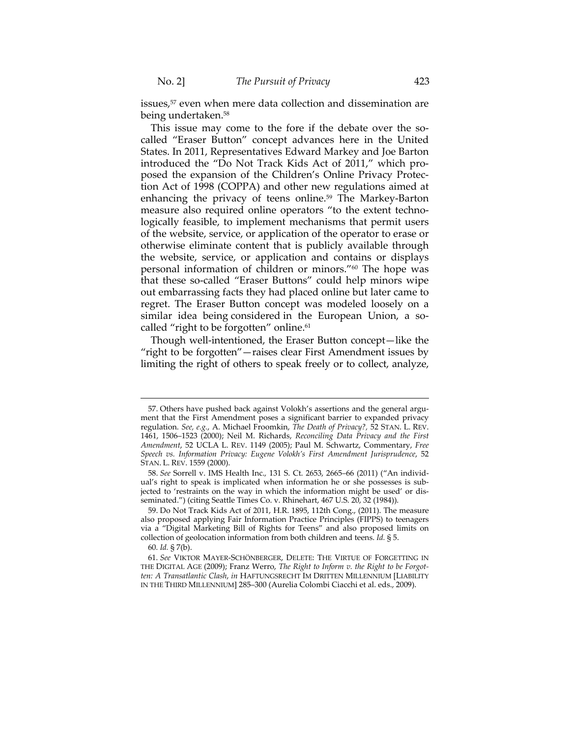issues,[57] even when mere data collection and dissemination are being undertaken.[58]

This issue may come to the fore if the debate over the so-called "Eraser Button" concept advances here in the United States. In 2011, Representatives Edward Markey and Joe Barton introduced the "Do Not Track Kids Act of 2011," which proposed the expansion of the Children's Online Privacy Protection Act of 1998 (COPPA) and other new regulations aimed at enhancing the privacy of teens online.[59] The Markey-Barton measure also required online operators "to the extent technologically feasible, to implement mechanisms that permit users of the website, service, or application of the operator to erase or otherwise eliminate content that is publicly available through the website, service, or application and contains or displays personal information of children or minors."[60] The hope was that these so-called "Eraser Buttons" could help minors wipe out embarrassing facts they had placed online but later came to regret. The Eraser Button concept was modeled loosely on a similar idea being considered in the European Union, a so-called "right to be forgotten" online.[61]

Though well-intentioned, the Eraser Button concept—like the "right to be forgotten"—raises clear First Amendment issues by limiting the right of others to speak freely or to collect, analyze,

---

57. Others have pushed back against Volokh's assertions and the general argument that the First Amendment poses a significant barrier to expanded privacy regulation. *See, e.g.*, A. Michael Froomkin, *The Death of Privacy?*, 52 STAN. L. REV. 1461, 1506–1523 (2000); Neil M. Richards, *Reconciling Data Privacy and the First Amendment*, 52 UCLA L. REV. 1149 (2005); Paul M. Schwartz, Commentary, *Free Speech vs. Information Privacy: Eugene Volokh's First Amendment Jurisprudence*, 52 STAN. L. REV. 1559 (2000).

58. *See* Sorrell v. IMS Health Inc., 131 S. Ct. 2653, 2665–66 (2011) ("An individual's right to speak is implicated when information he or she possesses is subjected to 'restraints on the way in which the information might be used' or disseminated.") (citing Seattle Times Co. v. Rhinehart, 467 U.S. 20, 32 (1984)).

59. Do Not Track Kids Act of 2011, H.R. 1895, 112th Cong., (2011). The measure also proposed applying Fair Information Practice Principles (FIPPS) to teenagers via a "Digital Marketing Bill of Rights for Teens" and also proposed limits on collection of geolocation information from both children and teens. *Id.* § 5.

60. *Id.* § 7(b).

61. *See* VIKTOR MAYER-SCHÖNBERGER, DELETE: THE VIRTUE OF FORGETTING IN THE DIGITAL AGE (2009); Franz Werro, *The Right to Inform v. the Right to be Forgotten: A Transatlantic Clash*, *in* HAFTUNGSRECHT IM DRITTEN MILLENNIUM [LIABILITY IN THE THIRD MILLENNIUM] 285–300 (Aurelia Colombi Ciacchi et al. eds., 2009).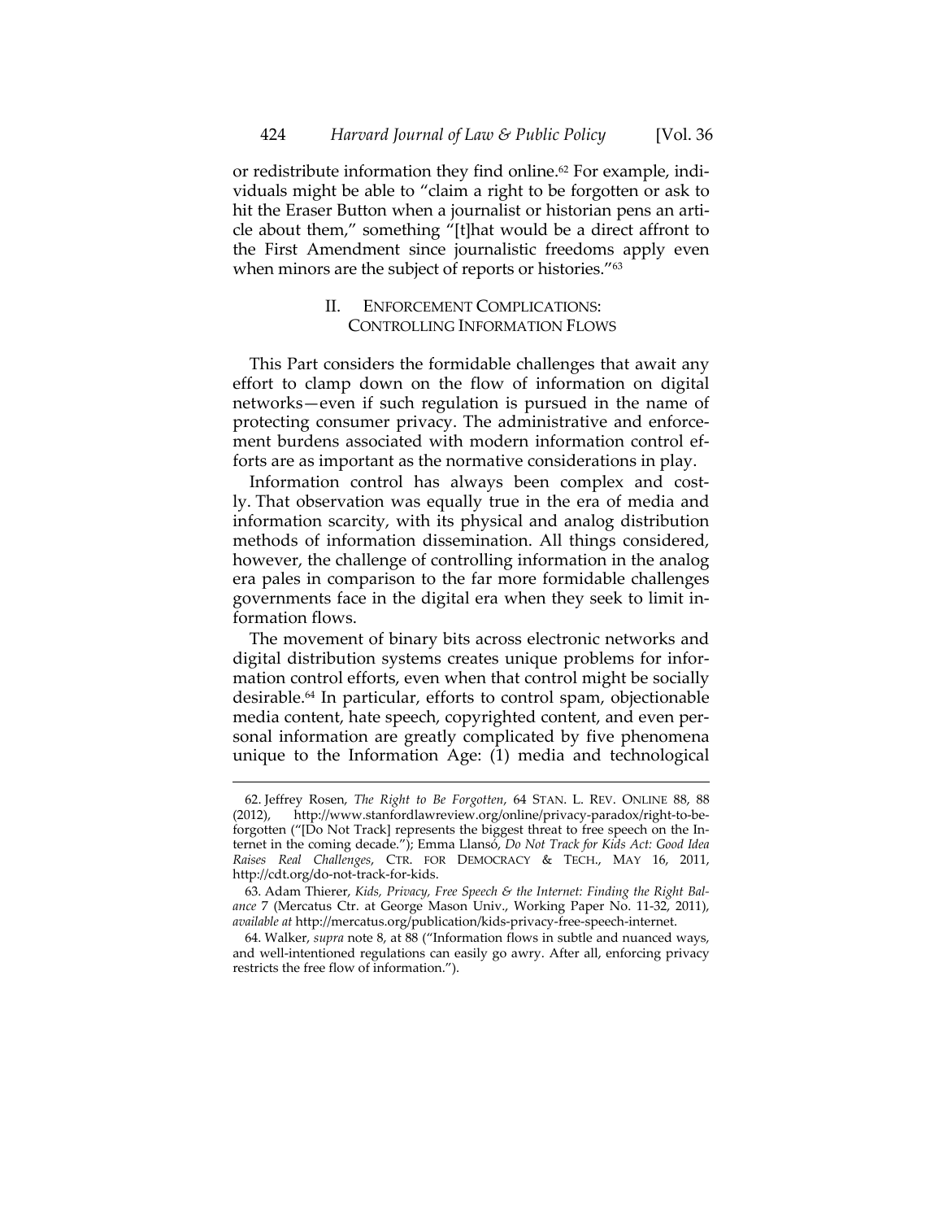or redistribute information they find online.[62] For example, individuals might be able to "claim a right to be forgotten or ask to hit the Eraser Button when a journalist or historian pens an article about them," something "[t]hat would be a direct affront to the First Amendment since journalistic freedoms apply even when minors are the subject of reports or histories."[63]

## II. ENFORCEMENT COMPLICATIONS: CONTROLLING INFORMATION FLOWS

This Part considers the formidable challenges that await any effort to clamp down on the flow of information on digital networks—even if such regulation is pursued in the name of protecting consumer privacy. The administrative and enforcement burdens associated with modern information control efforts are as important as the normative considerations in play.

Information control has always been complex and costly. That observation was equally true in the era of media and information scarcity, with its physical and analog distribution methods of information dissemination. All things considered, however, the challenge of controlling information in the analog era pales in comparison to the far more formidable challenges governments face in the digital era when they seek to limit information flows.

The movement of binary bits across electronic networks and digital distribution systems creates unique problems for information control efforts, even when that control might be socially desirable.[64] In particular, efforts to control spam, objectionable media content, hate speech, copyrighted content, and even personal information are greatly complicated by five phenomena unique to the Information Age: (1) media and technological

---

62. Jeffrey Rosen, *The Right to Be Forgotten*, 64 STAN. L. REV. ONLINE 88, 88 (2012), http://www.stanfordlawreview.org/online/privacy-paradox/right-to-be-forgotten ("[Do Not Track] represents the biggest threat to free speech on the Internet in the coming decade."); Emma Llansó, *Do Not Track for Kids Act: Good Idea Raises Real Challenges*, CTR. FOR DEMOCRACY & TECH., MAY 16, 2011, http://cdt.org/do-not-track-for-kids.

63. Adam Thierer, *Kids, Privacy, Free Speech & the Internet: Finding the Right Balance* 7 (Mercatus Ctr. at George Mason Univ., Working Paper No. 11-32, 2011), *available at* http://mercatus.org/publication/kids-privacy-free-speech-internet.

64. Walker, *supra* note 8, at 88 ("Information flows in subtle and nuanced ways, and well-intentioned regulations can easily go awry. After all, enforcing privacy restricts the free flow of information.").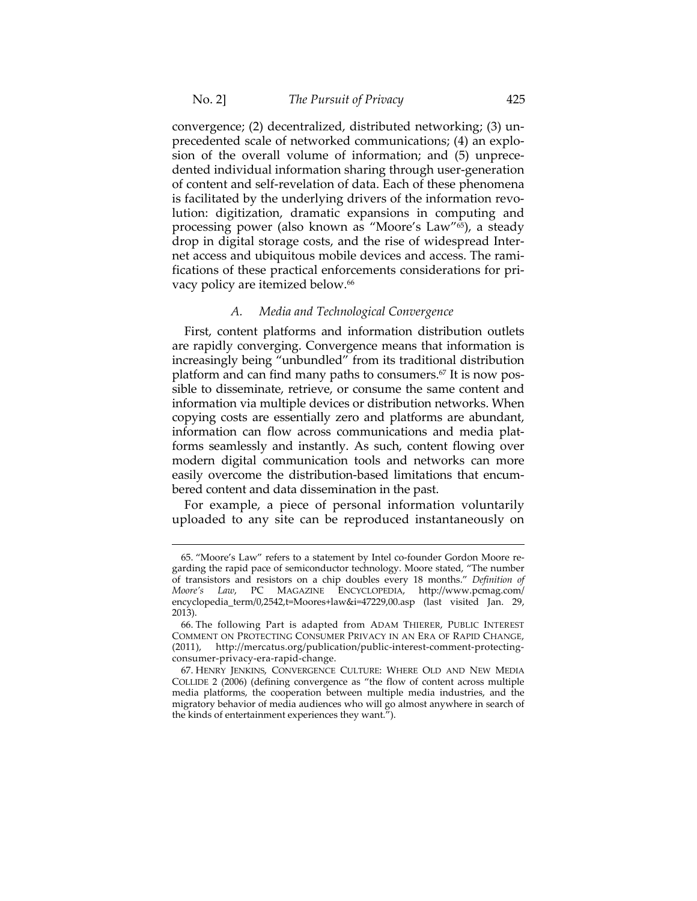convergence; (2) decentralized, distributed networking; (3) unprecedented scale of networked communications; (4) an explosion of the overall volume of information; and (5) unprecedented individual information sharing through user-generation of content and self-revelation of data. Each of these phenomena is facilitated by the underlying drivers of the information revolution: digitization, dramatic expansions in computing and processing power (also known as "Moore's Law"[65]), a steady drop in digital storage costs, and the rise of widespread Internet access and ubiquitous mobile devices and access. The ramifications of these practical enforcements considerations for privacy policy are itemized below.[66]

### *A. Media and Technological Convergence*

First, content platforms and information distribution outlets are rapidly converging. Convergence means that information is increasingly being "unbundled" from its traditional distribution platform and can find many paths to consumers.[67] It is now possible to disseminate, retrieve, or consume the same content and information via multiple devices or distribution networks. When copying costs are essentially zero and platforms are abundant, information can flow across communications and media platforms seamlessly and instantly. As such, content flowing over modern digital communication tools and networks can more easily overcome the distribution-based limitations that encumbered content and data dissemination in the past.

For example, a piece of personal information voluntarily uploaded to any site can be reproduced instantaneously on

---

65. "Moore's Law" refers to a statement by Intel co-founder Gordon Moore regarding the rapid pace of semiconductor technology. Moore stated, "The number of transistors and resistors on a chip doubles every 18 months." *Definition of Moore's Law*, PC MAGAZINE ENCYCLOPEDIA, http://www.pcmag.com/encyclopedia_term/0,2542,t=Moores+law&i=47229,00.asp (last visited Jan. 29, 2013).

66. The following Part is adapted from ADAM THIERER, PUBLIC INTEREST COMMENT ON PROTECTING CONSUMER PRIVACY IN AN ERA OF RAPID CHANGE, (2011), http://mercatus.org/publication/public-interest-comment-protecting-consumer-privacy-era-rapid-change.

67. HENRY JENKINS, CONVERGENCE CULTURE: WHERE OLD AND NEW MEDIA COLLIDE 2 (2006) (defining convergence as "the flow of content across multiple media platforms, the cooperation between multiple media industries, and the migratory behavior of media audiences who will go almost anywhere in search of the kinds of entertainment experiences they want.").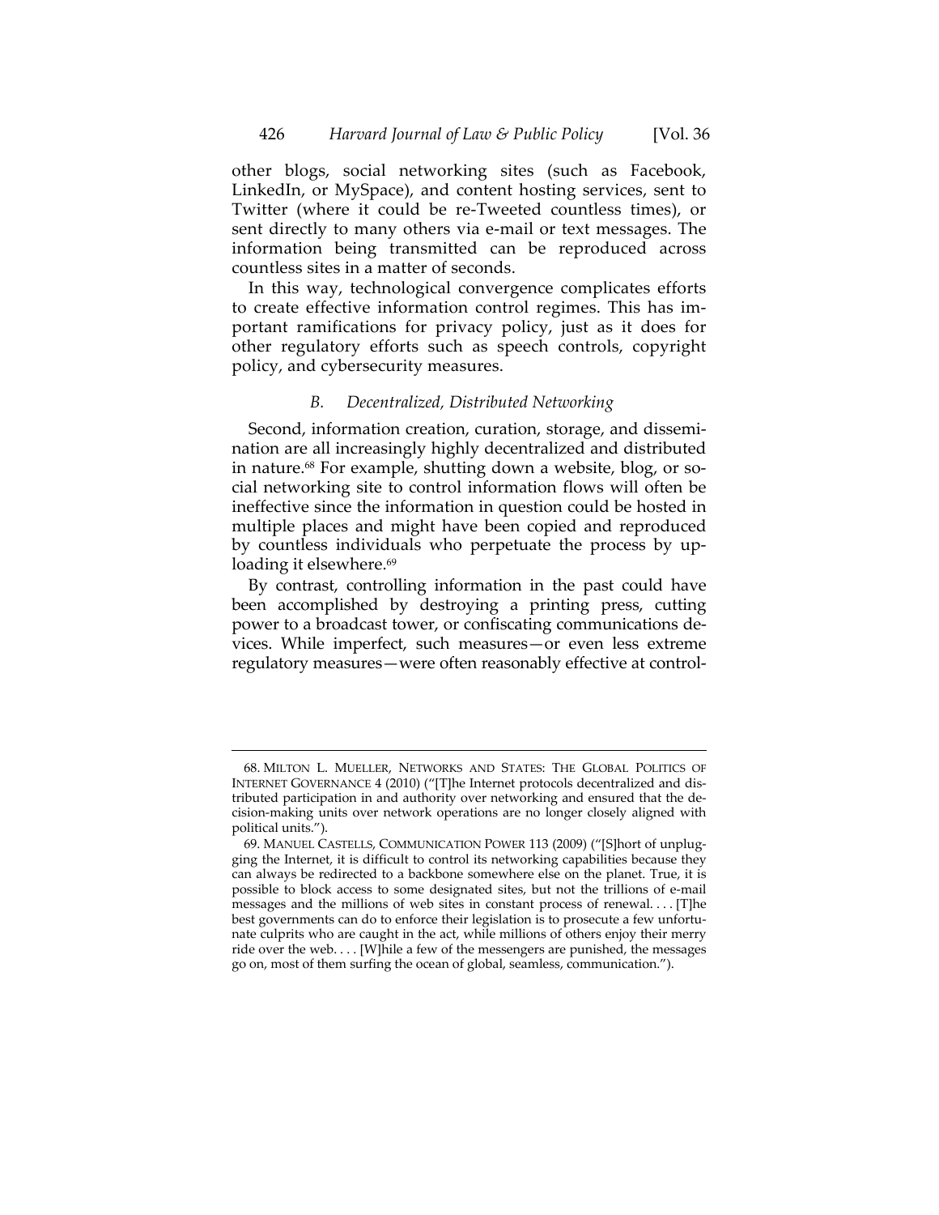other blogs, social networking sites (such as Facebook, LinkedIn, or MySpace), and content hosting services, sent to Twitter (where it could be re-Tweeted countless times), or sent directly to many others via e-mail or text messages. The information being transmitted can be reproduced across countless sites in a matter of seconds.

In this way, technological convergence complicates efforts to create effective information control regimes. This has important ramifications for privacy policy, just as it does for other regulatory efforts such as speech controls, copyright policy, and cybersecurity measures.

### *B. Decentralized, Distributed Networking*

Second, information creation, curation, storage, and dissemination are all increasingly highly decentralized and distributed in nature.[68] For example, shutting down a website, blog, or social networking site to control information flows will often be ineffective since the information in question could be hosted in multiple places and might have been copied and reproduced by countless individuals who perpetuate the process by uploading it elsewhere.[69]

By contrast, controlling information in the past could have been accomplished by destroying a printing press, cutting power to a broadcast tower, or confiscating communications devices. While imperfect, such measures—or even less extreme regulatory measures—were often reasonably effective at control-

---

68. MILTON L. MUELLER, NETWORKS AND STATES: THE GLOBAL POLITICS OF INTERNET GOVERNANCE 4 (2010) ("[T]he Internet protocols decentralized and distributed participation in and authority over networking and ensured that the decision-making units over network operations are no longer closely aligned with political units.").

69. MANUEL CASTELLS, COMMUNICATION POWER 113 (2009) ("[S]hort of unplugging the Internet, it is difficult to control its networking capabilities because they can always be redirected to a backbone somewhere else on the planet. True, it is possible to block access to some designated sites, but not the trillions of e-mail messages and the millions of web sites in constant process of renewal. . . . [T]he best governments can do to enforce their legislation is to prosecute a few unfortunate culprits who are caught in the act, while millions of others enjoy their merry ride over the web. . . . [W]hile a few of the messengers are punished, the messages go on, most of them surfing the ocean of global, seamless, communication.").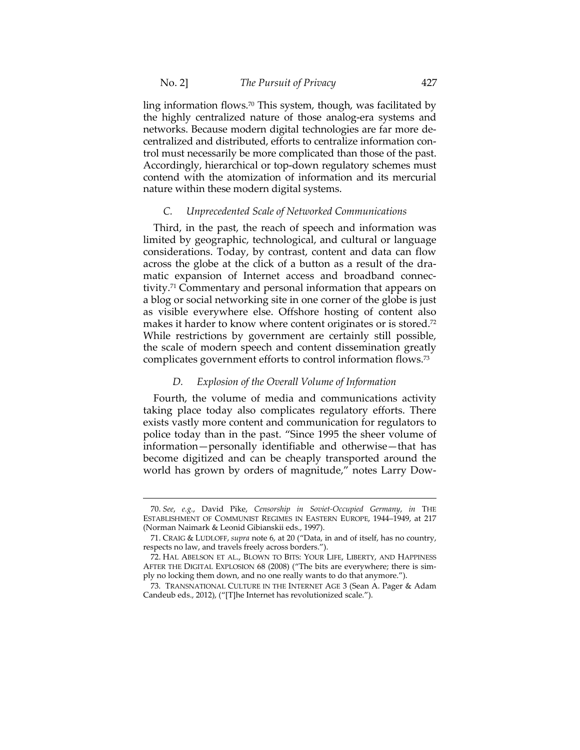ling information flows.[70] This system, though, was facilitated by the highly centralized nature of those analog-era systems and networks. Because modern digital technologies are far more decentralized and distributed, efforts to centralize information control must necessarily be more complicated than those of the past. Accordingly, hierarchical or top-down regulatory schemes must contend with the atomization of information and its mercurial nature within these modern digital systems.

### *C. Unprecedented Scale of Networked Communications*

Third, in the past, the reach of speech and information was limited by geographic, technological, and cultural or language considerations. Today, by contrast, content and data can flow across the globe at the click of a button as a result of the dramatic expansion of Internet access and broadband connectivity.[71] Commentary and personal information that appears on a blog or social networking site in one corner of the globe is just as visible everywhere else. Offshore hosting of content also makes it harder to know where content originates or is stored.[72] While restrictions by government are certainly still possible, the scale of modern speech and content dissemination greatly complicates government efforts to control information flows.[73]

### *D. Explosion of the Overall Volume of Information*

Fourth, the volume of media and communications activity taking place today also complicates regulatory efforts. There exists vastly more content and communication for regulators to police today than in the past. "Since 1995 the sheer volume of information—personally identifiable and otherwise—that has become digitized and can be cheaply transported around the world has grown by orders of magnitude," notes Larry Dow-

---

70. *See, e.g.*, David Pike, *Censorship in Soviet-Occupied Germany*, *in* THE ESTABLISHMENT OF COMMUNIST REGIMES IN EASTERN EUROPE, 1944–1949, at 217 (Norman Naimark & Leonid Gibianskii eds., 1997).

71. CRAIG & LUDLOFF, *supra* note 6, at 20 ("Data, in and of itself, has no country, respects no law, and travels freely across borders.").

72. HAL ABELSON ET AL., BLOWN TO BITS: YOUR LIFE, LIBERTY, AND HAPPINESS AFTER THE DIGITAL EXPLOSION 68 (2008) ("The bits are everywhere; there is simply no locking them down, and no one really wants to do that anymore.").

73. TRANSNATIONAL CULTURE IN THE INTERNET AGE 3 (Sean A. Pager & Adam Candeub eds., 2012), ("[T]he Internet has revolutionized scale.").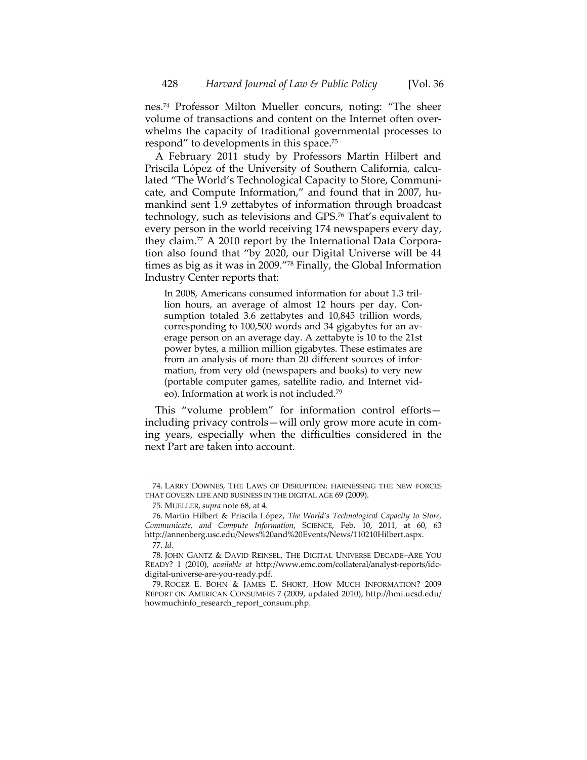nes.[74] Professor Milton Mueller concurs, noting: "The sheer volume of transactions and content on the Internet often overwhelms the capacity of traditional governmental processes to respond" to developments in this space.[75]

A February 2011 study by Professors Martin Hilbert and Priscila López of the University of Southern California, calculated "The World's Technological Capacity to Store, Communicate, and Compute Information," and found that in 2007, humankind sent 1.9 zettabytes of information through broadcast technology, such as televisions and GPS.[76] That's equivalent to every person in the world receiving 174 newspapers every day, they claim.[77] A 2010 report by the International Data Corporation also found that "by 2020, our Digital Universe will be 44 times as big as it was in 2009."[78] Finally, the Global Information Industry Center reports that:

> In 2008, Americans consumed information for about 1.3 trillion hours, an average of almost 12 hours per day. Consumption totaled 3.6 zettabytes and 10,845 trillion words, corresponding to 100,500 words and 34 gigabytes for an average person on an average day. A zettabyte is 10 to the 21st power bytes, a million million gigabytes. These estimates are from an analysis of more than 20 different sources of information, from very old (newspapers and books) to very new (portable computer games, satellite radio, and Internet video). Information at work is not included.[79]

This "volume problem" for information control efforts—including privacy controls—will only grow more acute in coming years, especially when the difficulties considered in the next Part are taken into account.

---

74. LARRY DOWNES, THE LAWS OF DISRUPTION: HARNESSING THE NEW FORCES THAT GOVERN LIFE AND BUSINESS IN THE DIGITAL AGE 69 (2009).

75. MUELLER, *supra* note 68, at 4.

76. Martin Hilbert & Priscila López, *The World's Technological Capacity to Store, Communicate, and Compute Information*, SCIENCE, Feb. 10, 2011, at 60, 63 http://annenberg.usc.edu/News%20and%20Events/News/110210Hilbert.aspx.

77. *Id.*

78. JOHN GANTZ & DAVID REINSEL, THE DIGITAL UNIVERSE DECADE–ARE YOU READY? 1 (2010), *available at* http://www.emc.com/collateral/analyst-reports/idc-digital-universe-are-you-ready.pdf.

79. ROGER E. BOHN & JAMES E. SHORT, HOW MUCH INFORMATION? 2009 REPORT ON AMERICAN CONSUMERS 7 (2009, updated 2010), http://hmi.ucsd.edu/howmuchinfo_research_report_consum.php.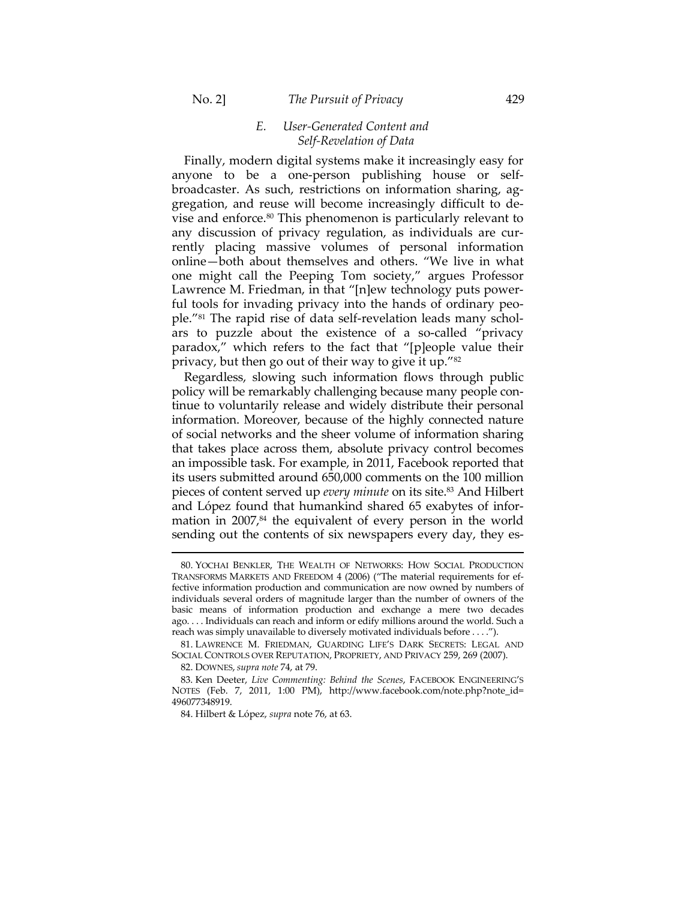### E. User-Generated Content and Self-Revelation of Data

Finally, modern digital systems make it increasingly easy for anyone to be a one-person publishing house or self-broadcaster. As such, restrictions on information sharing, aggregation, and reuse will become increasingly difficult to devise and enforce.[80] This phenomenon is particularly relevant to any discussion of privacy regulation, as individuals are currently placing massive volumes of personal information online—both about themselves and others. "We live in what one might call the Peeping Tom society," argues Professor Lawrence M. Friedman, in that "[n]ew technology puts powerful tools for invading privacy into the hands of ordinary people."[81] The rapid rise of data self-revelation leads many scholars to puzzle about the existence of a so-called "privacy paradox," which refers to the fact that "[p]eople value their privacy, but then go out of their way to give it up."[82]

Regardless, slowing such information flows through public policy will be remarkably challenging because many people continue to voluntarily release and widely distribute their personal information. Moreover, because of the highly connected nature of social networks and the sheer volume of information sharing that takes place across them, absolute privacy control becomes an impossible task. For example, in 2011, Facebook reported that its users submitted around 650,000 comments on the 100 million pieces of content served up *every minute* on its site.[83] And Hilbert and López found that humankind shared 65 exabytes of information in 2007,[84] the equivalent of every person in the world sending out the contents of six newspapers every day, they es-

---

80. YOCHAI BENKLER, THE WEALTH OF NETWORKS: HOW SOCIAL PRODUCTION TRANSFORMS MARKETS AND FREEDOM 4 (2006) ("The material requirements for effective information production and communication are now owned by numbers of individuals several orders of magnitude larger than the number of owners of the basic means of information production and exchange a mere two decades ago. . . . Individuals can reach and inform or edify millions around the world. Such a reach was simply unavailable to diversely motivated individuals before . . . .").

81. LAWRENCE M. FRIEDMAN, GUARDING LIFE'S DARK SECRETS: LEGAL AND SOCIAL CONTROLS OVER REPUTATION, PROPRIETY, AND PRIVACY 259, 269 (2007).

82. DOWNES, *supra note* 74, at 79.

83. Ken Deeter, *Live Commenting: Behind the Scenes*, FACEBOOK ENGINEERING'S NOTES (Feb. 7, 2011, 1:00 PM), http://www.facebook.com/note.php?note_id=496077348919.

84. Hilbert & López, *supra* note 76, at 63.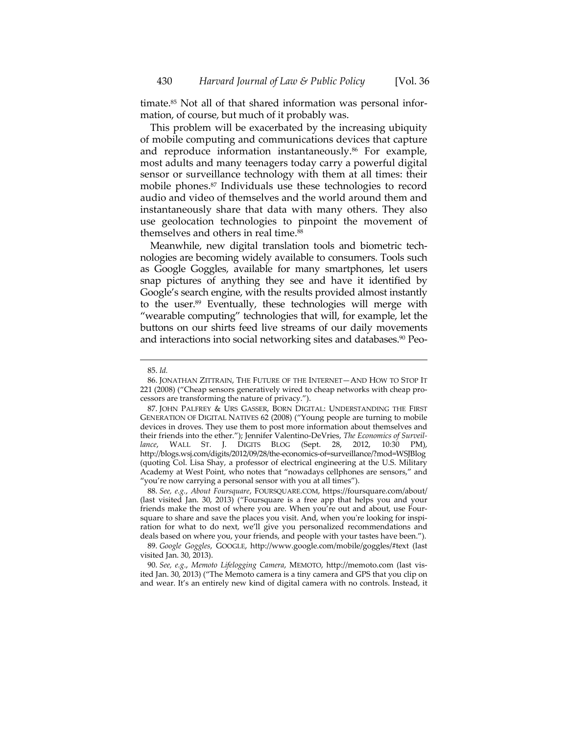timate.[85] Not all of that shared information was personal information, of course, but much of it probably was.

This problem will be exacerbated by the increasing ubiquity of mobile computing and communications devices that capture and reproduce information instantaneously.[86] For example, most adults and many teenagers today carry a powerful digital sensor or surveillance technology with them at all times: their mobile phones.[87] Individuals use these technologies to record audio and video of themselves and the world around them and instantaneously share that data with many others. They also use geolocation technologies to pinpoint the movement of themselves and others in real time.[88]

Meanwhile, new digital translation tools and biometric technologies are becoming widely available to consumers. Tools such as Google Goggles, available for many smartphones, let users snap pictures of anything they see and have it identified by Google's search engine, with the results provided almost instantly to the user.[89] Eventually, these technologies will merge with "wearable computing" technologies that will, for example, let the buttons on our shirts feed live streams of our daily movements and interactions into social networking sites and databases.[90] Peo-

---

85. *Id.*

86. JONATHAN ZITTRAIN, THE FUTURE OF THE INTERNET—AND HOW TO STOP IT 221 (2008) ("Cheap sensors generatively wired to cheap networks with cheap processors are transforming the nature of privacy.").

87. JOHN PALFREY & URS GASSER, BORN DIGITAL: UNDERSTANDING THE FIRST GENERATION OF DIGITAL NATIVES 62 (2008) ("Young people are turning to mobile devices in droves. They use them to post more information about themselves and their friends into the ether."); Jennifer Valentino-DeVries, *The Economics of Surveillance*, WALL ST. J. DIGITS BLOG (Sept. 28, 2012, 10:30 PM), http://blogs.wsj.com/digits/2012/09/28/the-economics-of-surveillance/?mod=WSJBlog (quoting Col. Lisa Shay, a professor of electrical engineering at the U.S. Military Academy at West Point, who notes that "nowadays cellphones are sensors," and "you're now carrying a personal sensor with you at all times").

88. *See, e.g.*, *About Foursquare*, FOURSQUARE.COM, https://foursquare.com/about/ (last visited Jan. 30, 2013) ("Foursquare is a free app that helps you and your friends make the most of where you are. When you're out and about, use Foursquare to share and save the places you visit. And, when you're looking for inspiration for what to do next, we'll give you personalized recommendations and deals based on where you, your friends, and people with your tastes have been.").

89. *Google Goggles*, GOOGLE, http://www.google.com/mobile/goggles/#text (last visited Jan. 30, 2013).

90. *See, e.g.*, *Memoto Lifelogging Camera*, MEMOTO, http://memoto.com (last visited Jan. 30, 2013) ("The Memoto camera is a tiny camera and GPS that you clip on and wear. It's an entirely new kind of digital camera with no controls. Instead, it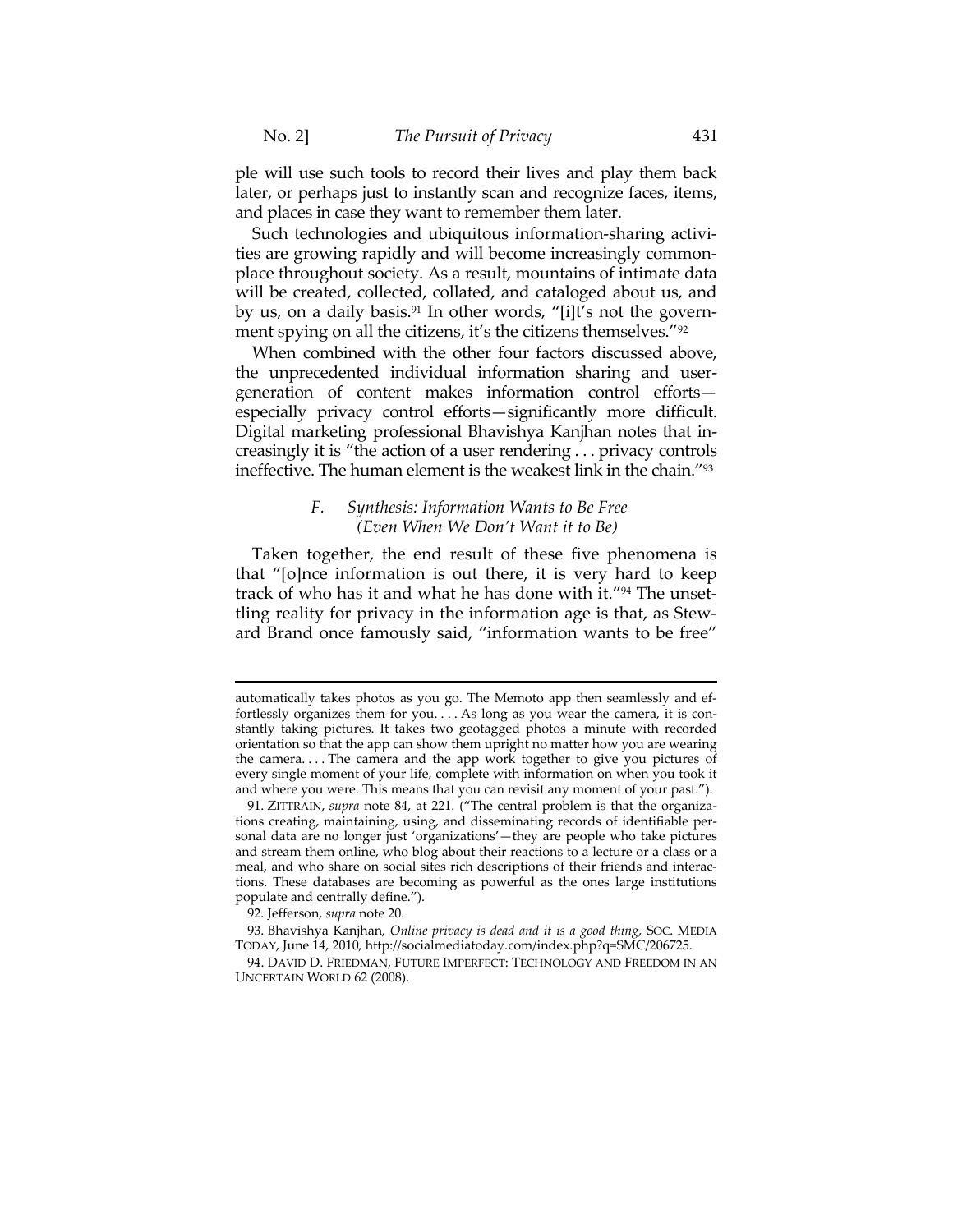ple will use such tools to record their lives and play them back later, or perhaps just to instantly scan and recognize faces, items, and places in case they want to remember them later.

Such technologies and ubiquitous information-sharing activities are growing rapidly and will become increasingly commonplace throughout society. As a result, mountains of intimate data will be created, collected, collated, and cataloged about us, and by us, on a daily basis.[91] In other words, "[i]t's not the government spying on all the citizens, it's the citizens themselves."[92]

When combined with the other four factors discussed above, the unprecedented individual information sharing and user-generation of content makes information control efforts—especially privacy control efforts—significantly more difficult. Digital marketing professional Bhavishya Kanjhan notes that increasingly it is "the action of a user rendering . . . privacy controls ineffective. The human element is the weakest link in the chain."[93]

### *F. Synthesis: Information Wants to Be Free (Even When We Don't Want it to Be)*

Taken together, the end result of these five phenomena is that "[o]nce information is out there, it is very hard to keep track of who has it and what he has done with it."[94] The unsettling reality for privacy in the information age is that, as Steward Brand once famously said, "information wants to be free"

---

automatically takes photos as you go. The Memoto app then seamlessly and effortlessly organizes them for you. . . . As long as you wear the camera, it is constantly taking pictures. It takes two geotagged photos a minute with recorded orientation so that the app can show them upright no matter how you are wearing the camera. . . . The camera and the app work together to give you pictures of every single moment of your life, complete with information on when you took it and where you were. This means that you can revisit any moment of your past.").

91. ZITTRAIN, *supra* note 84, at 221. ("The central problem is that the organizations creating, maintaining, using, and disseminating records of identifiable personal data are no longer just 'organizations'—they are people who take pictures and stream them online, who blog about their reactions to a lecture or a class or a meal, and who share on social sites rich descriptions of their friends and interactions. These databases are becoming as powerful as the ones large institutions populate and centrally define.").

92. Jefferson, *supra* note 20.

93. Bhavishya Kanjhan, *Online privacy is dead and it is a good thing*, SOC. MEDIA TODAY, June 14, 2010, http://socialmediatoday.com/index.php?q=SMC/206725.

94. DAVID D. FRIEDMAN, FUTURE IMPERFECT: TECHNOLOGY AND FREEDOM IN AN UNCERTAIN WORLD 62 (2008).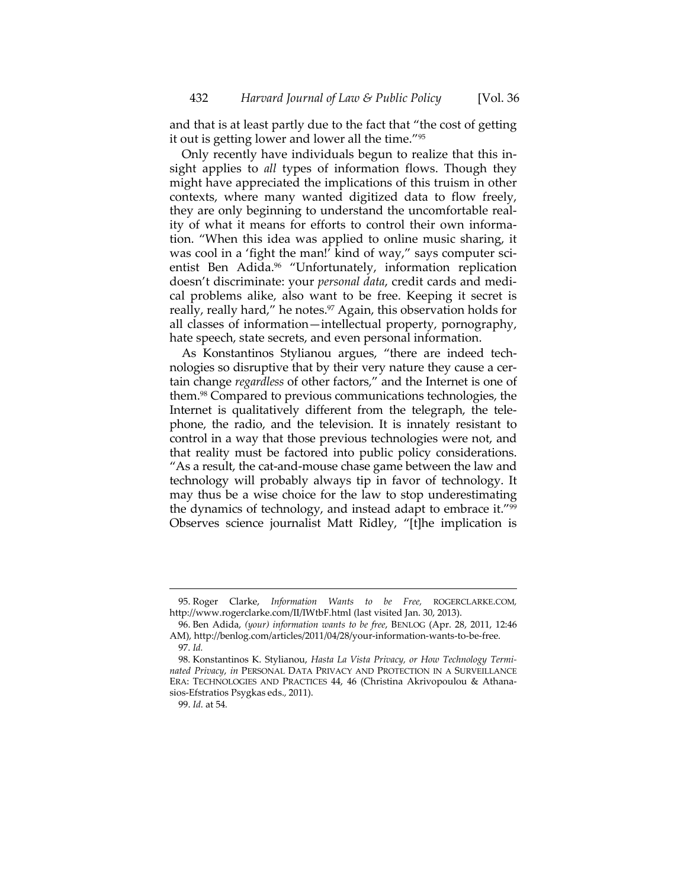and that is at least partly due to the fact that "the cost of getting it out is getting lower and lower all the time."[95]

Only recently have individuals begun to realize that this insight applies to *all* types of information flows. Though they might have appreciated the implications of this truism in other contexts, where many wanted digitized data to flow freely, they are only beginning to understand the uncomfortable reality of what it means for efforts to control their own information. "When this idea was applied to online music sharing, it was cool in a 'fight the man!' kind of way," says computer scientist Ben Adida.[96] "Unfortunately, information replication doesn't discriminate: your *personal data*, credit cards and medical problems alike, also want to be free. Keeping it secret is really, really hard," he notes.[97] Again, this observation holds for all classes of information—intellectual property, pornography, hate speech, state secrets, and even personal information.

As Konstantinos Stylianou argues, "there are indeed technologies so disruptive that by their very nature they cause a certain change *regardless* of other factors," and the Internet is one of them.[98] Compared to previous communications technologies, the Internet is qualitatively different from the telegraph, the telephone, the radio, and the television. It is innately resistant to control in a way that those previous technologies were not, and that reality must be factored into public policy considerations. "As a result, the cat-and-mouse chase game between the law and technology will probably always tip in favor of technology. It may thus be a wise choice for the law to stop underestimating the dynamics of technology, and instead adapt to embrace it."[99] Observes science journalist Matt Ridley, "[t]he implication is

---

95. Roger Clarke, *Information Wants to be Free*, ROGERCLARKE.COM, http://www.rogerclarke.com/II/IWtbF.html (last visited Jan. 30, 2013).

96. Ben Adida, *(your) information wants to be free*, BENLOG (Apr. 28, 2011, 12:46 AM), http://benlog.com/articles/2011/04/28/your-information-wants-to-be-free.

97. *Id.*

98. Konstantinos K. Stylianou, *Hasta La Vista Privacy, or How Technology Terminated Privacy*, *in* PERSONAL DATA PRIVACY AND PROTECTION IN A SURVEILLANCE ERA: TECHNOLOGIES AND PRACTICES 44, 46 (Christina Akrivopoulou & Athanasios-Efstratios Psygkas eds., 2011).

99. *Id.* at 54.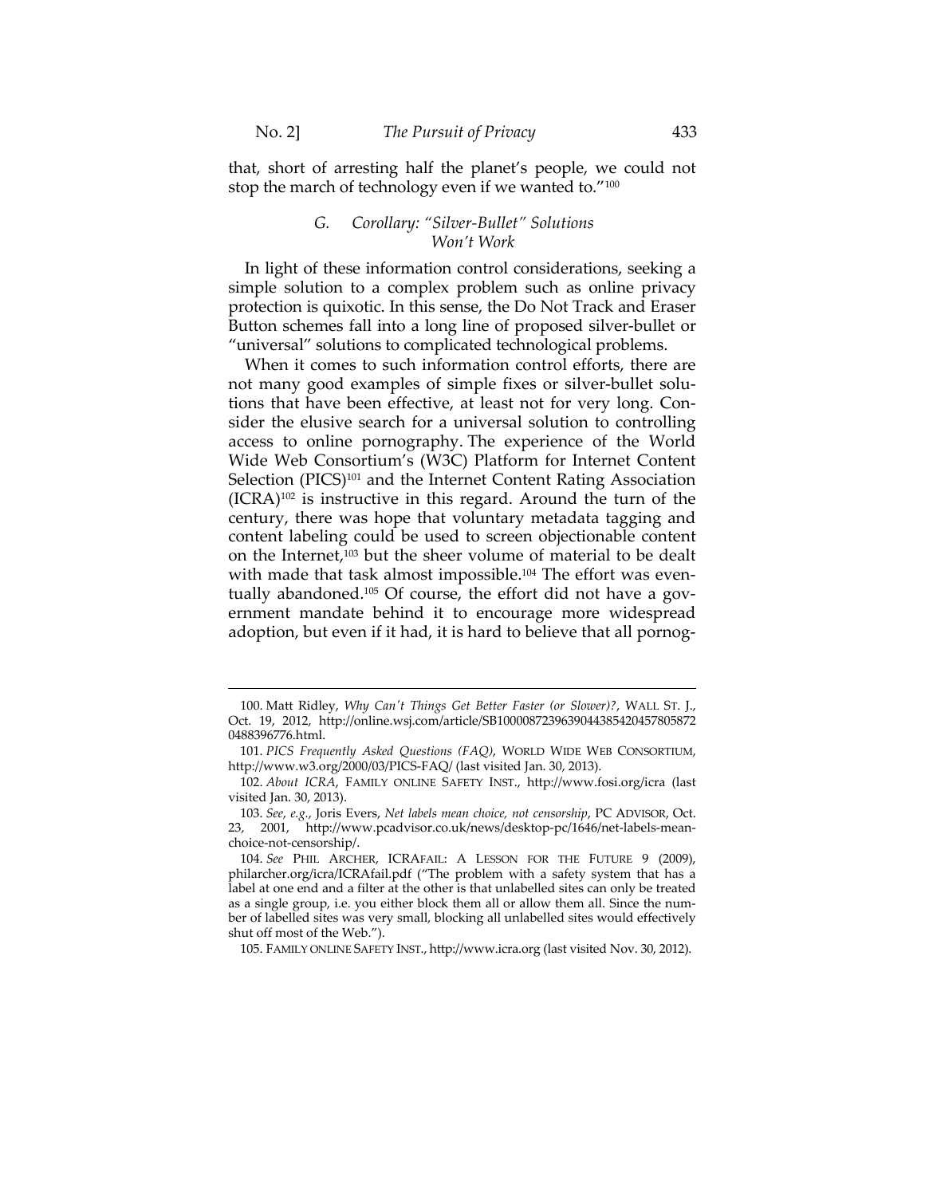that, short of arresting half the planet's people, we could not stop the march of technology even if we wanted to."[100]

### G. Corollary: "Silver-Bullet" Solutions Won't Work

In light of these information control considerations, seeking a simple solution to a complex problem such as online privacy protection is quixotic. In this sense, the Do Not Track and Eraser Button schemes fall into a long line of proposed silver-bullet or "universal" solutions to complicated technological problems.

When it comes to such information control efforts, there are not many good examples of simple fixes or silver-bullet solutions that have been effective, at least not for very long. Consider the elusive search for a universal solution to controlling access to online pornography. The experience of the World Wide Web Consortium's (W3C) Platform for Internet Content Selection (PICS)[101] and the Internet Content Rating Association (ICRA)[102] is instructive in this regard. Around the turn of the century, there was hope that voluntary metadata tagging and content labeling could be used to screen objectionable content on the Internet,[103] but the sheer volume of material to be dealt with made that task almost impossible.[104] The effort was eventually abandoned.[105] Of course, the effort did not have a government mandate behind it to encourage more widespread adoption, but even if it had, it is hard to believe that all pornog-

---

100. Matt Ridley, *Why Can't Things Get Better Faster (or Slower)?*, WALL ST. J., Oct. 19, 2012, http://online.wsj.com/article/SB10000872396390443854204578058720488396776.html.

101. *PICS Frequently Asked Questions (FAQ)*, WORLD WIDE WEB CONSORTIUM, http://www.w3.org/2000/03/PICS-FAQ/ (last visited Jan. 30, 2013).

102. *About ICRA*, FAMILY ONLINE SAFETY INST., http://www.fosi.org/icra (last visited Jan. 30, 2013).

103. *See, e.g.*, Joris Evers, *Net labels mean choice, not censorship*, PC ADVISOR, Oct. 23, 2001, http://www.pcadvisor.co.uk/news/desktop-pc/1646/net-labels-mean-choice-not-censorship/.

104. *See* PHIL ARCHER, ICRAFAIL: A LESSON FOR THE FUTURE 9 (2009), philarcher.org/icra/ICRAfail.pdf ("The problem with a safety system that has a label at one end and a filter at the other is that unlabelled sites can only be treated as a single group, i.e. you either block them all or allow them all. Since the number of labelled sites was very small, blocking all unlabelled sites would effectively shut off most of the Web.").

105. FAMILY ONLINE SAFETY INST., http://www.icra.org (last visited Nov. 30, 2012).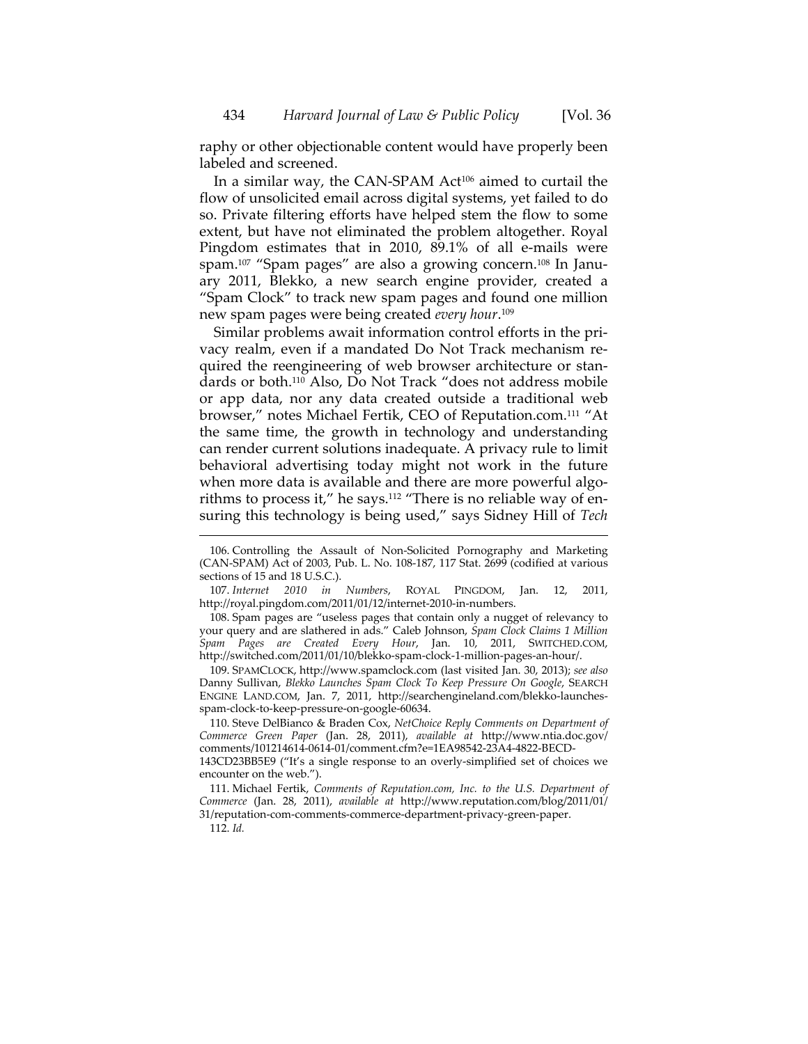raphy or other objectionable content would have properly been labeled and screened.

In a similar way, the CAN-SPAM Act[106] aimed to curtail the flow of unsolicited email across digital systems, yet failed to do so. Private filtering efforts have helped stem the flow to some extent, but have not eliminated the problem altogether. Royal Pingdom estimates that in 2010, 89.1% of all e-mails were spam.[107] "Spam pages" are also a growing concern.[108] In January 2011, Blekko, a new search engine provider, created a "Spam Clock" to track new spam pages and found one million new spam pages were being created *every hour*.[109]

Similar problems await information control efforts in the privacy realm, even if a mandated Do Not Track mechanism required the reengineering of web browser architecture or standards or both.[110] Also, Do Not Track "does not address mobile or app data, nor any data created outside a traditional web browser," notes Michael Fertik, CEO of Reputation.com.[111] "At the same time, the growth in technology and understanding can render current solutions inadequate. A privacy rule to limit behavioral advertising today might not work in the future when more data is available and there are more powerful algorithms to process it," he says.[112] "There is no reliable way of ensuring this technology is being used," says Sidney Hill of *Tech*

---

106. Controlling the Assault of Non-Solicited Pornography and Marketing (CAN-SPAM) Act of 2003, Pub. L. No. 108-187, 117 Stat. 2699 (codified at various sections of 15 and 18 U.S.C.).

107. *Internet 2010 in Numbers*, ROYAL PINGDOM, Jan. 12, 2011, http://royal.pingdom.com/2011/01/12/internet-2010-in-numbers.

108. Spam pages are "useless pages that contain only a nugget of relevancy to your query and are slathered in ads." Caleb Johnson, *Spam Clock Claims 1 Million Spam Pages are Created Every Hour*, Jan. 10, 2011, SWITCHED.COM, http://switched.com/2011/01/10/blekko-spam-clock-1-million-pages-an-hour/.

109. SPAMCLOCK, http://www.spamclock.com (last visited Jan. 30, 2013); *see also* Danny Sullivan, *Blekko Launches Spam Clock To Keep Pressure On Google*, SEARCH ENGINE LAND.COM, Jan. 7, 2011, http://searchengineland.com/blekko-launches-spam-clock-to-keep-pressure-on-google-60634.

110. Steve DelBianco & Braden Cox, *NetChoice Reply Comments on Department of Commerce Green Paper* (Jan. 28, 2011), *available at* http://www.ntia.doc.gov/comments/101214614-0614-01/comment.cfm?e=1EA98542-23A4-4822-BECD-143CD23BB5E9 ("It's a single response to an overly-simplified set of choices we encounter on the web.").

111. Michael Fertik, *Comments of Reputation.com, Inc. to the U.S. Department of Commerce* (Jan. 28, 2011), *available at* http://www.reputation.com/blog/2011/01/31/reputation-com-comments-commerce-department-privacy-green-paper.

112. *Id.*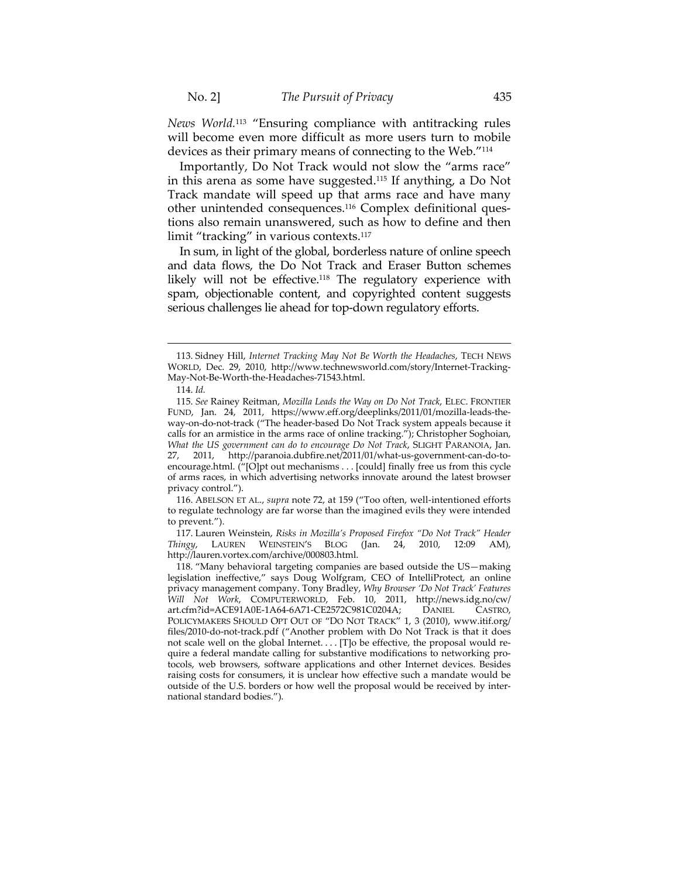*News World*.[113] "Ensuring compliance with antitracking rules will become even more difficult as more users turn to mobile devices as their primary means of connecting to the Web."[114]

Importantly, Do Not Track would not slow the "arms race" in this arena as some have suggested.[115] If anything, a Do Not Track mandate will speed up that arms race and have many other unintended consequences.[116] Complex definitional questions also remain unanswered, such as how to define and then limit "tracking" in various contexts.[117]

In sum, in light of the global, borderless nature of online speech and data flows, the Do Not Track and Eraser Button schemes likely will not be effective.[118] The regulatory experience with spam, objectionable content, and copyrighted content suggests serious challenges lie ahead for top-down regulatory efforts.

---

113. Sidney Hill, *Internet Tracking May Not Be Worth the Headaches*, TECH NEWS WORLD, Dec. 29, 2010, http://www.technewsworld.com/story/Internet-Tracking-May-Not-Be-Worth-the-Headaches-71543.html.

114. *Id.*

115. *See* Rainey Reitman, *Mozilla Leads the Way on Do Not Track*, ELEC. FRONTIER FUND, Jan. 24, 2011, https://www.eff.org/deeplinks/2011/01/mozilla-leads-the-way-on-do-not-track ("The header-based Do Not Track system appeals because it calls for an armistice in the arms race of online tracking."); Christopher Soghoian, *What the US government can do to encourage Do Not Track*, SLIGHT PARANOIA, Jan. 27, 2011, http://paranoia.dubfire.net/2011/01/what-us-government-can-do-to-encourage.html. ("[O]pt out mechanisms . . . [could] finally free us from this cycle of arms races, in which advertising networks innovate around the latest browser privacy control.").

116. ABELSON ET AL., *supra* note 72, at 159 ("Too often, well-intentioned efforts to regulate technology are far worse than the imagined evils they were intended to prevent.").

117. Lauren Weinstein, *Risks in Mozilla's Proposed Firefox "Do Not Track" Header Thingy*, LAUREN WEINSTEIN'S BLOG (Jan. 24, 2010, 12:09 AM), http://lauren.vortex.com/archive/000803.html.

118. "Many behavioral targeting companies are based outside the US—making legislation ineffective," says Doug Wolfgram, CEO of IntelliProtect, an online privacy management company. Tony Bradley, *Why Browser 'Do Not Track' Features Will Not Work*, COMPUTERWORLD, Feb. 10, 2011, http://news.idg.no/cw/art.cfm?id=ACE91A0E-1A64-6A71-CE2572C981C0204A; DANIEL CASTRO, POLICYMAKERS SHOULD OPT OUT OF "DO NOT TRACK" 1, 3 (2010), www.itif.org/files/2010-do-not-track.pdf ("Another problem with Do Not Track is that it does not scale well on the global Internet. . . . [T]o be effective, the proposal would require a federal mandate calling for substantive modifications to networking protocols, web browsers, software applications and other Internet devices. Besides raising costs for consumers, it is unclear how effective such a mandate would be outside of the U.S. borders or how well the proposal would be received by international standard bodies.").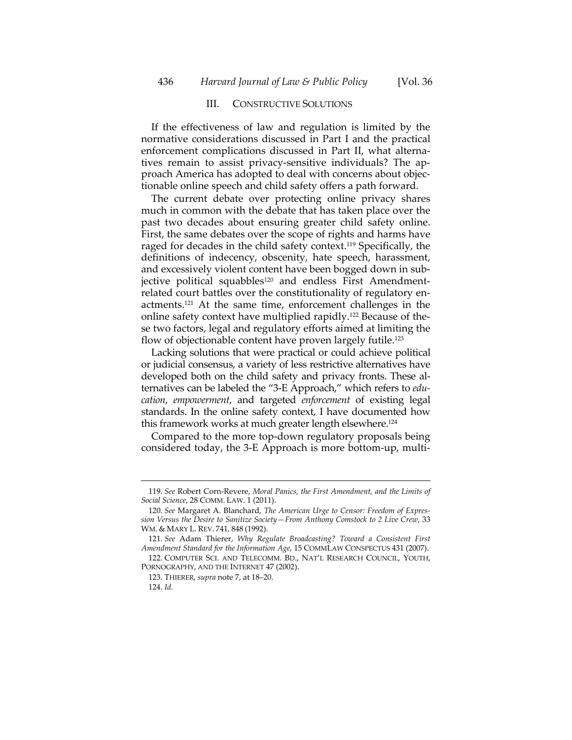## III. CONSTRUCTIVE SOLUTIONS

If the effectiveness of law and regulation is limited by the normative considerations discussed in Part I and the practical enforcement complications discussed in Part II, what alternatives remain to assist privacy-sensitive individuals? The approach America has adopted to deal with concerns about objectionable online speech and child safety offers a path forward.

The current debate over protecting online privacy shares much in common with the debate that has taken place over the past two decades about ensuring greater child safety online. First, the same debates over the scope of rights and harms have raged for decades in the child safety context.[119] Specifically, the definitions of indecency, obscenity, hate speech, harassment, and excessively violent content have been bogged down in subjective political squabbles[120] and endless First Amendment-related court battles over the constitutionality of regulatory enactments.[121] At the same time, enforcement challenges in the online safety context have multiplied rapidly.[122] Because of these two factors, legal and regulatory efforts aimed at limiting the flow of objectionable content have proven largely futile.[123]

Lacking solutions that were practical or could achieve political or judicial consensus, a variety of less restrictive alternatives have developed both on the child safety and privacy fronts. These alternatives can be labeled the "3-E Approach," which refers to *education*, *empowerment*, and targeted *enforcement* of existing legal standards. In the online safety context, I have documented how this framework works at much greater length elsewhere.[124]

Compared to the more top-down regulatory proposals being considered today, the 3-E Approach is more bottom-up, multi-

---

119. *See* Robert Corn-Revere, *Moral Panics, the First Amendment, and the Limits of Social Science*, 28 COMM. LAW. 1 (2011).

120. *See* Margaret A. Blanchard, *The American Urge to Censor: Freedom of Expression Versus the Desire to Sanitize Society—From Anthony Comstock to 2 Live Crew*, 33 WM. & MARY L. REV. 741, 848 (1992).

121. *See* Adam Thierer, *Why Regulate Broadcasting? Toward a Consistent First Amendment Standard for the Information Age*, 15 COMMLAW CONSPECTUS 431 (2007).

122. COMPUTER SCI. AND TELECOMM. BD., NAT'L RESEARCH COUNCIL, YOUTH, PORNOGRAPHY, AND THE INTERNET 47 (2002).

123. THIERER, *supra* note 7, at 18–20.

124. *Id.*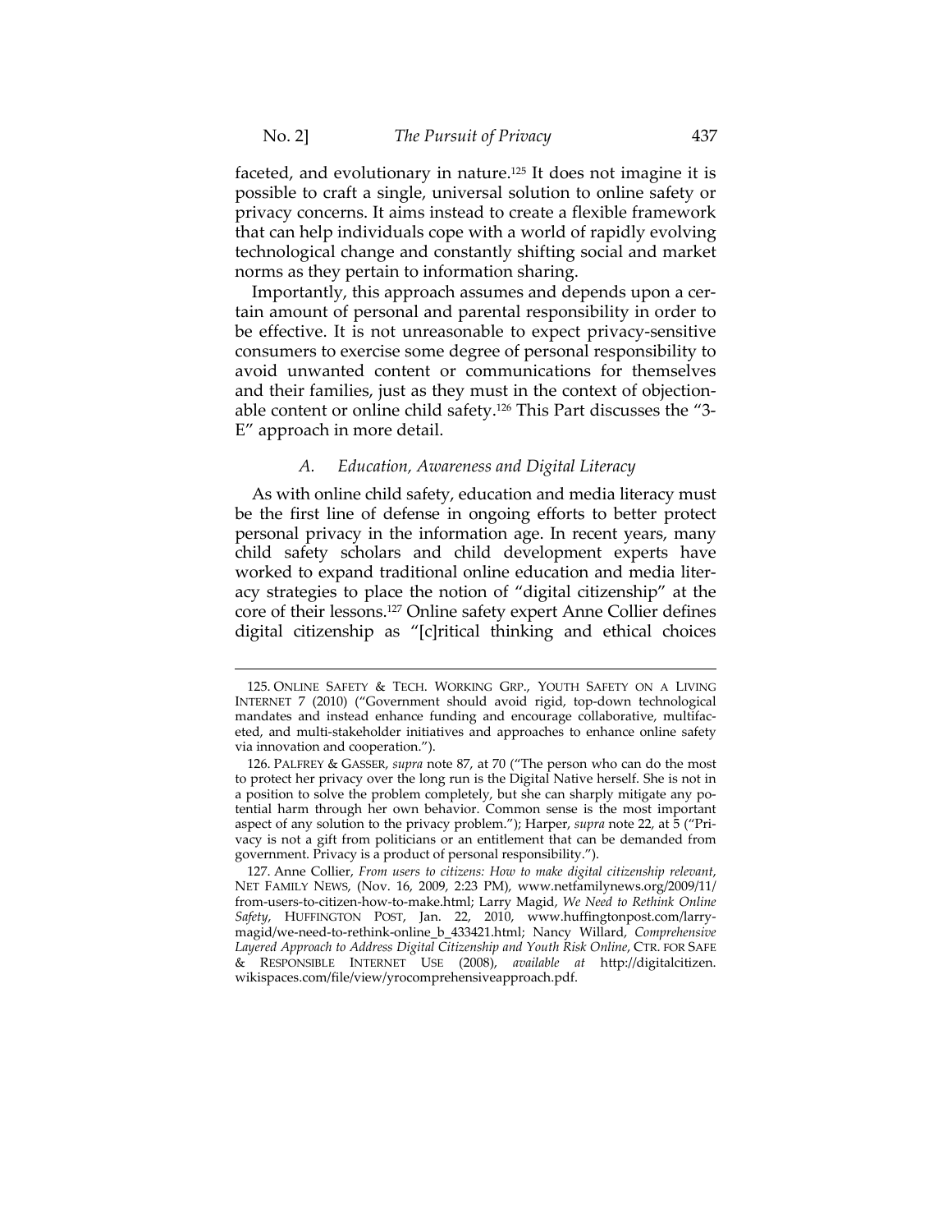faceted, and evolutionary in nature.[125] It does not imagine it is possible to craft a single, universal solution to online safety or privacy concerns. It aims instead to create a flexible framework that can help individuals cope with a world of rapidly evolving technological change and constantly shifting social and market norms as they pertain to information sharing.

Importantly, this approach assumes and depends upon a certain amount of personal and parental responsibility in order to be effective. It is not unreasonable to expect privacy-sensitive consumers to exercise some degree of personal responsibility to avoid unwanted content or communications for themselves and their families, just as they must in the context of objectionable content or online child safety.[126] This Part discusses the "3-E" approach in more detail.

### *A. Education, Awareness and Digital Literacy*

As with online child safety, education and media literacy must be the first line of defense in ongoing efforts to better protect personal privacy in the information age. In recent years, many child safety scholars and child development experts have worked to expand traditional online education and media literacy strategies to place the notion of "digital citizenship" at the core of their lessons.[127] Online safety expert Anne Collier defines digital citizenship as "[c]ritical thinking and ethical choices

---

125. ONLINE SAFETY & TECH. WORKING GRP., YOUTH SAFETY ON A LIVING INTERNET 7 (2010) ("Government should avoid rigid, top-down technological mandates and instead enhance funding and encourage collaborative, multifaceted, and multi-stakeholder initiatives and approaches to enhance online safety via innovation and cooperation.").

126. PALFREY & GASSER, *supra* note 87, at 70 ("The person who can do the most to protect her privacy over the long run is the Digital Native herself. She is not in a position to solve the problem completely, but she can sharply mitigate any potential harm through her own behavior. Common sense is the most important aspect of any solution to the privacy problem."); Harper, *supra* note 22, at 5 ("Privacy is not a gift from politicians or an entitlement that can be demanded from government. Privacy is a product of personal responsibility.").

127. Anne Collier, *From users to citizens: How to make digital citizenship relevant*, NET FAMILY NEWS, (Nov. 16, 2009, 2:23 PM), www.netfamilynews.org/2009/11/from-users-to-citizen-how-to-make.html; Larry Magid, *We Need to Rethink Online Safety*, HUFFINGTON POST, Jan. 22, 2010, www.huffingtonpost.com/larry-magid/we-need-to-rethink-online_b_433421.html; Nancy Willard, *Comprehensive Layered Approach to Address Digital Citizenship and Youth Risk Online*, CTR. FOR SAFE & RESPONSIBLE INTERNET USE (2008), *available at* http://digitalcitizen.wikispaces.com/file/view/yrocomprehensiveapproach.pdf.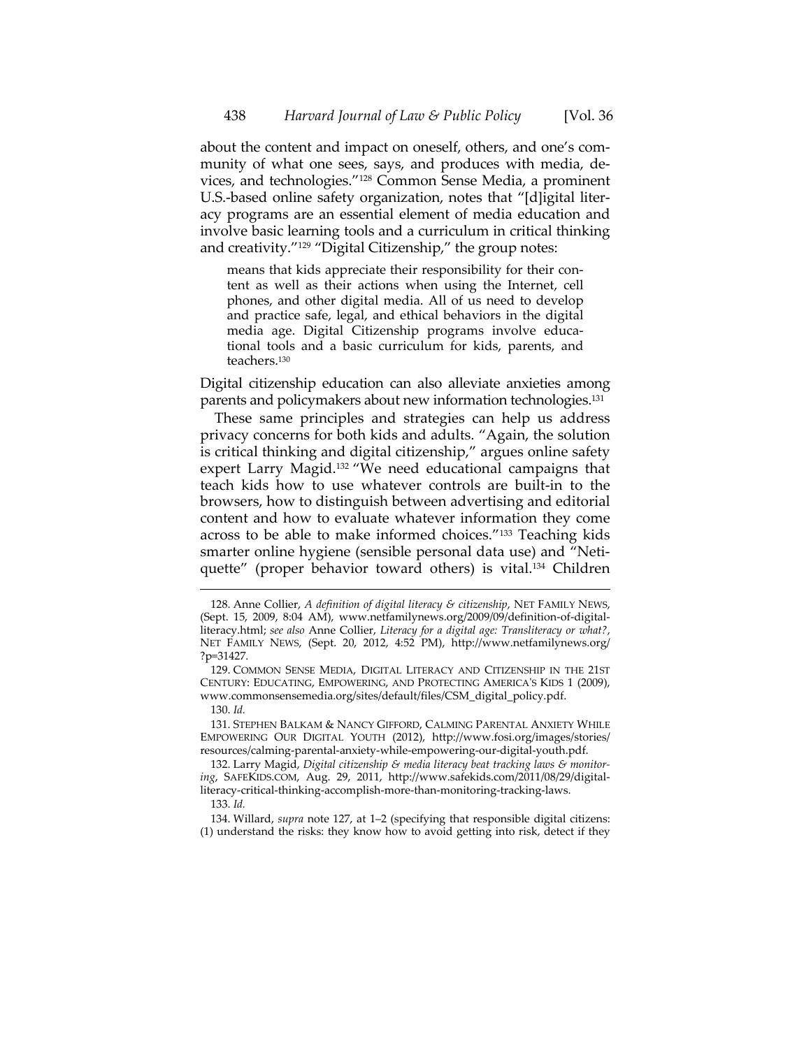about the content and impact on oneself, others, and one's community of what one sees, says, and produces with media, devices, and technologies."[128] Common Sense Media, a prominent U.S.-based online safety organization, notes that "[d]igital literacy programs are an essential element of media education and involve basic learning tools and a curriculum in critical thinking and creativity."[129] "Digital Citizenship," the group notes:

> means that kids appreciate their responsibility for their content as well as their actions when using the Internet, cell phones, and other digital media. All of us need to develop and practice safe, legal, and ethical behaviors in the digital media age. Digital Citizenship programs involve educational tools and a basic curriculum for kids, parents, and teachers.[130]

Digital citizenship education can also alleviate anxieties among parents and policymakers about new information technologies.[131]

These same principles and strategies can help us address privacy concerns for both kids and adults. "Again, the solution is critical thinking and digital citizenship," argues online safety expert Larry Magid.[132] "We need educational campaigns that teach kids how to use whatever controls are built-in to the browsers, how to distinguish between advertising and editorial content and how to evaluate whatever information they come across to be able to make informed choices."[133] Teaching kids smarter online hygiene (sensible personal data use) and "Netiquette" (proper behavior toward others) is vital.[134] Children

---

128. Anne Collier, *A definition of digital literacy & citizenship*, NET FAMILY NEWS, (Sept. 15, 2009, 8:04 AM), www.netfamilynews.org/2009/09/definition-of-digital-literacy.html; *see also* Anne Collier, *Literacy for a digital age: Transliteracy or what?*, NET FAMILY NEWS, (Sept. 20, 2012, 4:52 PM), http://www.netfamilynews.org/?p=31427.

129. COMMON SENSE MEDIA, DIGITAL LITERACY AND CITIZENSHIP IN THE 21ST CENTURY: EDUCATING, EMPOWERING, AND PROTECTING AMERICA'S KIDS 1 (2009), www.commonsensemedia.org/sites/default/files/CSM_digital_policy.pdf.

130. *Id.*

131. STEPHEN BALKAM & NANCY GIFFORD, CALMING PARENTAL ANXIETY WHILE EMPOWERING OUR DIGITAL YOUTH (2012), http://www.fosi.org/images/stories/resources/calming-parental-anxiety-while-empowering-our-digital-youth.pdf.

132. Larry Magid, *Digital citizenship & media literacy beat tracking laws & monitoring*, SAFEKIDS.COM, Aug. 29, 2011, http://www.safekids.com/2011/08/29/digital-literacy-critical-thinking-accomplish-more-than-monitoring-tracking-laws.

133. *Id.*

134. Willard, *supra* note 127, at 1–2 (specifying that responsible digital citizens: (1) understand the risks: they know how to avoid getting into risk, detect if they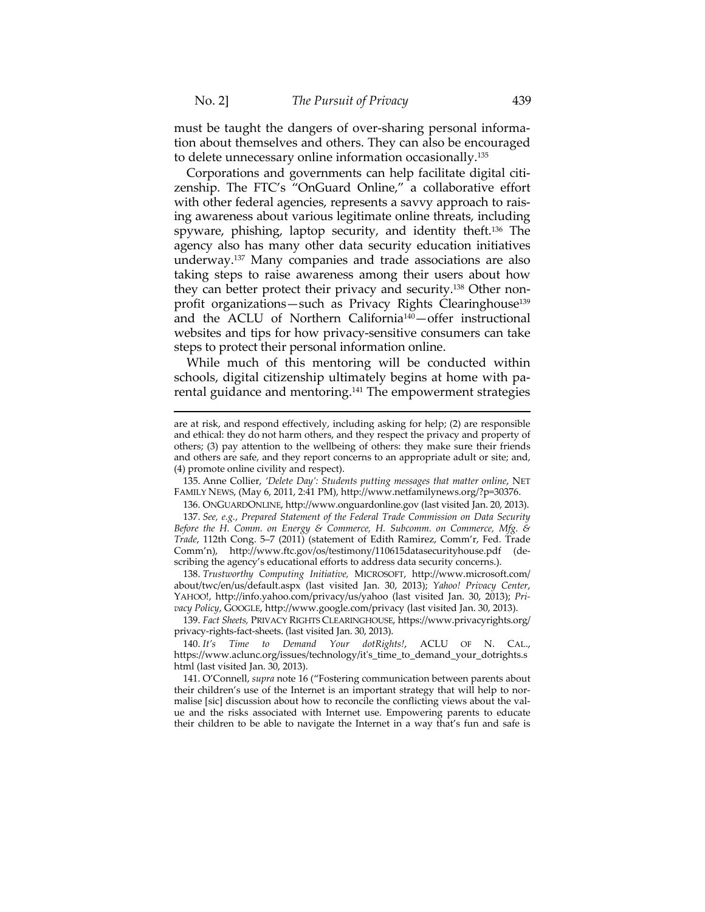must be taught the dangers of over-sharing personal information about themselves and others. They can also be encouraged to delete unnecessary online information occasionally.[135]

Corporations and governments can help facilitate digital citizenship. The FTC's "OnGuard Online," a collaborative effort with other federal agencies, represents a savvy approach to raising awareness about various legitimate online threats, including spyware, phishing, laptop security, and identity theft.[136] The agency also has many other data security education initiatives underway.[137] Many companies and trade associations are also taking steps to raise awareness among their users about how they can better protect their privacy and security.[138] Other non-profit organizations—such as Privacy Rights Clearinghouse[139] and the ACLU of Northern California[140]—offer instructional websites and tips for how privacy-sensitive consumers can take steps to protect their personal information online.

While much of this mentoring will be conducted within schools, digital citizenship ultimately begins at home with parental guidance and mentoring.[141] The empowerment strategies

---

are at risk, and respond effectively, including asking for help; (2) are responsible and ethical: they do not harm others, and they respect the privacy and property of others; (3) pay attention to the wellbeing of others: they make sure their friends and others are safe, and they report concerns to an appropriate adult or site; and, (4) promote online civility and respect).

135. Anne Collier, *'Delete Day': Students putting messages that matter online*, NET FAMILY NEWS, (May 6, 2011, 2:41 PM), http://www.netfamilynews.org/?p=30376.

136. ONGUARDONLINE, http://www.onguardonline.gov (last visited Jan. 20, 2013).

137. *See, e.g.*, *Prepared Statement of the Federal Trade Commission on Data Security Before the H. Comm. on Energy & Commerce, H. Subcomm. on Commerce, Mfg. & Trade*, 112th Cong. 5–7 (2011) (statement of Edith Ramirez, Comm'r, Fed. Trade Comm'n), http://www.ftc.gov/os/testimony/110615datasecurityhouse.pdf (describing the agency's educational efforts to address data security concerns.).

138. *Trustworthy Computing Initiative*, MICROSOFT, http://www.microsoft.com/about/twc/en/us/default.aspx (last visited Jan. 30, 2013); *Yahoo! Privacy Center*, YAHOO!, http://info.yahoo.com/privacy/us/yahoo (last visited Jan. 30, 2013); *Privacy Policy*, GOOGLE, http://www.google.com/privacy (last visited Jan. 30, 2013).

139. *Fact Sheets*, PRIVACY RIGHTS CLEARINGHOUSE, https://www.privacyrights.org/privacy-rights-fact-sheets. (last visited Jan. 30, 2013).

140. *It's Time to Demand Your dotRights!*, ACLU OF N. CAL., https://www.aclunc.org/issues/technology/it's_time_to_demand_your_dotrights.shtml (last visited Jan. 30, 2013).

141. O'Connell, *supra* note 16 ("Fostering communication between parents about their children's use of the Internet is an important strategy that will help to normalise [sic] discussion about how to reconcile the conflicting views about the value and the risks associated with Internet use. Empowering parents to educate their children to be able to navigate the Internet in a way that's fun and safe is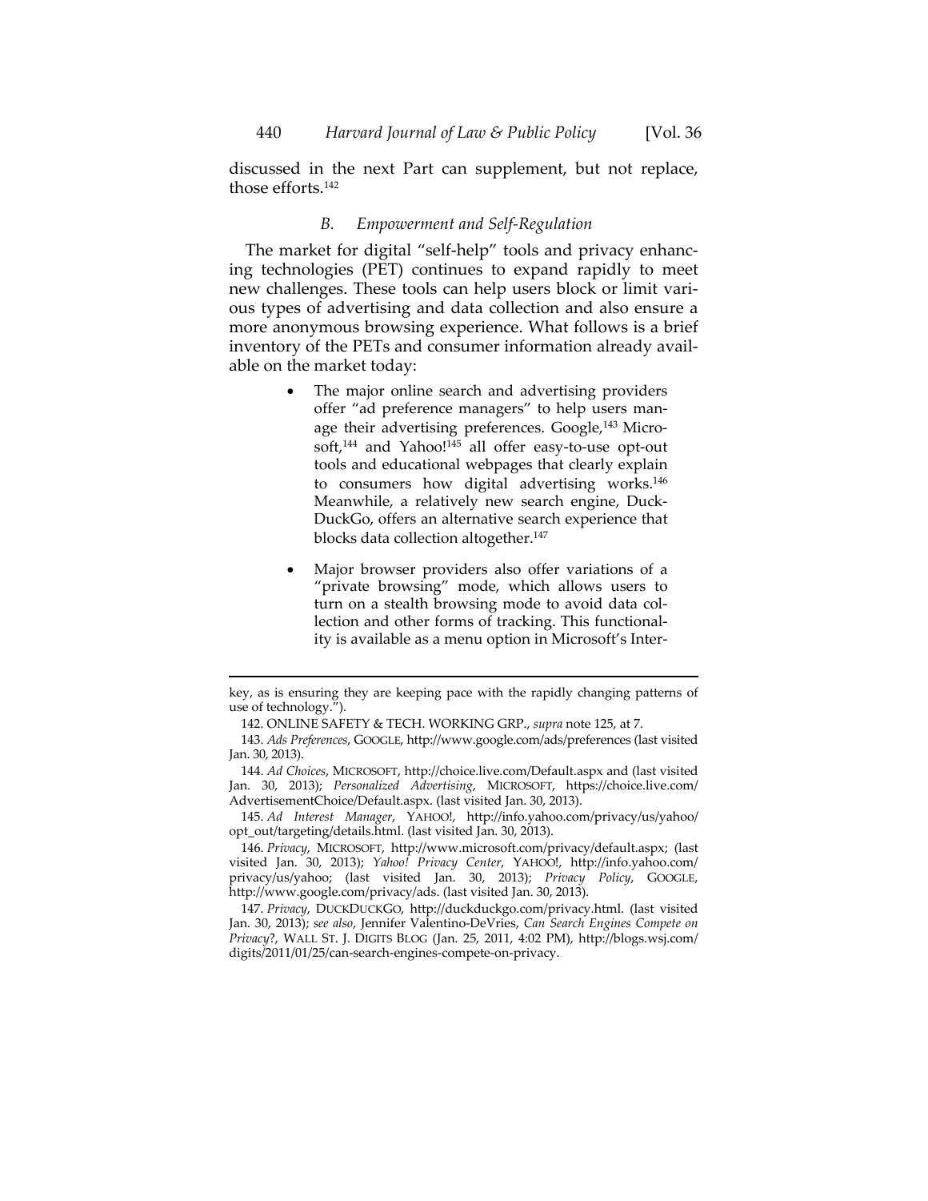discussed in the next Part can supplement, but not replace, those efforts.[142]

### B. *Empowerment and Self-Regulation*

The market for digital "self-help" tools and privacy enhancing technologies (PET) continues to expand rapidly to meet new challenges. These tools can help users block or limit various types of advertising and data collection and also ensure a more anonymous browsing experience. What follows is a brief inventory of the PETs and consumer information already available on the market today:

- The major online search and advertising providers offer "ad preference managers" to help users manage their advertising preferences. Google,[143] Microsoft,[144] and Yahoo![145] all offer easy-to-use opt-out tools and educational webpages that clearly explain to consumers how digital advertising works.[146] Meanwhile, a relatively new search engine, DuckDuckGo, offers an alternative search experience that blocks data collection altogether.[147]

- Major browser providers also offer variations of a "private browsing" mode, which allows users to turn on a stealth browsing mode to avoid data collection and other forms of tracking. This functionality is available as a menu option in Microsoft's Inter-

---

key, as is ensuring they are keeping pace with the rapidly changing patterns of use of technology.").

142. ONLINE SAFETY & TECH. WORKING GRP., *supra* note 125, at 7.

143. *Ads Preferences*, GOOGLE, http://www.google.com/ads/preferences (last visited Jan. 30, 2013).

144. *Ad Choices*, MICROSOFT, http://choice.live.com/Default.aspx and (last visited Jan. 30, 2013); *Personalized Advertising*, MICROSOFT, https://choice.live.com/AdvertisementChoice/Default.aspx. (last visited Jan. 30, 2013).

145. *Ad Interest Manager*, YAHOO!, http://info.yahoo.com/privacy/us/yahoo/opt_out/targeting/details.html. (last visited Jan. 30, 2013).

146. *Privacy*, MICROSOFT, http://www.microsoft.com/privacy/default.aspx; (last visited Jan. 30, 2013); *Yahoo! Privacy Center*, YAHOO!, http://info.yahoo.com/privacy/us/yahoo; (last visited Jan. 30, 2013); *Privacy Policy*, GOOGLE, http://www.google.com/privacy/ads. (last visited Jan. 30, 2013).

147. *Privacy*, DUCKDUCKGO, http://duckduckgo.com/privacy.html. (last visited Jan. 30, 2013); *see also*, Jennifer Valentino-DeVries, *Can Search Engines Compete on Privacy?*, WALL ST. J. DIGITS BLOG (Jan. 25, 2011, 4:02 PM), http://blogs.wsj.com/digits/2011/01/25/can-search-engines-compete-on-privacy.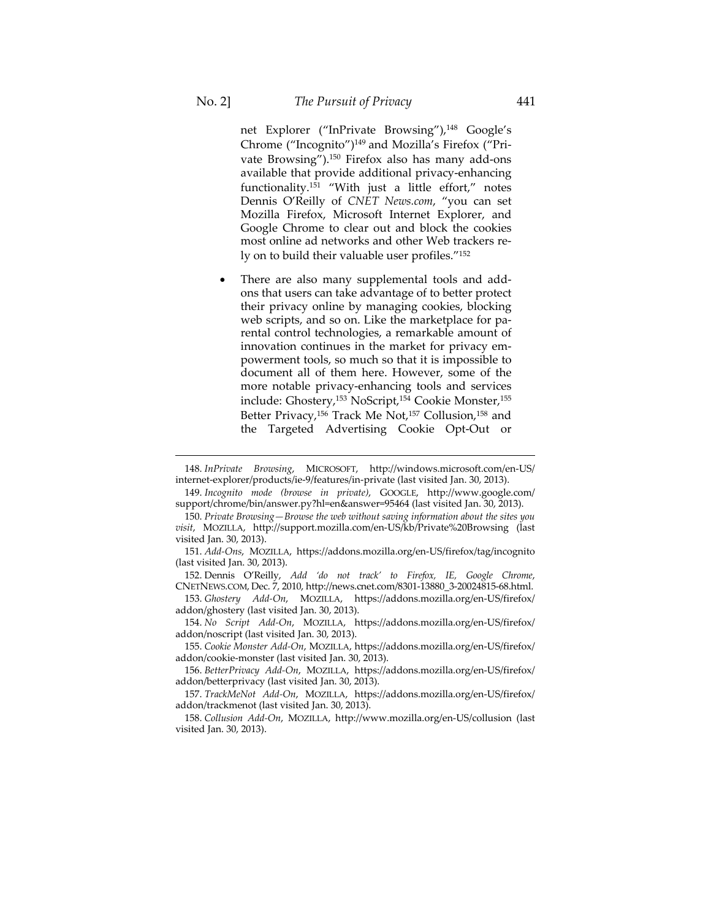net Explorer ("InPrivate Browsing"),[148] Google's Chrome ("Incognito")[149] and Mozilla's Firefox ("Private Browsing").[150] Firefox also has many add-ons available that provide additional privacy-enhancing functionality.[151] "With just a little effort," notes Dennis O'Reilly of *CNET News.com*, "you can set Mozilla Firefox, Microsoft Internet Explorer, and Google Chrome to clear out and block the cookies most online ad networks and other Web trackers rely on to build their valuable user profiles."[152]

- There are also many supplemental tools and add-ons that users can take advantage of to better protect their privacy online by managing cookies, blocking web scripts, and so on. Like the marketplace for parental control technologies, a remarkable amount of innovation continues in the market for privacy empowerment tools, so much so that it is impossible to document all of them here. However, some of the more notable privacy-enhancing tools and services include: Ghostery,[153] NoScript,[154] Cookie Monster,[155] Better Privacy,[156] Track Me Not,[157] Collusion,[158] and the Targeted Advertising Cookie Opt-Out or

---

148. *InPrivate Browsing*, MICROSOFT, http://windows.microsoft.com/en-US/internet-explorer/products/ie-9/features/in-private (last visited Jan. 30, 2013).

149. *Incognito mode (browse in private)*, GOOGLE, http://www.google.com/support/chrome/bin/answer.py?hl=en&answer=95464 (last visited Jan. 30, 2013).

150. *Private Browsing—Browse the web without saving information about the sites you visit*, MOZILLA, http://support.mozilla.com/en-US/kb/Private%20Browsing (last visited Jan. 30, 2013).

151. *Add-Ons*, MOZILLA, https://addons.mozilla.org/en-US/firefox/tag/incognito (last visited Jan. 30, 2013).

152. Dennis O'Reilly, *Add 'do not track' to Firefox, IE, Google Chrome*, CNETNEWS.COM, Dec. 7, 2010, http://news.cnet.com/8301-13880_3-20024815-68.html.

153. *Ghostery Add-On*, MOZILLA, https://addons.mozilla.org/en-US/firefox/addon/ghostery (last visited Jan. 30, 2013).

154. *No Script Add-On*, MOZILLA, https://addons.mozilla.org/en-US/firefox/addon/noscript (last visited Jan. 30, 2013).

155. *Cookie Monster Add-On*, MOZILLA, https://addons.mozilla.org/en-US/firefox/addon/cookie-monster (last visited Jan. 30, 2013).

156. *BetterPrivacy Add-On*, MOZILLA, https://addons.mozilla.org/en-US/firefox/addon/betterprivacy (last visited Jan. 30, 2013).

157. *TrackMeNot Add-On*, MOZILLA, https://addons.mozilla.org/en-US/firefox/addon/trackmenot (last visited Jan. 30, 2013).

158. *Collusion Add-On*, MOZILLA, http://www.mozilla.org/en-US/collusion (last visited Jan. 30, 2013).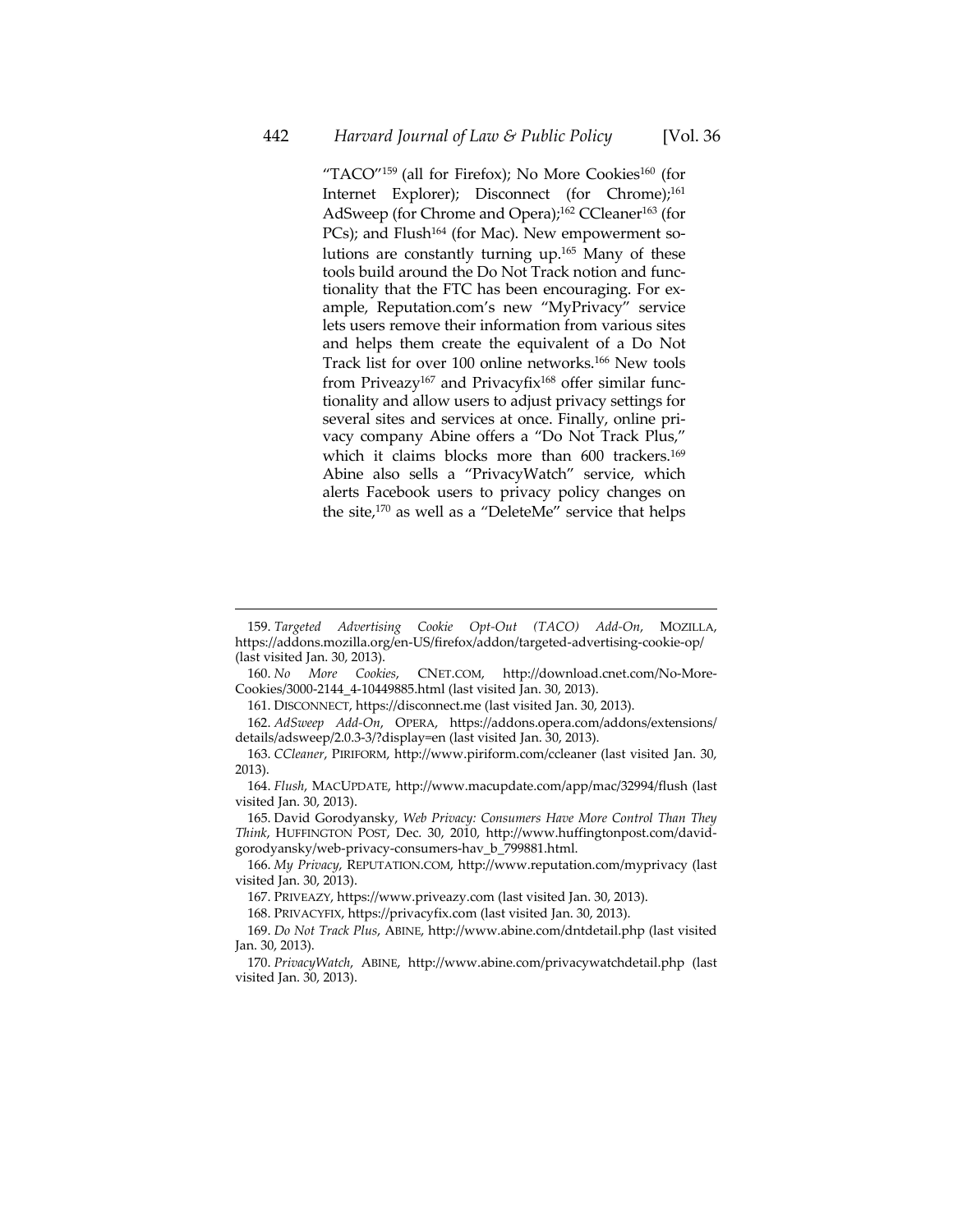"TACO"[159] (all for Firefox); No More Cookies[160] (for Internet Explorer); Disconnect (for Chrome);[161] AdSweep (for Chrome and Opera);[162] CCleaner[163] (for PCs); and Flush[164] (for Mac). New empowerment solutions are constantly turning up.[165] Many of these tools build around the Do Not Track notion and functionality that the FTC has been encouraging. For example, Reputation.com's new "MyPrivacy" service lets users remove their information from various sites and helps them create the equivalent of a Do Not Track list for over 100 online networks.[166] New tools from Priveazy[167] and Privacyfix[168] offer similar functionality and allow users to adjust privacy settings for several sites and services at once. Finally, online privacy company Abine offers a "Do Not Track Plus," which it claims blocks more than 600 trackers.[169] Abine also sells a "PrivacyWatch" service, which alerts Facebook users to privacy policy changes on the site,[170] as well as a "DeleteMe" service that helps

---

159. *Targeted Advertising Cookie Opt-Out (TACO) Add-On*, MOZILLA, https://addons.mozilla.org/en-US/firefox/addon/targeted-advertising-cookie-op/ (last visited Jan. 30, 2013).

160. *No More Cookies*, CNET.COM, http://download.cnet.com/No-More-Cookies/3000-2144_4-10449885.html (last visited Jan. 30, 2013).

161. DISCONNECT, https://disconnect.me (last visited Jan. 30, 2013).

162. *AdSweep Add-On*, OPERA, https://addons.opera.com/addons/extensions/details/adsweep/2.0.3-3/?display=en (last visited Jan. 30, 2013).

163. *CCleaner*, PIRIFORM, http://www.piriform.com/ccleaner (last visited Jan. 30, 2013).

164. *Flush*, MACUPDATE, http://www.macupdate.com/app/mac/32994/flush (last visited Jan. 30, 2013).

165. David Gorodyansky, *Web Privacy: Consumers Have More Control Than They Think*, HUFFINGTON POST, Dec. 30, 2010, http://www.huffingtonpost.com/david-gorodyansky/web-privacy-consumers-hav_b_799881.html.

166. *My Privacy*, REPUTATION.COM, http://www.reputation.com/myprivacy (last visited Jan. 30, 2013).

167. PRIVEAZY, https://www.priveazy.com (last visited Jan. 30, 2013).

168. PRIVACYFIX, https://privacyfix.com (last visited Jan. 30, 2013).

169. *Do Not Track Plus*, ABINE, http://www.abine.com/dntdetail.php (last visited Jan. 30, 2013).

170. *PrivacyWatch*, ABINE, http://www.abine.com/privacywatchdetail.php (last visited Jan. 30, 2013).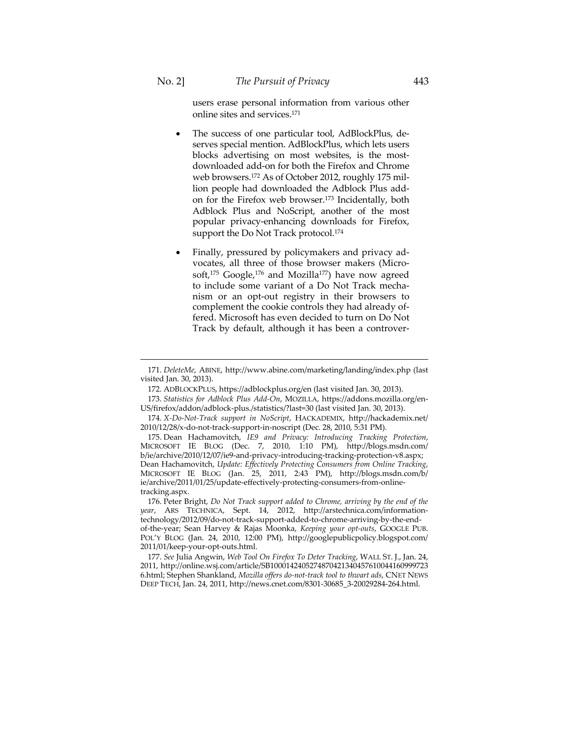users erase personal information from various other online sites and services.[171]

- The success of one particular tool, AdBlockPlus, deserves special mention. AdBlockPlus, which lets users blocks advertising on most websites, is the most-downloaded add-on for both the Firefox and Chrome web browsers.[172] As of October 2012, roughly 175 million people had downloaded the Adblock Plus add-on for the Firefox web browser.[173] Incidentally, both Adblock Plus and NoScript, another of the most popular privacy-enhancing downloads for Firefox, support the Do Not Track protocol.[174]

- Finally, pressured by policymakers and privacy advocates, all three of those browser makers (Microsoft,[175] Google,[176] and Mozilla[177]) have now agreed to include some variant of a Do Not Track mechanism or an opt-out registry in their browsers to complement the cookie controls they had already offered. Microsoft has even decided to turn on Do Not Track by default, although it has been a controver-

---

171. *DeleteMe*, ABINE, http://www.abine.com/marketing/landing/index.php (last visited Jan. 30, 2013).

172. ADBLOCKPLUS, https://adblockplus.org/en (last visited Jan. 30, 2013).

173. *Statistics for Adblock Plus Add-On*, MOZILLA, https://addons.mozilla.org/en-US/firefox/addon/adblock-plus./statistics/?last=30 (last visited Jan. 30, 2013).

174. *X-Do-Not-Track support in NoScript*, HACKADEMIX, http://hackademix.net/2010/12/28/x-do-not-track-support-in-noscript (Dec. 28, 2010, 5:31 PM).

175. Dean Hachamovitch, *IE9 and Privacy: Introducing Tracking Protection*, MICROSOFT IE BLOG (Dec. 7, 2010, 1:10 PM), http://blogs.msdn.com/b/ie/archive/2010/12/07/ie9-and-privacy-introducing-tracking-protection-v8.aspx; Dean Hachamovitch, *Update: Effectively Protecting Consumers from Online Tracking*, MICROSOFT IE BLOG (Jan. 25, 2011, 2:43 PM), http://blogs.msdn.com/b/ie/archive/2011/01/25/update-effectively-protecting-consumers-from-online-tracking.aspx.

176. Peter Bright, *Do Not Track support added to Chrome, arriving by the end of the year*, ARS TECHNICA, Sept. 14, 2012, http://arstechnica.com/information-technology/2012/09/do-not-track-support-added-to-chrome-arriving-by-the-end-of-the-year; Sean Harvey & Rajas Moonka, *Keeping your opt-outs*, GOOGLE PUB. POL'Y BLOG (Jan. 24, 2010, 12:00 PM), http://googlepublicpolicy.blogspot.com/2011/01/keep-your-opt-outs.html.

177. *See* Julia Angwin, *Web Tool On Firefox To Deter Tracking*, WALL ST. J., Jan. 24, 2011, http://online.wsj.com/article/SB10001424052748704213404576100441609997236.html; Stephen Shankland, *Mozilla offers do-not-track tool to thwart ads*, CNET NEWS DEEP TECH, Jan. 24, 2011, http://news.cnet.com/8301-30685_3-20029284-264.html.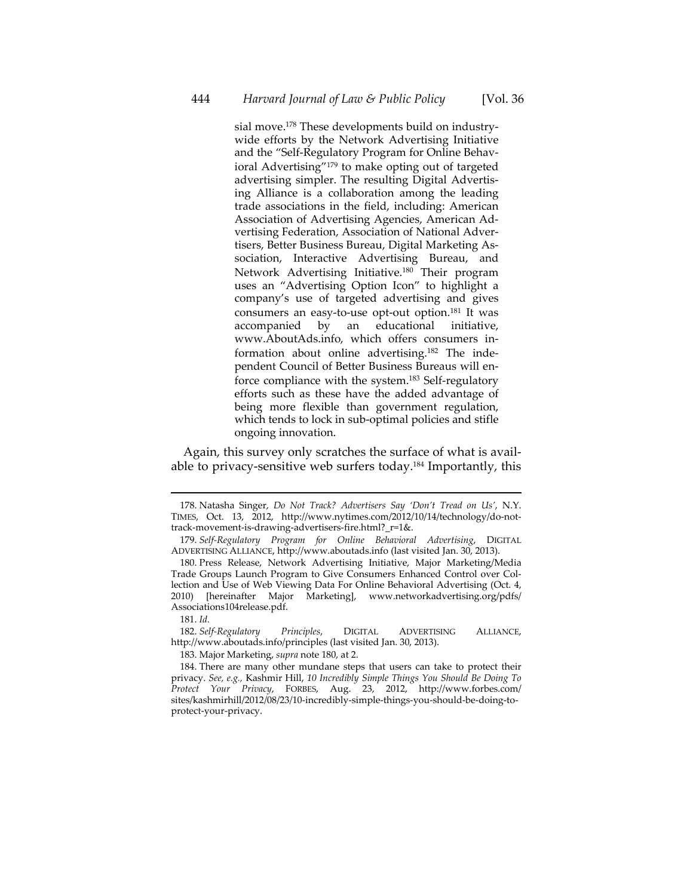sial move.[178] These developments build on industry-wide efforts by the Network Advertising Initiative and the "Self-Regulatory Program for Online Behavioral Advertising"[179] to make opting out of targeted advertising simpler. The resulting Digital Advertising Alliance is a collaboration among the leading trade associations in the field, including: American Association of Advertising Agencies, American Advertising Federation, Association of National Advertisers, Better Business Bureau, Digital Marketing Association, Interactive Advertising Bureau, and Network Advertising Initiative.[180] Their program uses an "Advertising Option Icon" to highlight a company's use of targeted advertising and gives consumers an easy-to-use opt-out option.[181] It was accompanied by an educational initiative, www.AboutAds.info, which offers consumers information about online advertising.[182] The independent Council of Better Business Bureaus will enforce compliance with the system.[183] Self-regulatory efforts such as these have the added advantage of being more flexible than government regulation, which tends to lock in sub-optimal policies and stifle ongoing innovation.

Again, this survey only scratches the surface of what is available to privacy-sensitive web surfers today.[184] Importantly, this

---

178. Natasha Singer, *Do Not Track? Advertisers Say 'Don't Tread on Us'*, N.Y. TIMES, Oct. 13, 2012, http://www.nytimes.com/2012/10/14/technology/do-not-track-movement-is-drawing-advertisers-fire.html?_r=1&.

179. *Self-Regulatory Program for Online Behavioral Advertising*, DIGITAL ADVERTISING ALLIANCE, http://www.aboutads.info (last visited Jan. 30, 2013).

180. Press Release, Network Advertising Initiative, Major Marketing/Media Trade Groups Launch Program to Give Consumers Enhanced Control over Collection and Use of Web Viewing Data For Online Behavioral Advertising (Oct. 4, 2010) [hereinafter Major Marketing], www.networkadvertising.org/pdfs/Associations104release.pdf.

181. *Id.*

182. *Self-Regulatory Principles*, DIGITAL ADVERTISING ALLIANCE, http://www.aboutads.info/principles (last visited Jan. 30, 2013).

183. Major Marketing, *supra* note 180, at 2.

184. There are many other mundane steps that users can take to protect their privacy. *See, e.g.*, Kashmir Hill, *10 Incredibly Simple Things You Should Be Doing To Protect Your Privacy*, FORBES, Aug. 23, 2012, http://www.forbes.com/sites/kashmirhill/2012/08/23/10-incredibly-simple-things-you-should-be-doing-to-protect-your-privacy.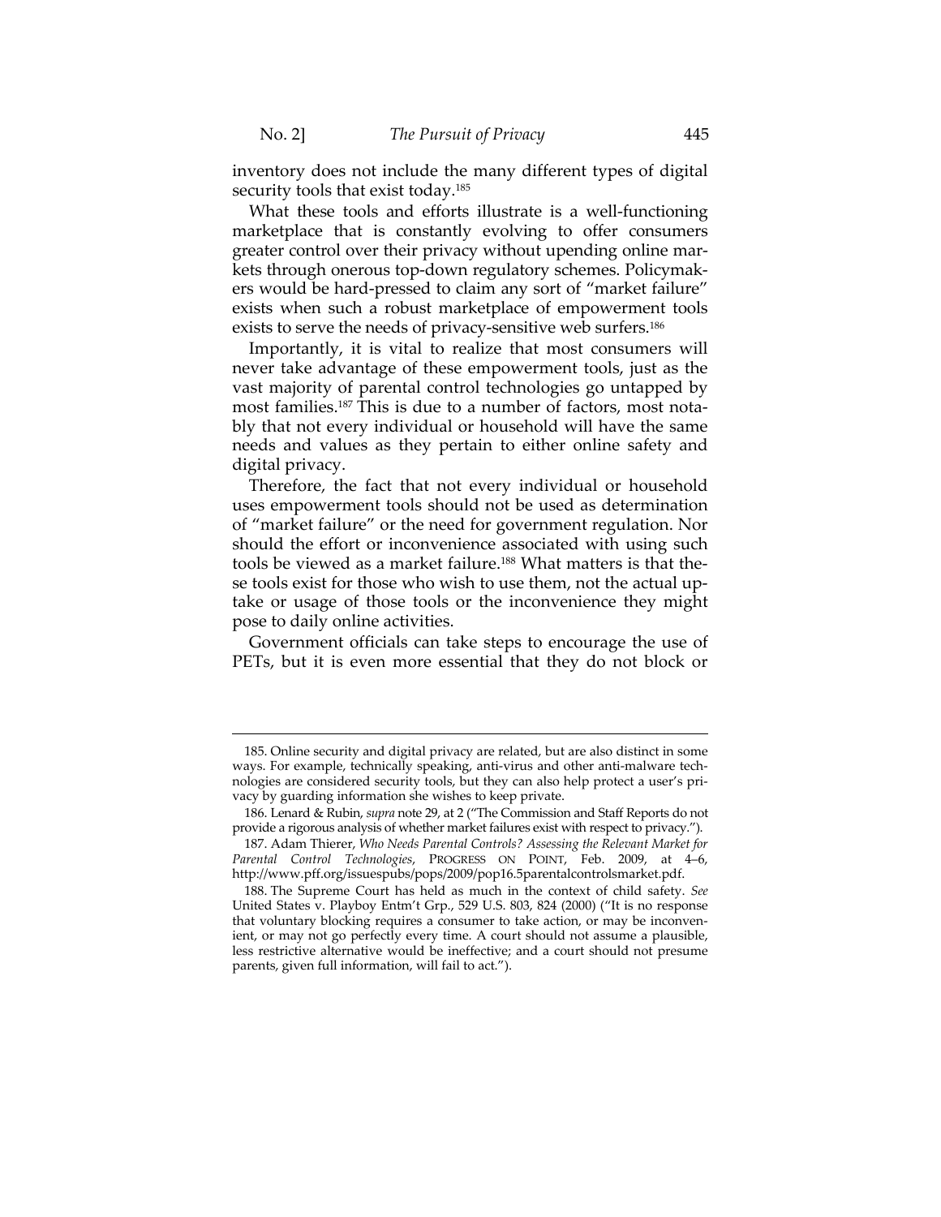inventory does not include the many different types of digital security tools that exist today.[185]

What these tools and efforts illustrate is a well-functioning marketplace that is constantly evolving to offer consumers greater control over their privacy without upending online markets through onerous top-down regulatory schemes. Policymakers would be hard-pressed to claim any sort of "market failure" exists when such a robust marketplace of empowerment tools exists to serve the needs of privacy-sensitive web surfers.[186]

Importantly, it is vital to realize that most consumers will never take advantage of these empowerment tools, just as the vast majority of parental control technologies go untapped by most families.[187] This is due to a number of factors, most notably that not every individual or household will have the same needs and values as they pertain to either online safety and digital privacy.

Therefore, the fact that not every individual or household uses empowerment tools should not be used as determination of "market failure" or the need for government regulation. Nor should the effort or inconvenience associated with using such tools be viewed as a market failure.[188] What matters is that these tools exist for those who wish to use them, not the actual uptake or usage of those tools or the inconvenience they might pose to daily online activities.

Government officials can take steps to encourage the use of PETs, but it is even more essential that they do not block or

---

185. Online security and digital privacy are related, but are also distinct in some ways. For example, technically speaking, anti-virus and other anti-malware technologies are considered security tools, but they can also help protect a user's privacy by guarding information she wishes to keep private.

186. Lenard & Rubin, *supra* note 29, at 2 ("The Commission and Staff Reports do not provide a rigorous analysis of whether market failures exist with respect to privacy.").

187. Adam Thierer, *Who Needs Parental Controls? Assessing the Relevant Market for Parental Control Technologies*, PROGRESS ON POINT, Feb. 2009, at 4–6, http://www.pff.org/issuespubs/pops/2009/pop16.5parentalcontrolsmarket.pdf.

188. The Supreme Court has held as much in the context of child safety. *See* United States v. Playboy Entm't Grp., 529 U.S. 803, 824 (2000) ("It is no response that voluntary blocking requires a consumer to take action, or may be inconvenient, or may not go perfectly every time. A court should not assume a plausible, less restrictive alternative would be ineffective; and a court should not presume parents, given full information, will fail to act.").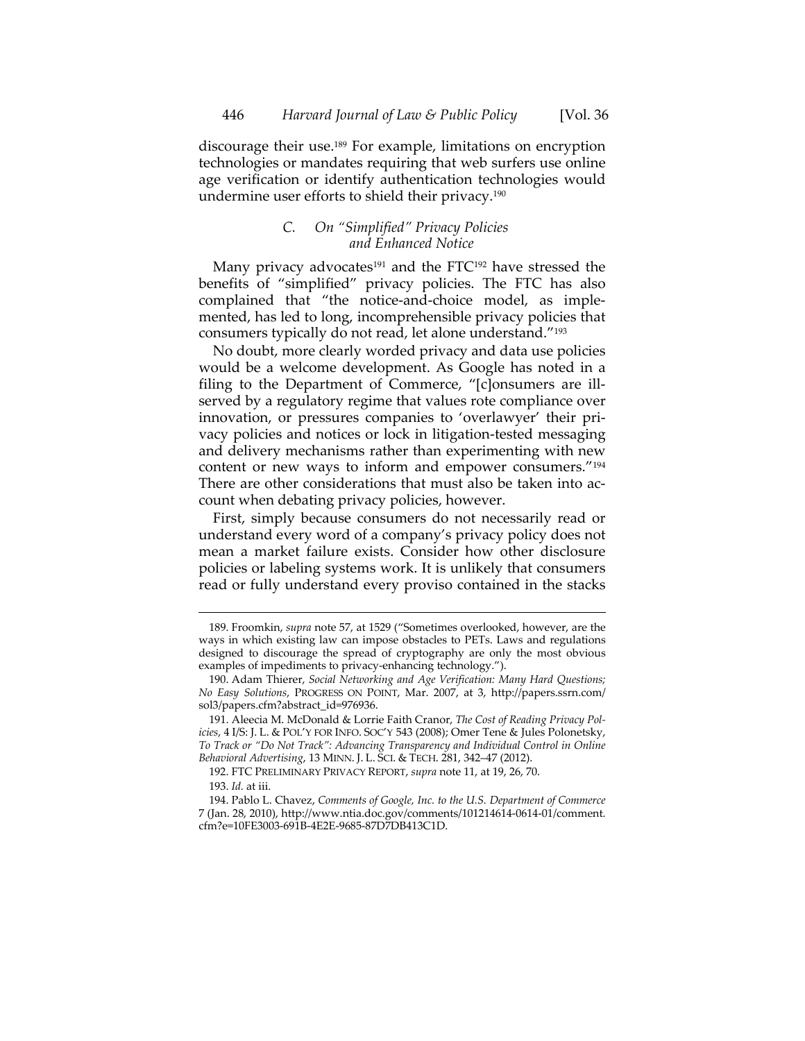discourage their use.[189] For example, limitations on encryption technologies or mandates requiring that web surfers use online age verification or identify authentication technologies would undermine user efforts to shield their privacy.[190]

### C. On "Simplified" Privacy Policies and Enhanced Notice

Many privacy advocates[191] and the FTC[192] have stressed the benefits of "simplified" privacy policies. The FTC has also complained that "the notice-and-choice model, as implemented, has led to long, incomprehensible privacy policies that consumers typically do not read, let alone understand."[193]

No doubt, more clearly worded privacy and data use policies would be a welcome development. As Google has noted in a filing to the Department of Commerce, "[c]onsumers are ill-served by a regulatory regime that values rote compliance over innovation, or pressures companies to 'overlawyer' their privacy policies and notices or lock in litigation-tested messaging and delivery mechanisms rather than experimenting with new content or new ways to inform and empower consumers."[194] There are other considerations that must also be taken into account when debating privacy policies, however.

First, simply because consumers do not necessarily read or understand every word of a company's privacy policy does not mean a market failure exists. Consider how other disclosure policies or labeling systems work. It is unlikely that consumers read or fully understand every proviso contained in the stacks

---

189. Froomkin, *supra* note 57, at 1529 ("Sometimes overlooked, however, are the ways in which existing law can impose obstacles to PETs. Laws and regulations designed to discourage the spread of cryptography are only the most obvious examples of impediments to privacy-enhancing technology.").

190. Adam Thierer, *Social Networking and Age Verification: Many Hard Questions; No Easy Solutions*, PROGRESS ON POINT, Mar. 2007, at 3, http://papers.ssrn.com/sol3/papers.cfm?abstract_id=976936.

191. Aleecia M. McDonald & Lorrie Faith Cranor, *The Cost of Reading Privacy Policies*, 4 I/S: J. L. & POL'Y FOR INFO. SOC'Y 543 (2008); Omer Tene & Jules Polonetsky, *To Track or "Do Not Track": Advancing Transparency and Individual Control in Online Behavioral Advertising*, 13 MINN. J. L. SCI. & TECH. 281, 342–47 (2012).

192. FTC PRELIMINARY PRIVACY REPORT, *supra* note 11, at 19, 26, 70.

193. *Id.* at iii.

194. Pablo L. Chavez, *Comments of Google, Inc. to the U.S. Department of Commerce* 7 (Jan. 28, 2010), http://www.ntia.doc.gov/comments/101214614-0614-01/comment.cfm?e=10FE3003-691B-4E2E-9685-87D7DB413C1D.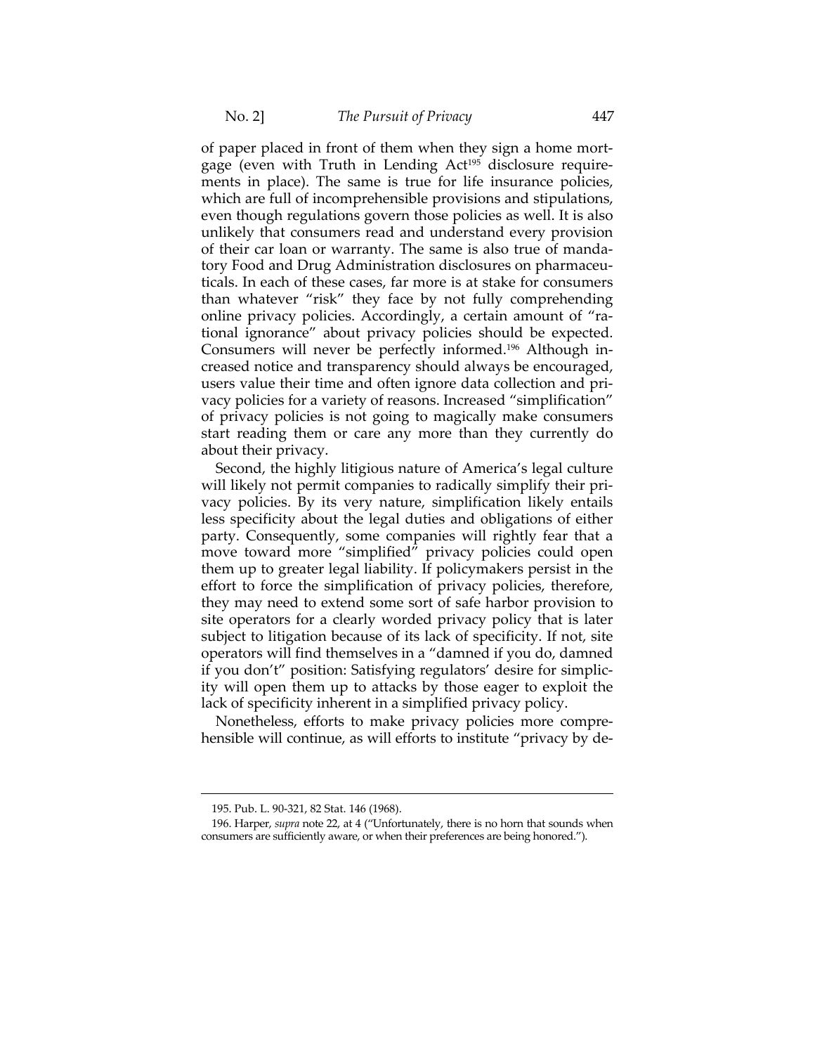of paper placed in front of them when they sign a home mortgage (even with Truth in Lending Act[195] disclosure requirements in place). The same is true for life insurance policies, which are full of incomprehensible provisions and stipulations, even though regulations govern those policies as well. It is also unlikely that consumers read and understand every provision of their car loan or warranty. The same is also true of mandatory Food and Drug Administration disclosures on pharmaceuticals. In each of these cases, far more is at stake for consumers than whatever "risk" they face by not fully comprehending online privacy policies. Accordingly, a certain amount of "rational ignorance" about privacy policies should be expected. Consumers will never be perfectly informed.[196] Although increased notice and transparency should always be encouraged, users value their time and often ignore data collection and privacy policies for a variety of reasons. Increased "simplification" of privacy policies is not going to magically make consumers start reading them or care any more than they currently do about their privacy.

Second, the highly litigious nature of America's legal culture will likely not permit companies to radically simplify their privacy policies. By its very nature, simplification likely entails less specificity about the legal duties and obligations of either party. Consequently, some companies will rightly fear that a move toward more "simplified" privacy policies could open them up to greater legal liability. If policymakers persist in the effort to force the simplification of privacy policies, therefore, they may need to extend some sort of safe harbor provision to site operators for a clearly worded privacy policy that is later subject to litigation because of its lack of specificity. If not, site operators will find themselves in a "damned if you do, damned if you don't" position: Satisfying regulators' desire for simplicity will open them up to attacks by those eager to exploit the lack of specificity inherent in a simplified privacy policy.

Nonetheless, efforts to make privacy policies more comprehensible will continue, as will efforts to institute "privacy by de-

---

195. Pub. L. 90-321, 82 Stat. 146 (1968).

196. Harper, *supra* note 22, at 4 ("Unfortunately, there is no horn that sounds when consumers are sufficiently aware, or when their preferences are being honored.").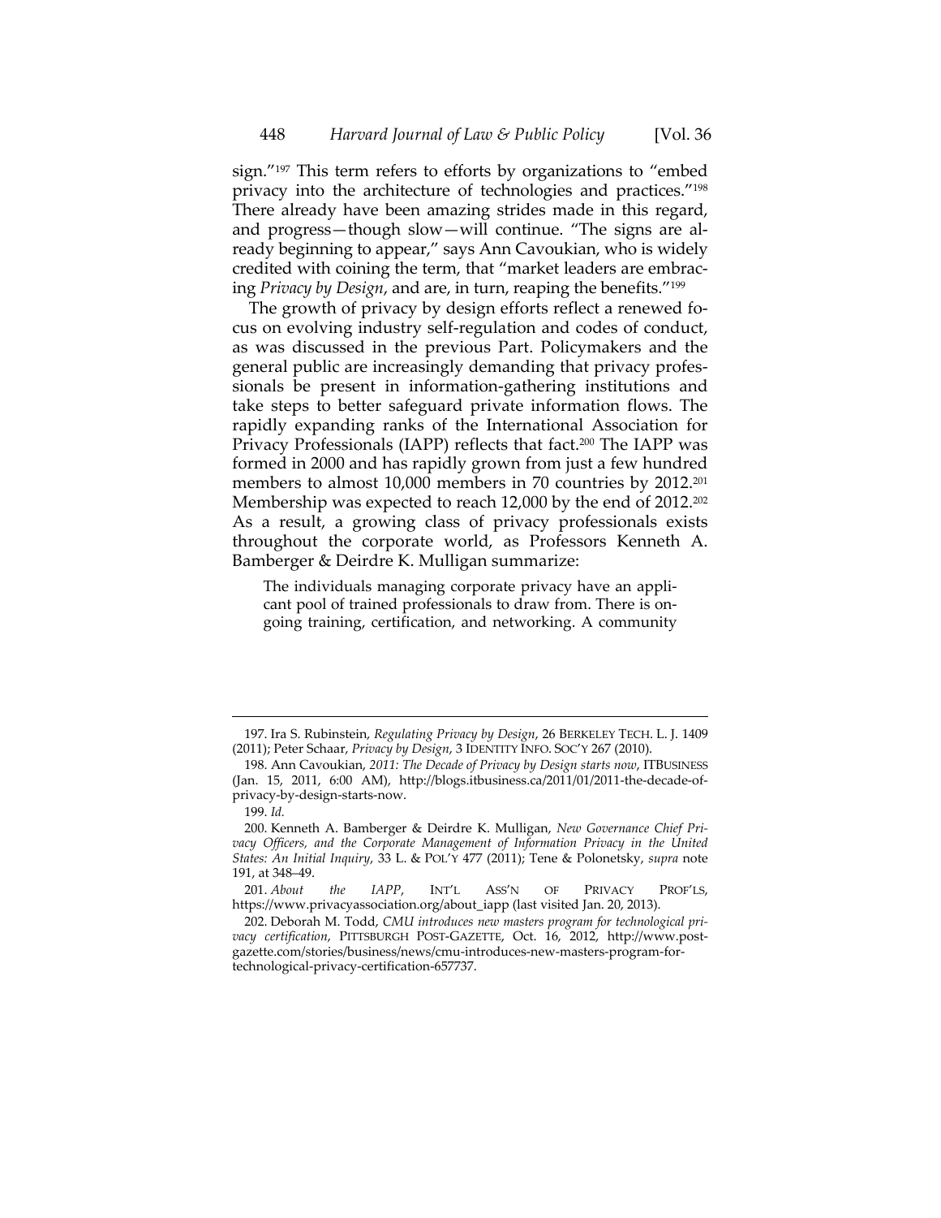sign."[197] This term refers to efforts by organizations to "embed privacy into the architecture of technologies and practices."[198] There already have been amazing strides made in this regard, and progress—though slow—will continue. "The signs are already beginning to appear," says Ann Cavoukian, who is widely credited with coining the term, that "market leaders are embracing *Privacy by Design*, and are, in turn, reaping the benefits."[199]

The growth of privacy by design efforts reflect a renewed focus on evolving industry self-regulation and codes of conduct, as was discussed in the previous Part. Policymakers and the general public are increasingly demanding that privacy professionals be present in information-gathering institutions and take steps to better safeguard private information flows. The rapidly expanding ranks of the International Association for Privacy Professionals (IAPP) reflects that fact.[200] The IAPP was formed in 2000 and has rapidly grown from just a few hundred members to almost 10,000 members in 70 countries by 2012.[201] Membership was expected to reach 12,000 by the end of 2012.[202] As a result, a growing class of privacy professionals exists throughout the corporate world, as Professors Kenneth A. Bamberger & Deirdre K. Mulligan summarize:

> The individuals managing corporate privacy have an applicant pool of trained professionals to draw from. There is ongoing training, certification, and networking. A community

---

197. Ira S. Rubinstein, *Regulating Privacy by Design*, 26 BERKELEY TECH. L. J. 1409 (2011); Peter Schaar, *Privacy by Design*, 3 IDENTITY INFO. SOC'Y 267 (2010).

198. Ann Cavoukian, *2011: The Decade of Privacy by Design starts now*, ITBUSINESS (Jan. 15, 2011, 6:00 AM), http://blogs.itbusiness.ca/2011/01/2011-the-decade-of-privacy-by-design-starts-now.

199. *Id.*

200. Kenneth A. Bamberger & Deirdre K. Mulligan, *New Governance Chief Privacy Officers, and the Corporate Management of Information Privacy in the United States: An Initial Inquiry*, 33 L. & POL'Y 477 (2011); Tene & Polonetsky, *supra* note 191, at 348–49.

201. *About the IAPP*, INT'L ASS'N OF PRIVACY PROF'LS, https://www.privacyassociation.org/about_iapp (last visited Jan. 20, 2013).

202. Deborah M. Todd, *CMU introduces new masters program for technological privacy certification*, PITTSBURGH POST-GAZETTE, Oct. 16, 2012, http://www.post-gazette.com/stories/business/news/cmu-introduces-new-masters-program-for-technological-privacy-certification-657737.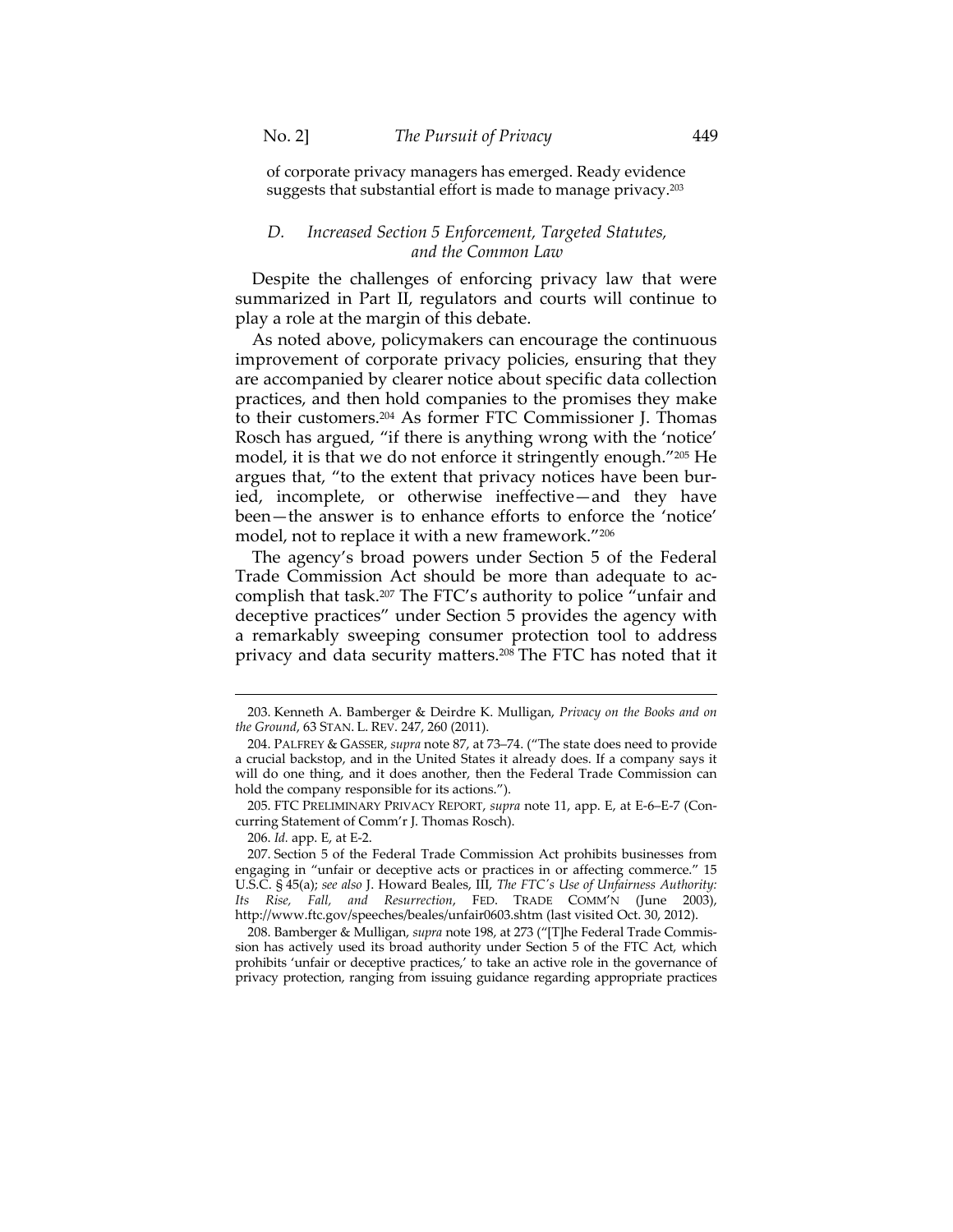of corporate privacy managers has emerged. Ready evidence suggests that substantial effort is made to manage privacy.[203]

### *D. Increased Section 5 Enforcement, Targeted Statutes, and the Common Law*

Despite the challenges of enforcing privacy law that were summarized in Part II, regulators and courts will continue to play a role at the margin of this debate.

As noted above, policymakers can encourage the continuous improvement of corporate privacy policies, ensuring that they are accompanied by clearer notice about specific data collection practices, and then hold companies to the promises they make to their customers.[204] As former FTC Commissioner J. Thomas Rosch has argued, "if there is anything wrong with the 'notice' model, it is that we do not enforce it stringently enough."[205] He argues that, "to the extent that privacy notices have been buried, incomplete, or otherwise ineffective—and they have been—the answer is to enhance efforts to enforce the 'notice' model, not to replace it with a new framework."[206]

The agency's broad powers under Section 5 of the Federal Trade Commission Act should be more than adequate to accomplish that task.[207] The FTC's authority to police "unfair and deceptive practices" under Section 5 provides the agency with a remarkably sweeping consumer protection tool to address privacy and data security matters.[208] The FTC has noted that it

---

203. Kenneth A. Bamberger & Deirdre K. Mulligan, *Privacy on the Books and on the Ground*, 63 STAN. L. REV. 247, 260 (2011).

204. PALFREY & GASSER, *supra* note 87, at 73–74. ("The state does need to provide a crucial backstop, and in the United States it already does. If a company says it will do one thing, and it does another, then the Federal Trade Commission can hold the company responsible for its actions.").

205. FTC PRELIMINARY PRIVACY REPORT, *supra* note 11, app. E, at E-6–E-7 (Concurring Statement of Comm'r J. Thomas Rosch).

206. *Id.* app. E, at E-2.

207. Section 5 of the Federal Trade Commission Act prohibits businesses from engaging in "unfair or deceptive acts or practices in or affecting commerce." 15 U.S.C. § 45(a); *see also* J. Howard Beales, III, *The FTC's Use of Unfairness Authority: Its Rise, Fall, and Resurrection*, FED. TRADE COMM'N (June 2003), http://www.ftc.gov/speeches/beales/unfair0603.shtm (last visited Oct. 30, 2012).

208. Bamberger & Mulligan, *supra* note 198, at 273 ("[T]he Federal Trade Commission has actively used its broad authority under Section 5 of the FTC Act, which prohibits 'unfair or deceptive practices,' to take an active role in the governance of privacy protection, ranging from issuing guidance regarding appropriate practices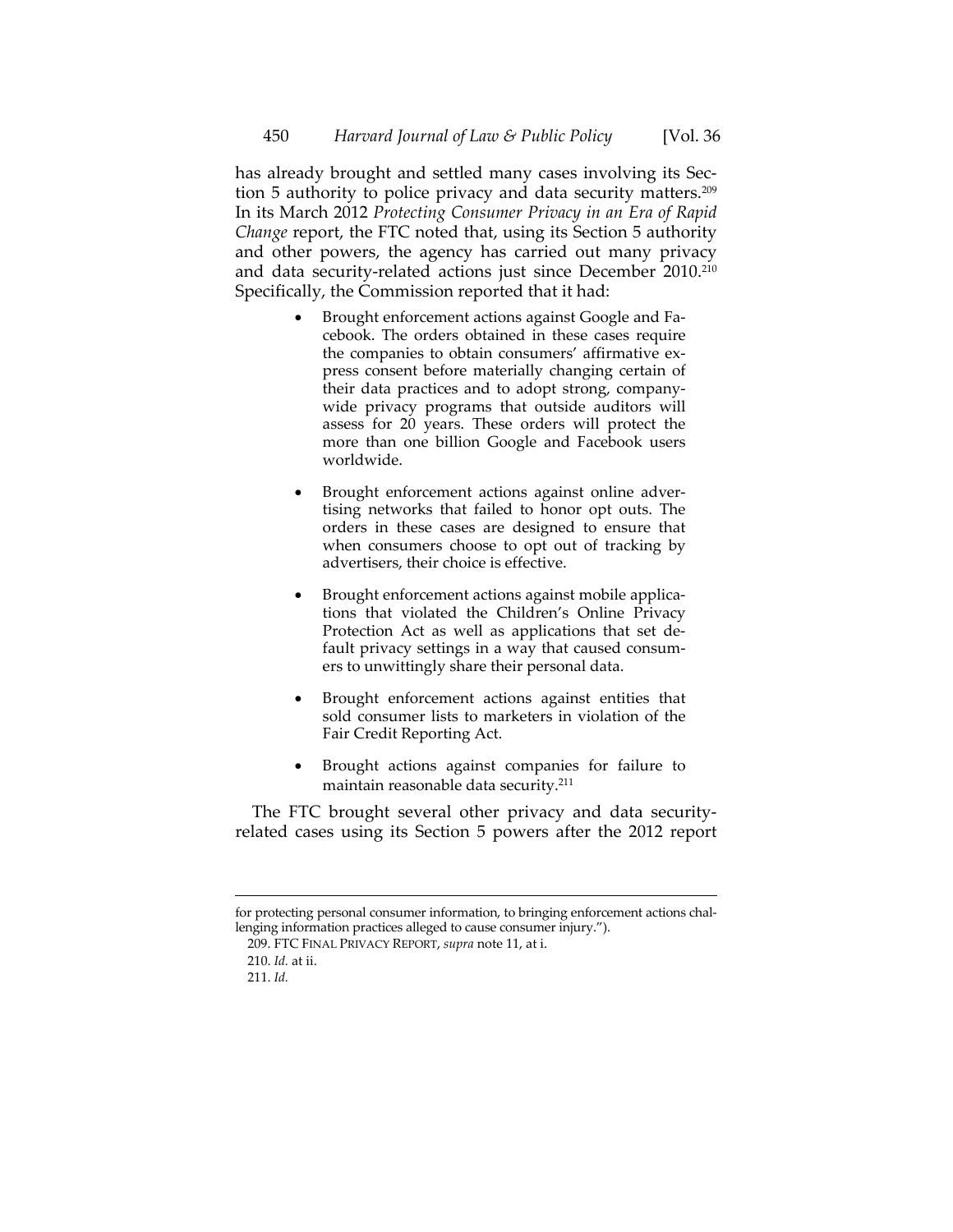has already brought and settled many cases involving its Section 5 authority to police privacy and data security matters.[209] In its March 2012 *Protecting Consumer Privacy in an Era of Rapid Change* report, the FTC noted that, using its Section 5 authority and other powers, the agency has carried out many privacy and data security-related actions just since December 2010.[210] Specifically, the Commission reported that it had:

- Brought enforcement actions against Google and Facebook. The orders obtained in these cases require the companies to obtain consumers' affirmative express consent before materially changing certain of their data practices and to adopt strong, company-wide privacy programs that outside auditors will assess for 20 years. These orders will protect the more than one billion Google and Facebook users worldwide.

- Brought enforcement actions against online advertising networks that failed to honor opt outs. The orders in these cases are designed to ensure that when consumers choose to opt out of tracking by advertisers, their choice is effective.

- Brought enforcement actions against mobile applications that violated the Children's Online Privacy Protection Act as well as applications that set default privacy settings in a way that caused consumers to unwittingly share their personal data.

- Brought enforcement actions against entities that sold consumer lists to marketers in violation of the Fair Credit Reporting Act.

- Brought actions against companies for failure to maintain reasonable data security.[211]

The FTC brought several other privacy and data security-related cases using its Section 5 powers after the 2012 report

---

for protecting personal consumer information, to bringing enforcement actions challenging information practices alleged to cause consumer injury.").

209. FTC FINAL PRIVACY REPORT, *supra* note 11, at i.

210. *Id.* at ii.

211. *Id.*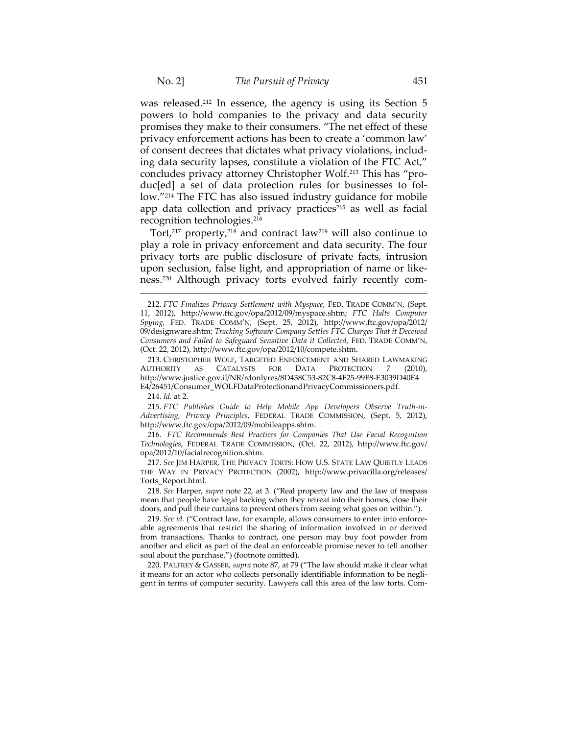was released.[212] In essence, the agency is using its Section 5 powers to hold companies to the privacy and data security promises they make to their consumers. "The net effect of these privacy enforcement actions has been to create a 'common law' of consent decrees that dictates what privacy violations, including data security lapses, constitute a violation of the FTC Act," concludes privacy attorney Christopher Wolf.[213] This has "produc[ed] a set of data protection rules for businesses to follow."[214] The FTC has also issued industry guidance for mobile app data collection and privacy practices[215] as well as facial recognition technologies.[216]

Tort,[217] property,[218] and contract law[219] will also continue to play a role in privacy enforcement and data security. The four privacy torts are public disclosure of private facts, intrusion upon seclusion, false light, and appropriation of name or likeness.[220] Although privacy torts evolved fairly recently com-

---

212. *FTC Finalizes Privacy Settlement with Myspace*, FED. TRADE COMM'N, (Sept. 11, 2012), http://www.ftc.gov/opa/2012/09/myspace.shtm; *FTC Halts Computer Spying*, FED. TRADE COMM'N, (Sept. 25, 2012), http://www.ftc.gov/opa/2012/09/designware.shtm; *Tracking Software Company Settles FTC Charges That it Deceived Consumers and Failed to Safeguard Sensitive Data it Collected*, FED. TRADE COMM'N, (Oct. 22, 2012), http://www.ftc.gov/opa/2012/10/compete.shtm.

213. CHRISTOPHER WOLF, TARGETED ENFORCEMENT AND SHARED LAWMAKING AUTHORITY AS CATALYSTS FOR DATA PROTECTION 7 (2010), http://www.justice.gov.il/NR/rdonlyres/8D438C53-82C8-4F25-99F8-E3039D40E4E4/26451/Consumer_WOLFDataProtectionandPrivacyCommissioners.pdf.

214. *Id.* at 2.

215. *FTC Publishes Guide to Help Mobile App Developers Observe Truth-in-Advertising, Privacy Principles*, FEDERAL TRADE COMMISSION, (Sept. 5, 2012), http://www.ftc.gov/opa/2012/09/mobileapps.shtm.

216. *FTC Recommends Best Practices for Companies That Use Facial Recognition Technologies*, FEDERAL TRADE COMMISSION, (Oct. 22, 2012), http://www.ftc.gov/opa/2012/10/facialrecognition.shtm.

217. *See* JIM HARPER, THE PRIVACY TORTS: HOW U.S. STATE LAW QUIETLY LEADS THE WAY IN PRIVACY PROTECTION (2002), http://www.privacilla.org/releases/Torts_Report.html.

218. *See* Harper, *supra* note 22, at 3. ("Real property law and the law of trespass mean that people have legal backing when they retreat into their homes, close their doors, and pull their curtains to prevent others from seeing what goes on within.").

219. *See id.* ("Contract law, for example, allows consumers to enter into enforceable agreements that restrict the sharing of information involved in or derived from transactions. Thanks to contract, one person may buy foot powder from another and elicit as part of the deal an enforceable promise never to tell another soul about the purchase.") (footnote omitted).

220. PALFREY & GASSER, *supra* note 87, at 79 ("The law should make it clear what it means for an actor who collects personally identifiable information to be negligent in terms of computer security. Lawyers call this area of the law torts. Com-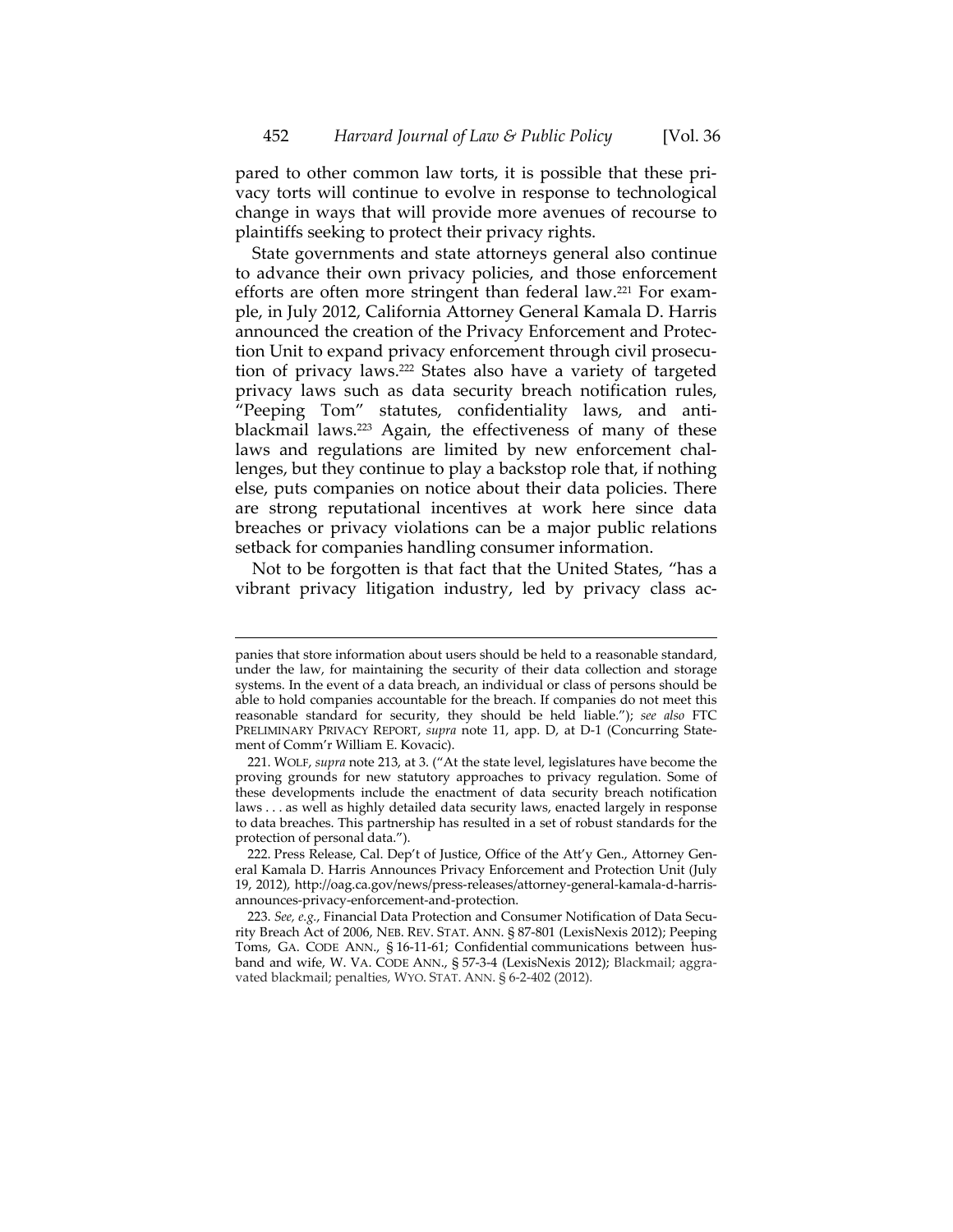pared to other common law torts, it is possible that these privacy torts will continue to evolve in response to technological change in ways that will provide more avenues of recourse to plaintiffs seeking to protect their privacy rights.

State governments and state attorneys general also continue to advance their own privacy policies, and those enforcement efforts are often more stringent than federal law.[221] For example, in July 2012, California Attorney General Kamala D. Harris announced the creation of the Privacy Enforcement and Protection Unit to expand privacy enforcement through civil prosecution of privacy laws.[222] States also have a variety of targeted privacy laws such as data security breach notification rules, "Peeping Tom" statutes, confidentiality laws, and anti-blackmail laws.[223] Again, the effectiveness of many of these laws and regulations are limited by new enforcement challenges, but they continue to play a backstop role that, if nothing else, puts companies on notice about their data policies. There are strong reputational incentives at work here since data breaches or privacy violations can be a major public relations setback for companies handling consumer information.

Not to be forgotten is that fact that the United States, "has a vibrant privacy litigation industry, led by privacy class ac-

---

panies that store information about users should be held to a reasonable standard, under the law, for maintaining the security of their data collection and storage systems. In the event of a data breach, an individual or class of persons should be able to hold companies accountable for the breach. If companies do not meet this reasonable standard for security, they should be held liable."); *see also* FTC PRELIMINARY PRIVACY REPORT, *supra* note 11, app. D, at D-1 (Concurring Statement of Comm'r William E. Kovacic).

221. WOLF, *supra* note 213, at 3. ("At the state level, legislatures have become the proving grounds for new statutory approaches to privacy regulation. Some of these developments include the enactment of data security breach notification laws . . . as well as highly detailed data security laws, enacted largely in response to data breaches. This partnership has resulted in a set of robust standards for the protection of personal data.").

222. Press Release, Cal. Dep't of Justice, Office of the Att'y Gen., Attorney General Kamala D. Harris Announces Privacy Enforcement and Protection Unit (July 19, 2012), http://oag.ca.gov/news/press-releases/attorney-general-kamala-d-harris-announces-privacy-enforcement-and-protection.

223. *See, e.g.*, Financial Data Protection and Consumer Notification of Data Security Breach Act of 2006, NEB. REV. STAT. ANN. § 87-801 (LexisNexis 2012); Peeping Toms, GA. CODE ANN., § 16-11-61; Confidential communications between husband and wife, W. VA. CODE ANN., § 57-3-4 (LexisNexis 2012); Blackmail; aggravated blackmail; penalties, WYO. STAT. ANN. § 6-2-402 (2012).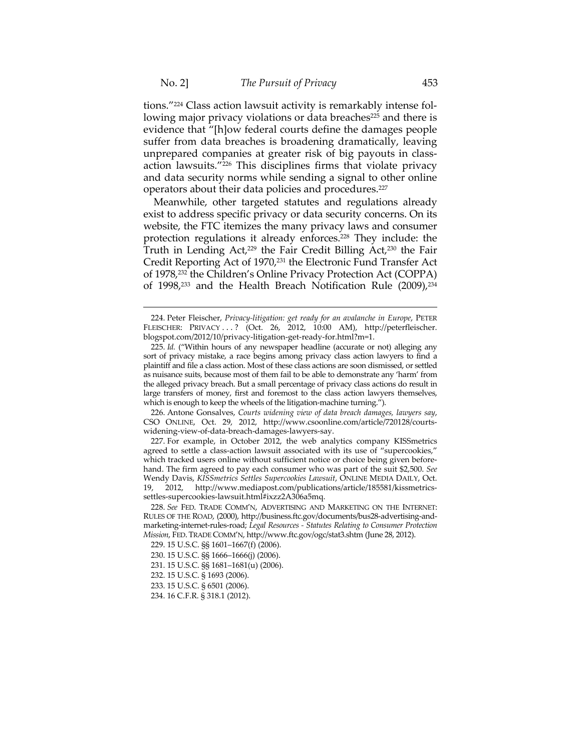tions."[224] Class action lawsuit activity is remarkably intense following major privacy violations or data breaches[225] and there is evidence that "[h]ow federal courts define the damages people suffer from data breaches is broadening dramatically, leaving unprepared companies at greater risk of big payouts in class-action lawsuits."[226] This disciplines firms that violate privacy and data security norms while sending a signal to other online operators about their data policies and procedures.[227]

Meanwhile, other targeted statutes and regulations already exist to address specific privacy or data security concerns. On its website, the FTC itemizes the many privacy laws and consumer protection regulations it already enforces.[228] They include: the Truth in Lending Act,[229] the Fair Credit Billing Act,[230] the Fair Credit Reporting Act of 1970,[231] the Electronic Fund Transfer Act of 1978,[232] the Children's Online Privacy Protection Act (COPPA) of 1998,[233] and the Health Breach Notification Rule (2009),[234]

---

224. Peter Fleischer, *Privacy-litigation: get ready for an avalanche in Europe*, PETER FLEISCHER: PRIVACY . . . ? (Oct. 26, 2012, 10:00 AM), http://peterfleischer.blogspot.com/2012/10/privacy-litigation-get-ready-for.html?m=1.

225. *Id.* ("Within hours of any newspaper headline (accurate or not) alleging any sort of privacy mistake, a race begins among privacy class action lawyers to find a plaintiff and file a class action. Most of these class actions are soon dismissed, or settled as nuisance suits, because most of them fail to be able to demonstrate any 'harm' from the alleged privacy breach. But a small percentage of privacy class actions do result in large transfers of money, first and foremost to the class action lawyers themselves, which is enough to keep the wheels of the litigation-machine turning.").

226. Antone Gonsalves, *Courts widening view of data breach damages, lawyers say*, CSO ONLINE, Oct. 29, 2012, http://www.csoonline.com/article/720128/courts-widening-view-of-data-breach-damages-lawyers-say.

227. For example, in October 2012, the web analytics company KISSmetrics agreed to settle a class-action lawsuit associated with its use of "supercookies," which tracked users online without sufficient notice or choice being given beforehand. The firm agreed to pay each consumer who was part of the suit $2,500. *See* Wendy Davis, *KISSmetrics Settles Supercookies Lawsuit*, ONLINE MEDIA DAILY, Oct. 19, 2012, http://www.mediapost.com/publications/article/185581/kissmetrics-settles-supercookies-lawsuit.html#ixzz2A306a5mq.

228. *See* FED. TRADE COMM'N, ADVERTISING AND MARKETING ON THE INTERNET: RULES OF THE ROAD, (2000), http://business.ftc.gov/documents/bus28-advertising-and-marketing-internet-rules-road; *Legal Resources - Statutes Relating to Consumer Protection Mission*, FED. TRADE COMM'N, http://www.ftc.gov/ogc/stat3.shtm (June 28, 2012).

229. 15 U.S.C. §§ 1601–1667(f) (2006).

230. 15 U.S.C. §§ 1666–1666(j) (2006).

231. 15 U.S.C. §§ 1681–1681(u) (2006).

232. 15 U.S.C. § 1693 (2006).

233. 15 U.S.C. § 6501 (2006).

234. 16 C.F.R. § 318.1 (2012).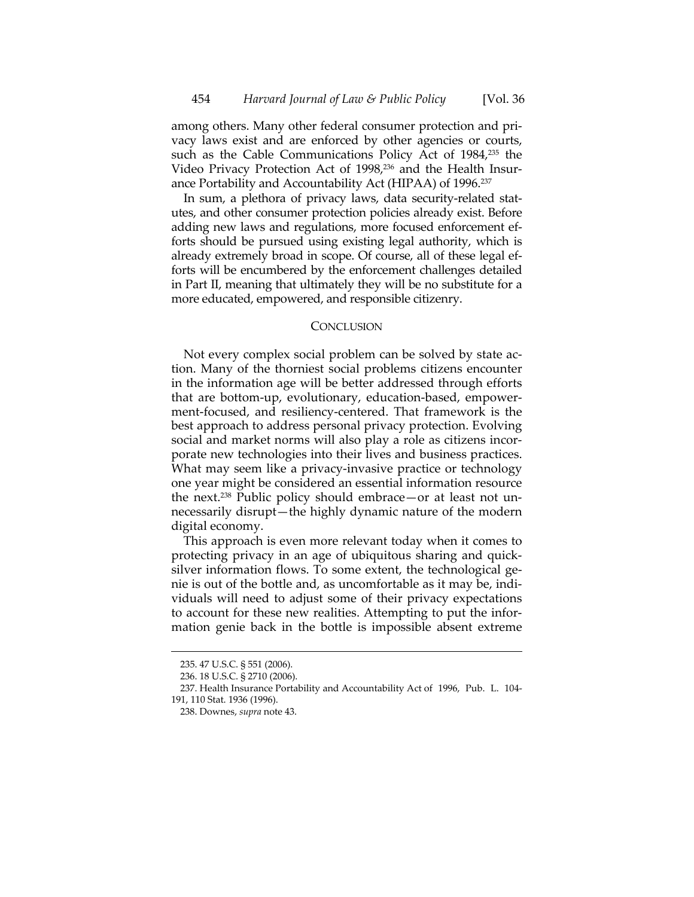among others. Many other federal consumer protection and privacy laws exist and are enforced by other agencies or courts, such as the Cable Communications Policy Act of 1984,[235] the Video Privacy Protection Act of 1998,[236] and the Health Insurance Portability and Accountability Act (HIPAA) of 1996.[237]

In sum, a plethora of privacy laws, data security-related statutes, and other consumer protection policies already exist. Before adding new laws and regulations, more focused enforcement efforts should be pursued using existing legal authority, which is already extremely broad in scope. Of course, all of these legal efforts will be encumbered by the enforcement challenges detailed in Part II, meaning that ultimately they will be no substitute for a more educated, empowered, and responsible citizenry.

## CONCLUSION

Not every complex social problem can be solved by state action. Many of the thorniest social problems citizens encounter in the information age will be better addressed through efforts that are bottom-up, evolutionary, education-based, empowerment-focused, and resiliency-centered. That framework is the best approach to address personal privacy protection. Evolving social and market norms will also play a role as citizens incorporate new technologies into their lives and business practices. What may seem like a privacy-invasive practice or technology one year might be considered an essential information resource the next.[238] Public policy should embrace—or at least not unnecessarily disrupt—the highly dynamic nature of the modern digital economy.

This approach is even more relevant today when it comes to protecting privacy in an age of ubiquitous sharing and quicksilver information flows. To some extent, the technological genie is out of the bottle and, as uncomfortable as it may be, individuals will need to adjust some of their privacy expectations to account for these new realities. Attempting to put the information genie back in the bottle is impossible absent extreme

---

235. 47 U.S.C. § 551 (2006).

236. 18 U.S.C. § 2710 (2006).

237. Health Insurance Portability and Accountability Act of 1996, Pub. L. 104-191, 110 Stat. 1936 (1996).

238. Downes, *supra* note 43.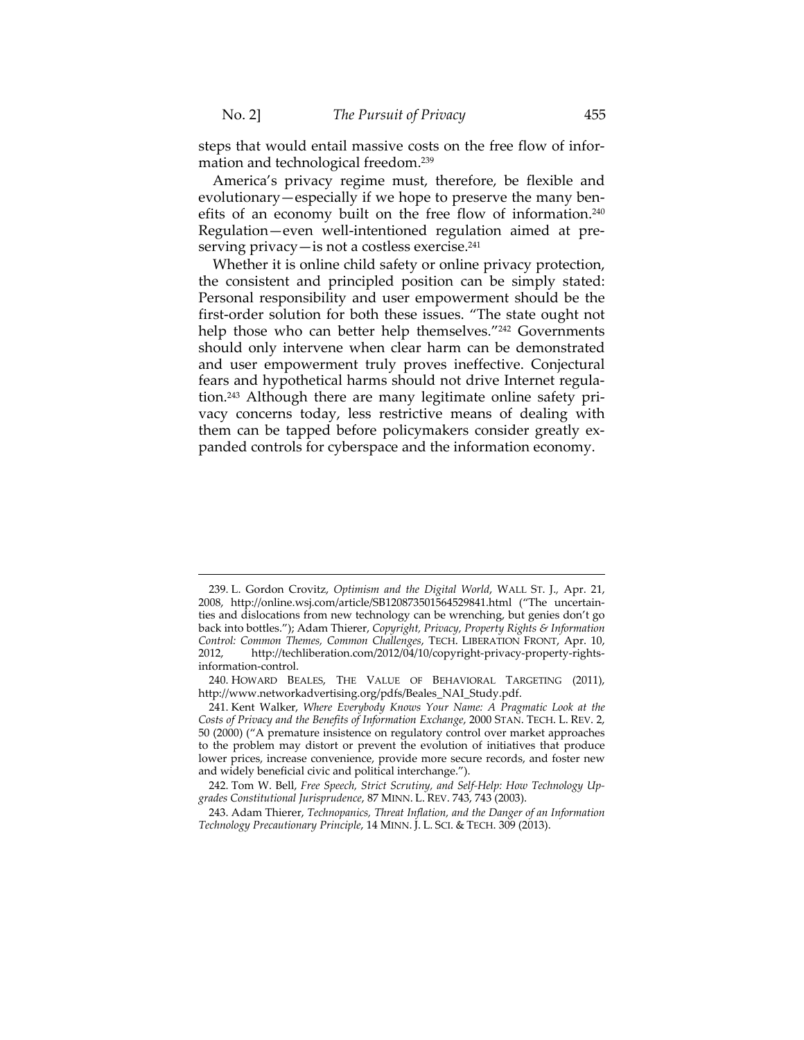steps that would entail massive costs on the free flow of information and technological freedom.[239]

America's privacy regime must, therefore, be flexible and evolutionary—especially if we hope to preserve the many benefits of an economy built on the free flow of information.[240] Regulation—even well-intentioned regulation aimed at preserving privacy—is not a costless exercise.[241]

Whether it is online child safety or online privacy protection, the consistent and principled position can be simply stated: Personal responsibility and user empowerment should be the first-order solution for both these issues. "The state ought not help those who can better help themselves."[242] Governments should only intervene when clear harm can be demonstrated and user empowerment truly proves ineffective. Conjectural fears and hypothetical harms should not drive Internet regulation.[243] Although there are many legitimate online safety privacy concerns today, less restrictive means of dealing with them can be tapped before policymakers consider greatly expanded controls for cyberspace and the information economy.

---

239. L. Gordon Crovitz, *Optimism and the Digital World*, WALL ST. J., Apr. 21, 2008, http://online.wsj.com/article/SB120873501564529841.html ("The uncertainties and dislocations from new technology can be wrenching, but genies don't go back into bottles."); Adam Thierer, *Copyright, Privacy, Property Rights & Information Control: Common Themes, Common Challenges*, TECH. LIBERATION FRONT, Apr. 10, 2012, http://techliberation.com/2012/04/10/copyright-privacy-property-rights-information-control.

240. HOWARD BEALES, THE VALUE OF BEHAVIORAL TARGETING (2011), http://www.networkadvertising.org/pdfs/Beales_NAI_Study.pdf.

241. Kent Walker, *Where Everybody Knows Your Name: A Pragmatic Look at the Costs of Privacy and the Benefits of Information Exchange*, 2000 STAN. TECH. L. REV. 2, 50 (2000) ("A premature insistence on regulatory control over market approaches to the problem may distort or prevent the evolution of initiatives that produce lower prices, increase convenience, provide more secure records, and foster new and widely beneficial civic and political interchange.").

242. Tom W. Bell, *Free Speech, Strict Scrutiny, and Self-Help: How Technology Upgrades Constitutional Jurisprudence*, 87 MINN. L. REV. 743, 743 (2003).

243. Adam Thierer, *Technopanics, Threat Inflation, and the Danger of an Information Technology Precautionary Principle*, 14 MINN. J. L. SCI. & TECH. 309 (2013).